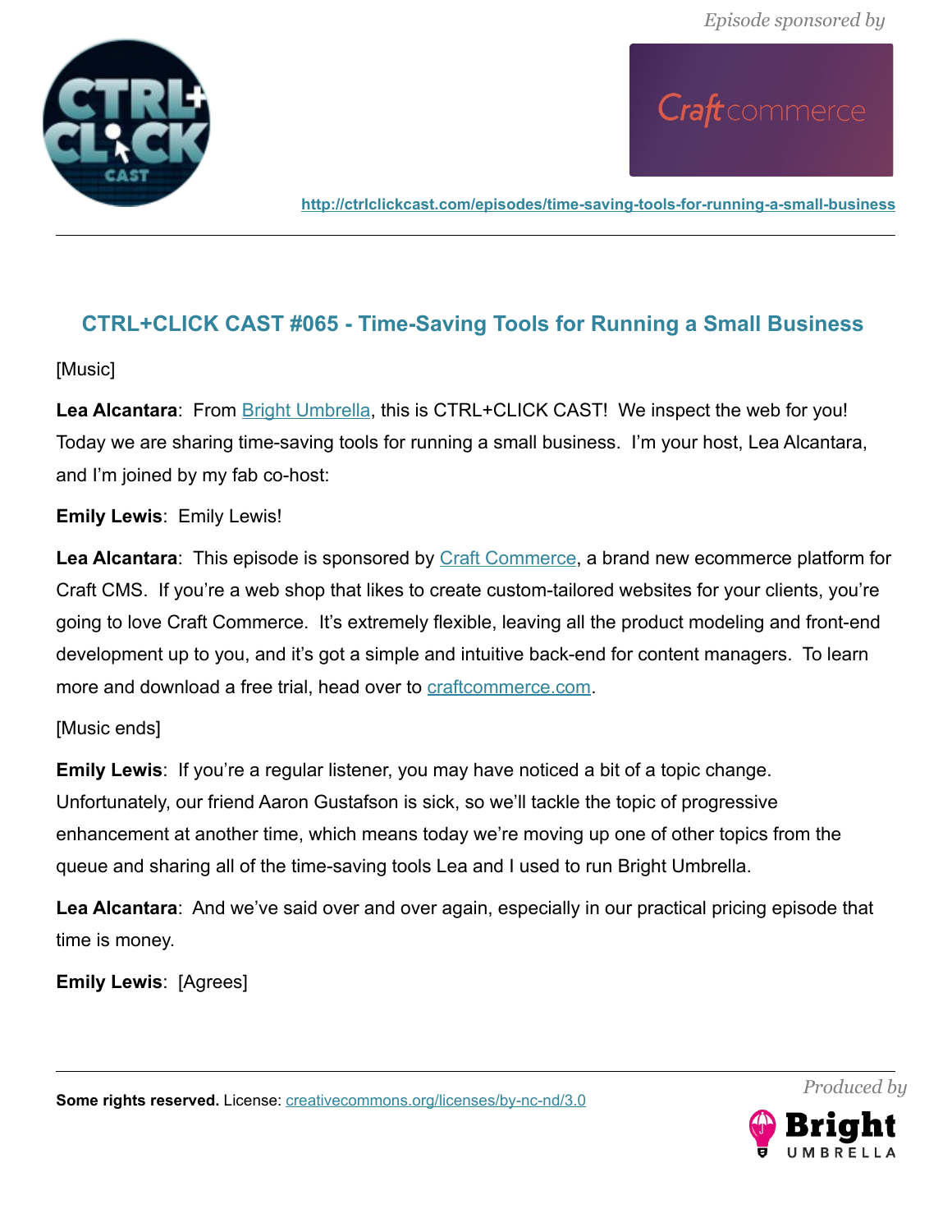*Episode sponsored by*

http://ctrlclickcast.com/episodes/time-saving-tools-for-running-a-small-business

## CTRL+CLICK CAST #065 - Time-Saving Tools for Running a Small Business

[Music]

**Lea Alcantara**: From Bright Umbrella, this is CTRL+CLICK CAST! We inspect the web for you! Today we are sharing time-saving tools for running a small business. I'm your host, Lea Alcantara, and I'm joined by my fab co-host:

**Emily Lewis**: Emily Lewis!

**Lea Alcantara**: This episode is sponsored by Craft Commerce, a brand new ecommerce platform for Craft CMS. If you're a web shop that likes to create custom-tailored websites for your clients, you're going to love Craft Commerce. It's extremely flexible, leaving all the product modeling and front-end development up to you, and it's got a simple and intuitive back-end for content managers. To learn more and download a free trial, head over to craftcommerce.com.

[Music ends]

**Emily Lewis**: If you're a regular listener, you may have noticed a bit of a topic change. Unfortunately, our friend Aaron Gustafson is sick, so we'll tackle the topic of progressive enhancement at another time, which means today we're moving up one of other topics from the queue and sharing all of the time-saving tools Lea and I used to run Bright Umbrella.

**Lea Alcantara**: And we've said over and over again, especially in our practical pricing episode that time is money.

**Emily Lewis**: [Agrees]

**Some rights reserved.** License: creativecommons.org/licenses/by-nc-nd/3.0

*Produced by*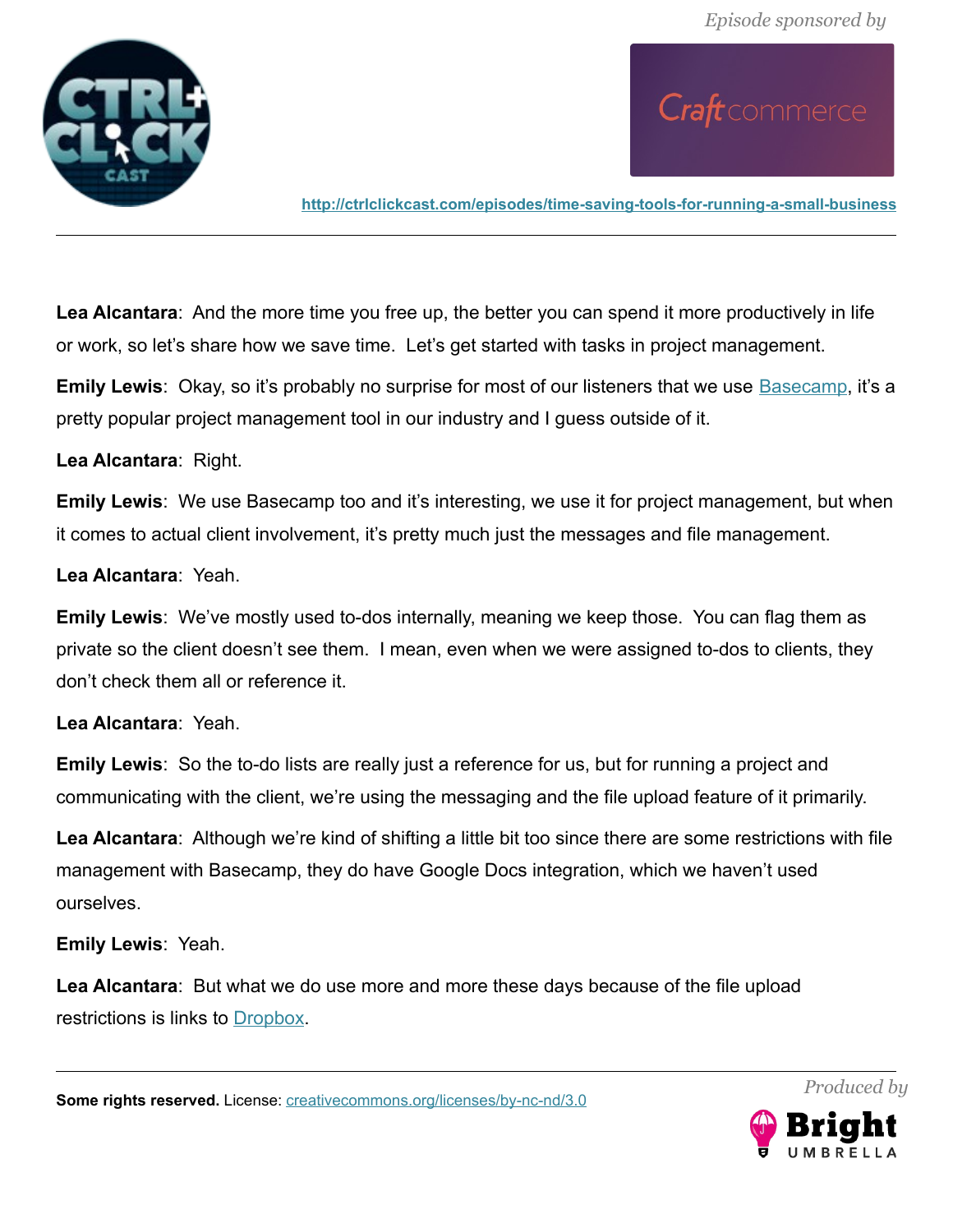**Lea Alcantara**: And the more time you free up, the better you can spend it more productively in life or work, so let's share how we save time. Let's get started with tasks in project management.

**Emily Lewis**: Okay, so it's probably no surprise for most of our listeners that we use Basecamp, it's a pretty popular project management tool in our industry and I guess outside of it.

**Lea Alcantara**: Right.

**Emily Lewis**: We use Basecamp too and it's interesting, we use it for project management, but when it comes to actual client involvement, it's pretty much just the messages and file management.

**Lea Alcantara**: Yeah.

**Emily Lewis**: We've mostly used to-dos internally, meaning we keep those. You can flag them as private so the client doesn't see them. I mean, even when we were assigned to-dos to clients, they don't check them all or reference it.

**Lea Alcantara**: Yeah.

**Emily Lewis**: So the to-do lists are really just a reference for us, but for running a project and communicating with the client, we're using the messaging and the file upload feature of it primarily.

**Lea Alcantara**: Although we're kind of shifting a little bit too since there are some restrictions with file management with Basecamp, they do have Google Docs integration, which we haven't used ourselves.

**Emily Lewis**: Yeah.

**Lea Alcantara**: But what we do use more and more these days because of the file upload restrictions is links to Dropbox.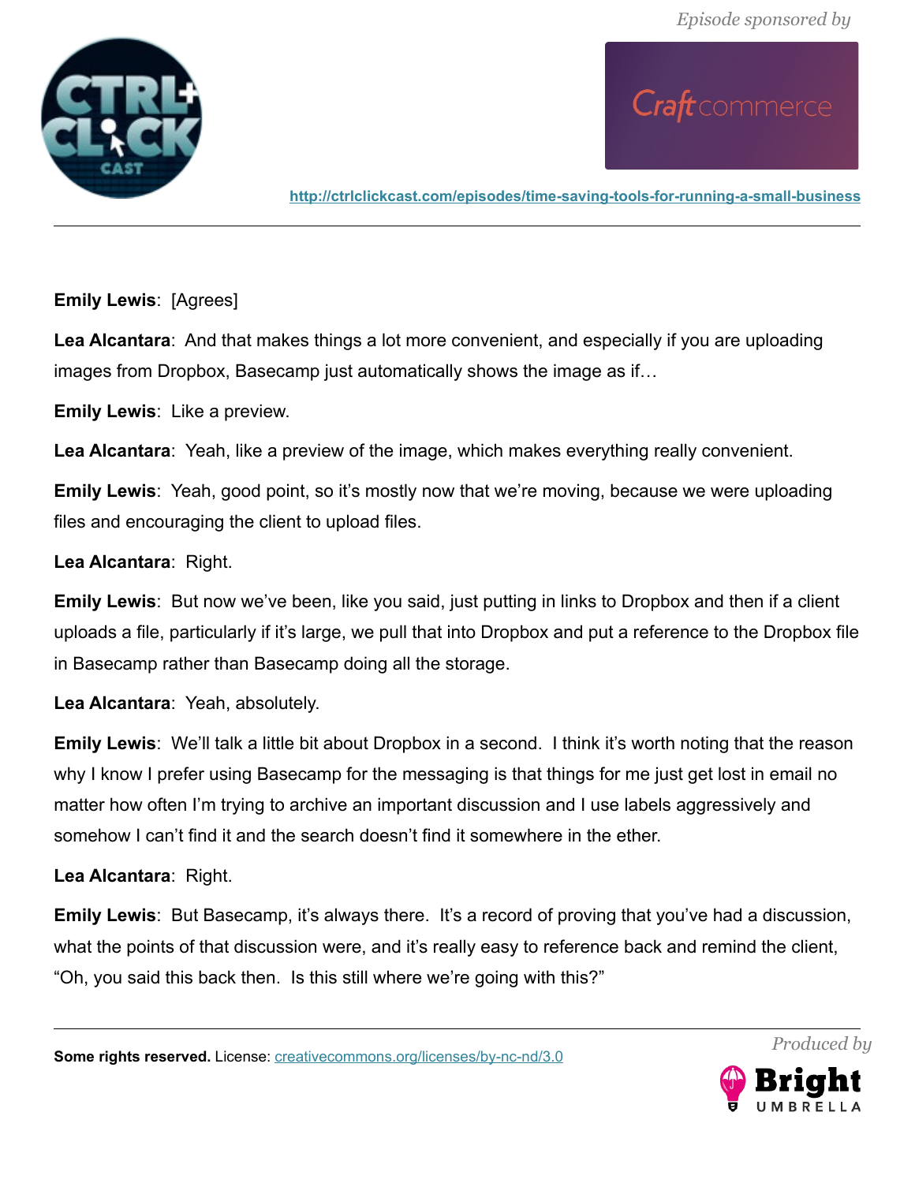**Emily Lewis**: [Agrees]

**Lea Alcantara**: And that makes things a lot more convenient, and especially if you are uploading images from Dropbox, Basecamp just automatically shows the image as if…

**Emily Lewis**: Like a preview.

**Lea Alcantara**: Yeah, like a preview of the image, which makes everything really convenient.

**Emily Lewis**: Yeah, good point, so it's mostly now that we're moving, because we were uploading files and encouraging the client to upload files.

**Lea Alcantara**: Right.

**Emily Lewis**: But now we've been, like you said, just putting in links to Dropbox and then if a client uploads a file, particularly if it's large, we pull that into Dropbox and put a reference to the Dropbox file in Basecamp rather than Basecamp doing all the storage.

**Lea Alcantara**: Yeah, absolutely.

**Emily Lewis**: We'll talk a little bit about Dropbox in a second. I think it's worth noting that the reason why I know I prefer using Basecamp for the messaging is that things for me just get lost in email no matter how often I'm trying to archive an important discussion and I use labels aggressively and somehow I can't find it and the search doesn't find it somewhere in the ether.

**Lea Alcantara**: Right.

**Emily Lewis**: But Basecamp, it's always there. It's a record of proving that you've had a discussion, what the points of that discussion were, and it's really easy to reference back and remind the client, "Oh, you said this back then. Is this still where we're going with this?"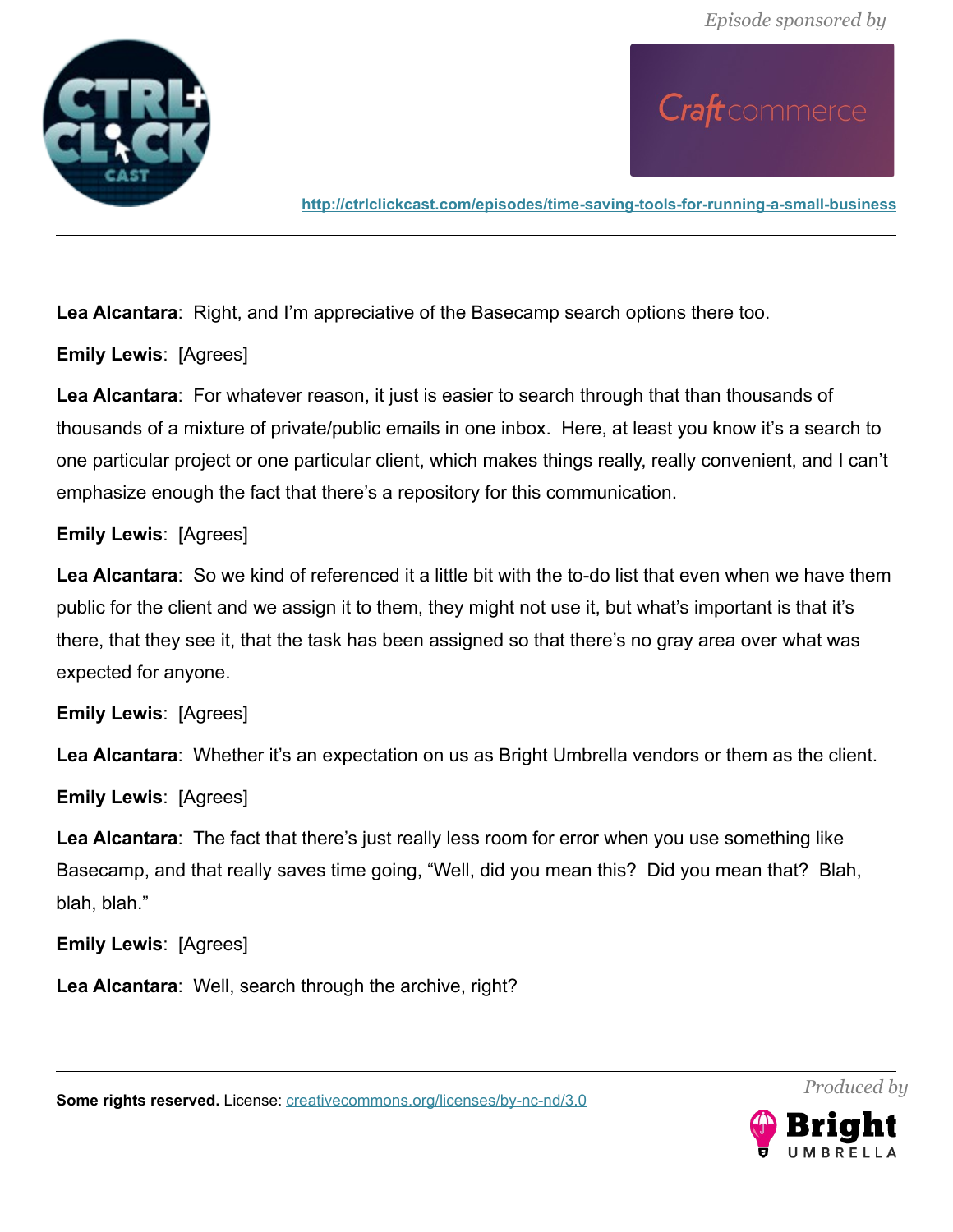**Lea Alcantara**: Right, and I'm appreciative of the Basecamp search options there too.

**Emily Lewis**: [Agrees]

**Lea Alcantara**: For whatever reason, it just is easier to search through that than thousands of thousands of a mixture of private/public emails in one inbox. Here, at least you know it's a search to one particular project or one particular client, which makes things really, really convenient, and I can't emphasize enough the fact that there's a repository for this communication.

**Emily Lewis**: [Agrees]

**Lea Alcantara**: So we kind of referenced it a little bit with the to-do list that even when we have them public for the client and we assign it to them, they might not use it, but what's important is that it's there, that they see it, that the task has been assigned so that there's no gray area over what was expected for anyone.

**Emily Lewis**: [Agrees]

**Lea Alcantara**: Whether it's an expectation on us as Bright Umbrella vendors or them as the client.

**Emily Lewis**: [Agrees]

**Lea Alcantara**: The fact that there's just really less room for error when you use something like Basecamp, and that really saves time going, "Well, did you mean this? Did you mean that? Blah, blah, blah."

**Emily Lewis**: [Agrees]

**Lea Alcantara**: Well, search through the archive, right?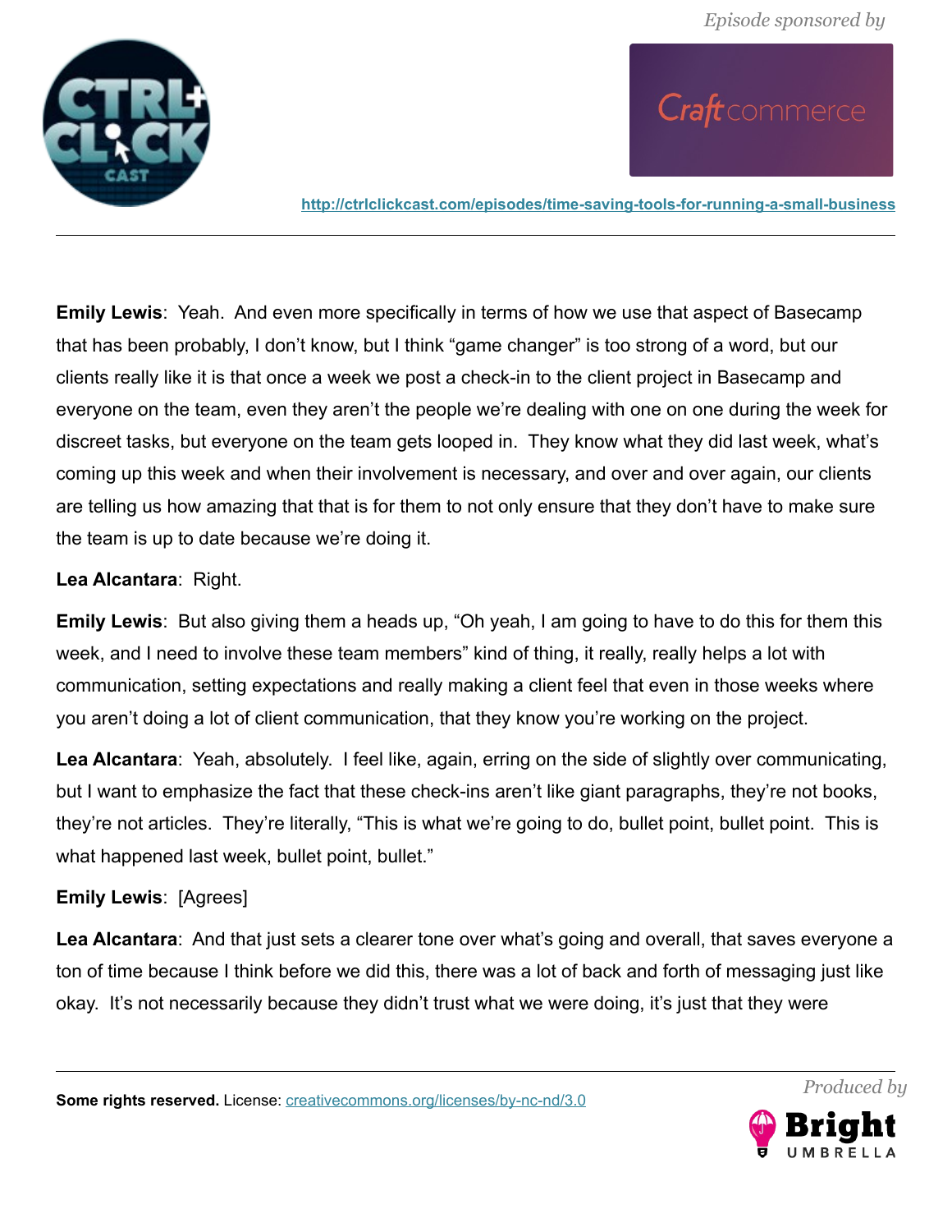**Emily Lewis**: Yeah. And even more specifically in terms of how we use that aspect of Basecamp that has been probably, I don't know, but I think "game changer" is too strong of a word, but our clients really like it is that once a week we post a check-in to the client project in Basecamp and everyone on the team, even they aren't the people we're dealing with one on one during the week for discreet tasks, but everyone on the team gets looped in. They know what they did last week, what's coming up this week and when their involvement is necessary, and over and over again, our clients are telling us how amazing that that is for them to not only ensure that they don't have to make sure the team is up to date because we're doing it.

**Lea Alcantara**: Right.

**Emily Lewis**: But also giving them a heads up, "Oh yeah, I am going to have to do this for them this week, and I need to involve these team members" kind of thing, it really, really helps a lot with communication, setting expectations and really making a client feel that even in those weeks where you aren't doing a lot of client communication, that they know you're working on the project.

**Lea Alcantara**: Yeah, absolutely. I feel like, again, erring on the side of slightly over communicating, but I want to emphasize the fact that these check-ins aren't like giant paragraphs, they're not books, they're not articles. They're literally, "This is what we're going to do, bullet point, bullet point. This is what happened last week, bullet point, bullet."

**Emily Lewis**: [Agrees]

**Lea Alcantara**: And that just sets a clearer tone over what's going and overall, that saves everyone a ton of time because I think before we did this, there was a lot of back and forth of messaging just like okay. It's not necessarily because they didn't trust what we were doing, it's just that they were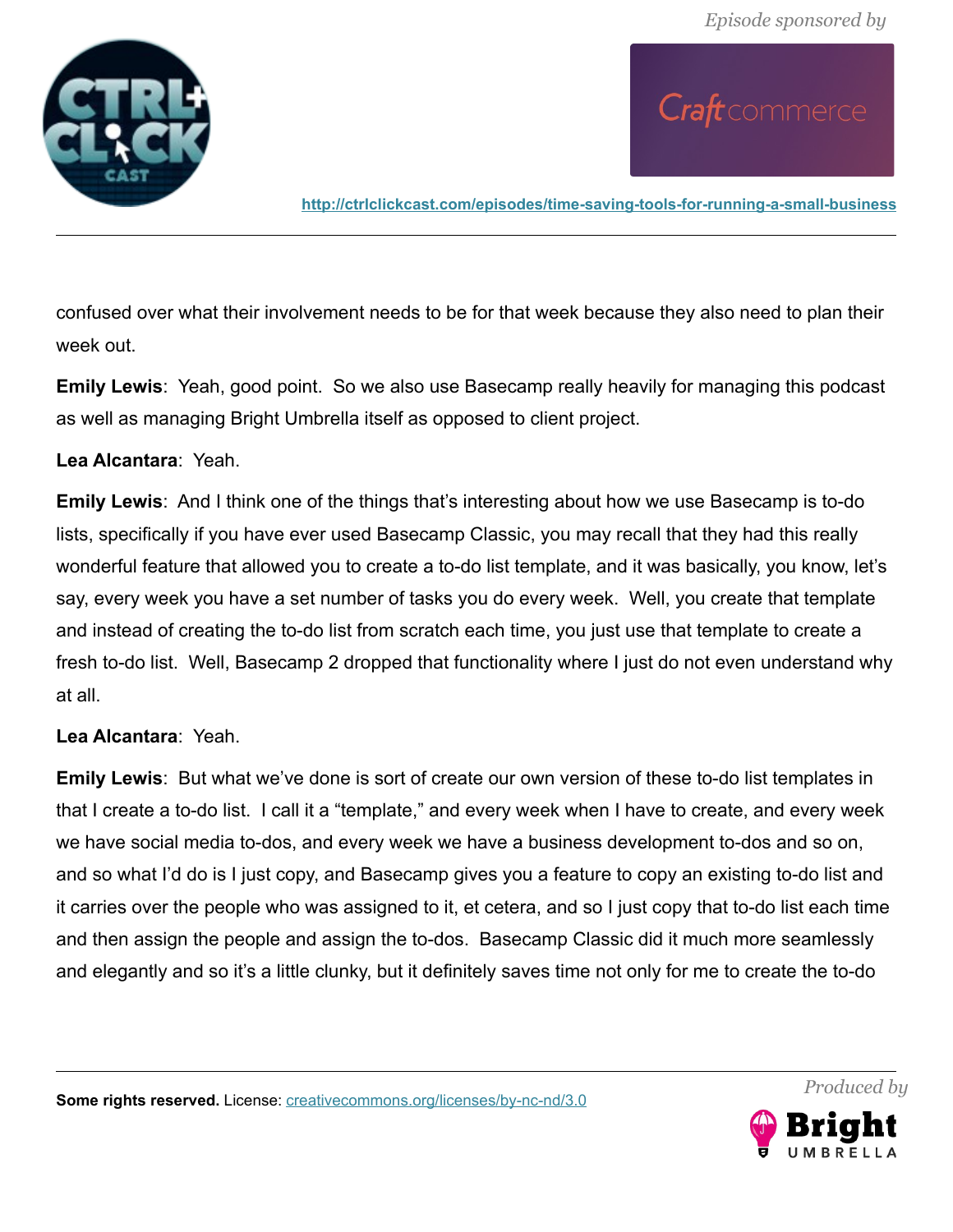confused over what their involvement needs to be for that week because they also need to plan their week out.

**Emily Lewis**: Yeah, good point. So we also use Basecamp really heavily for managing this podcast as well as managing Bright Umbrella itself as opposed to client project.

**Lea Alcantara**: Yeah.

**Emily Lewis**: And I think one of the things that's interesting about how we use Basecamp is to-do lists, specifically if you have ever used Basecamp Classic, you may recall that they had this really wonderful feature that allowed you to create a to-do list template, and it was basically, you know, let's say, every week you have a set number of tasks you do every week. Well, you create that template and instead of creating the to-do list from scratch each time, you just use that template to create a fresh to-do list. Well, Basecamp 2 dropped that functionality where I just do not even understand why at all.

**Lea Alcantara**: Yeah.

**Emily Lewis**: But what we've done is sort of create our own version of these to-do list templates in that I create a to-do list. I call it a "template," and every week when I have to create, and every week we have social media to-dos, and every week we have a business development to-dos and so on, and so what I'd do is I just copy, and Basecamp gives you a feature to copy an existing to-do list and it carries over the people who was assigned to it, et cetera, and so I just copy that to-do list each time and then assign the people and assign the to-dos. Basecamp Classic did it much more seamlessly and elegantly and so it's a little clunky, but it definitely saves time not only for me to create the to-do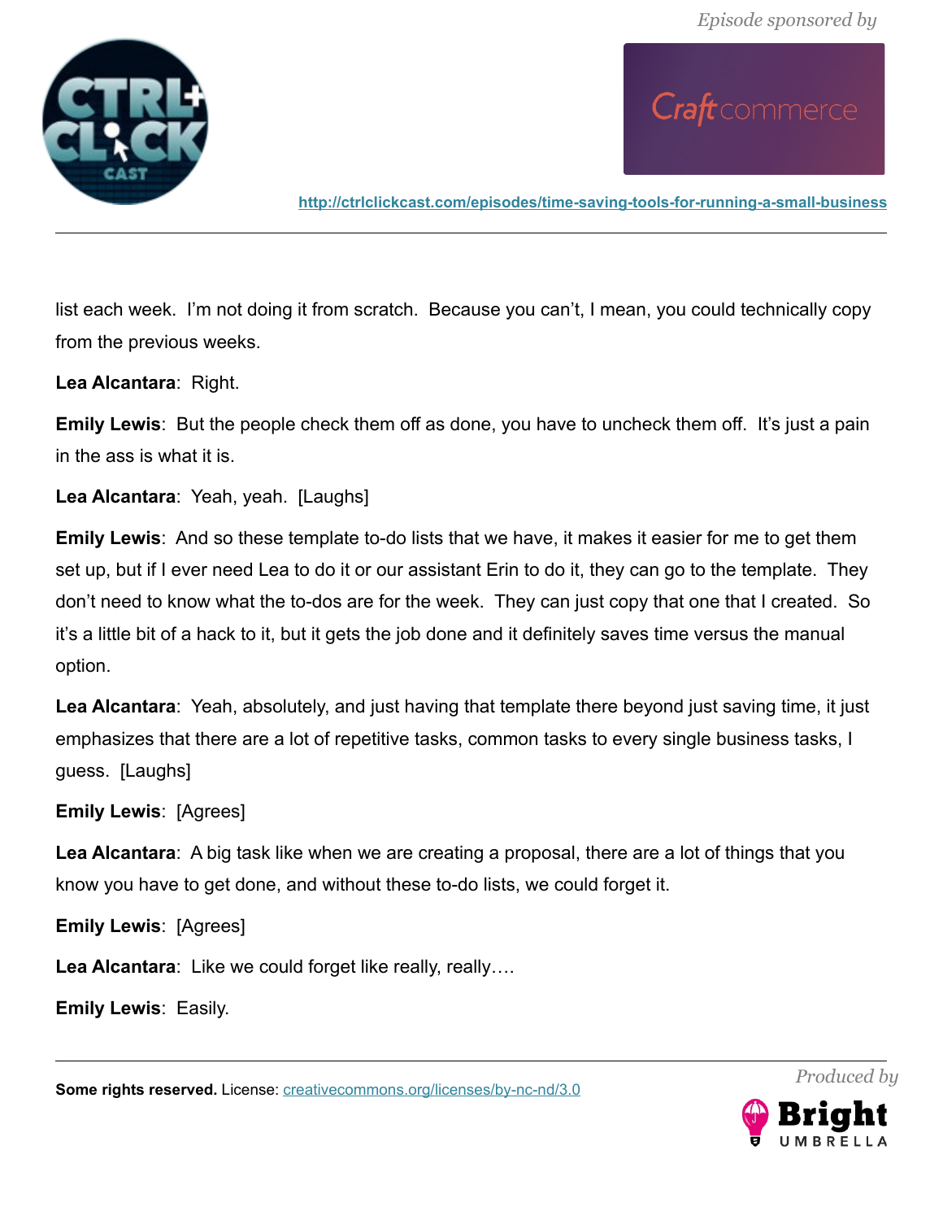list each week.  I'm not doing it from scratch.  Because you can't, I mean, you could technically copy from the previous weeks.

**Lea Alcantara**:  Right.

**Emily Lewis**:  But the people check them off as done, you have to uncheck them off.  It's just a pain in the ass is what it is.

**Lea Alcantara**:  Yeah, yeah.  [Laughs]

**Emily Lewis**:  And so these template to-do lists that we have, it makes it easier for me to get them set up, but if I ever need Lea to do it or our assistant Erin to do it, they can go to the template.  They don't need to know what the to-dos are for the week.  They can just copy that one that I created.  So it's a little bit of a hack to it, but it gets the job done and it definitely saves time versus the manual option.

**Lea Alcantara**:  Yeah, absolutely, and just having that template there beyond just saving time, it just emphasizes that there are a lot of repetitive tasks, common tasks to every single business tasks, I guess.  [Laughs]

**Emily Lewis**:  [Agrees]

**Lea Alcantara**:  A big task like when we are creating a proposal, there are a lot of things that you know you have to get done, and without these to-do lists, we could forget it.

**Emily Lewis**:  [Agrees]

**Lea Alcantara**:  Like we could forget like really, really….

**Emily Lewis**:  Easily.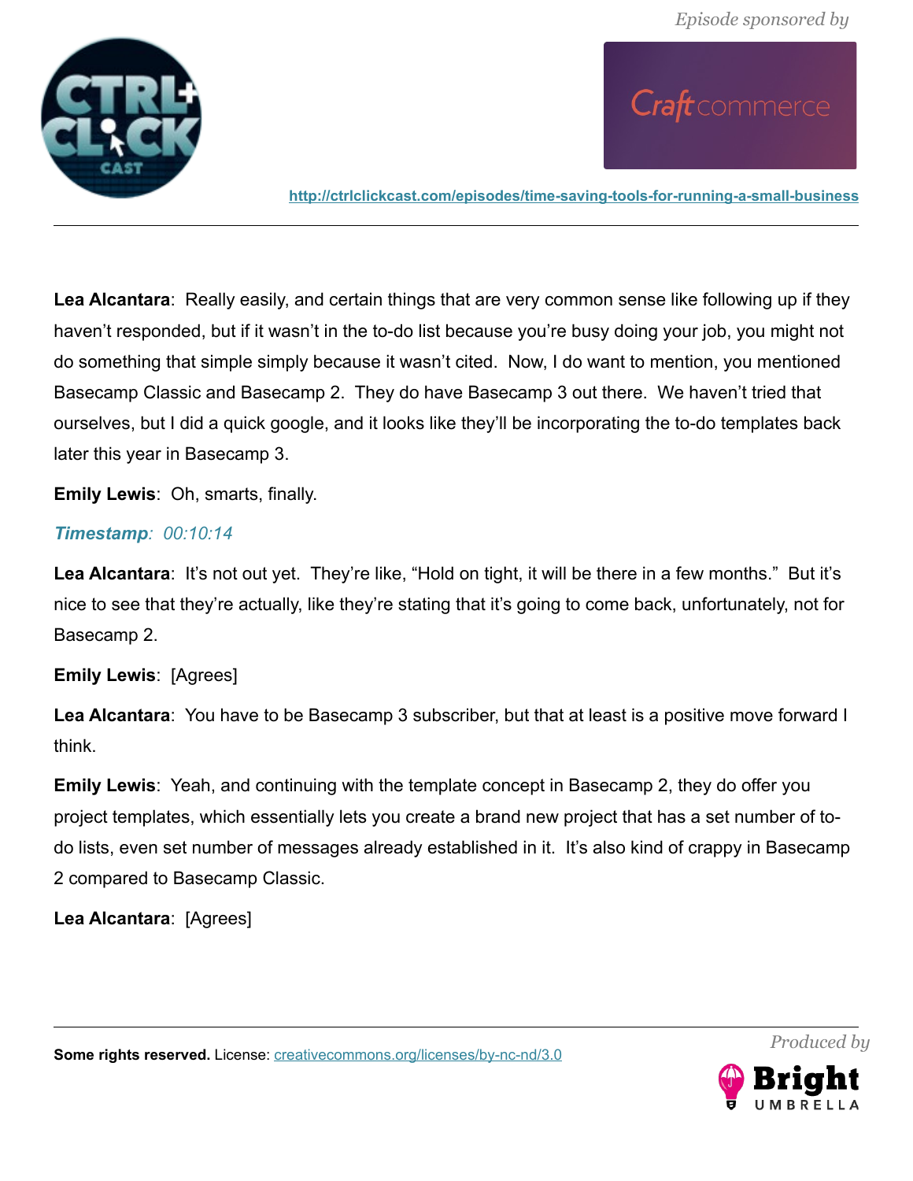**Lea Alcantara**: Really easily, and certain things that are very common sense like following up if they haven't responded, but if it wasn't in the to-do list because you're busy doing your job, you might not do something that simple simply because it wasn't cited. Now, I do want to mention, you mentioned Basecamp Classic and Basecamp 2. They do have Basecamp 3 out there. We haven't tried that ourselves, but I did a quick google, and it looks like they'll be incorporating the to-do templates back later this year in Basecamp 3.

**Emily Lewis**: Oh, smarts, finally.

***Timestamp**: 00:10:14*

**Lea Alcantara**: It's not out yet. They're like, "Hold on tight, it will be there in a few months." But it's nice to see that they're actually, like they're stating that it's going to come back, unfortunately, not for Basecamp 2.

**Emily Lewis**: [Agrees]

**Lea Alcantara**: You have to be Basecamp 3 subscriber, but that at least is a positive move forward I think.

**Emily Lewis**: Yeah, and continuing with the template concept in Basecamp 2, they do offer you project templates, which essentially lets you create a brand new project that has a set number of to-do lists, even set number of messages already established in it. It's also kind of crappy in Basecamp 2 compared to Basecamp Classic.

**Lea Alcantara**: [Agrees]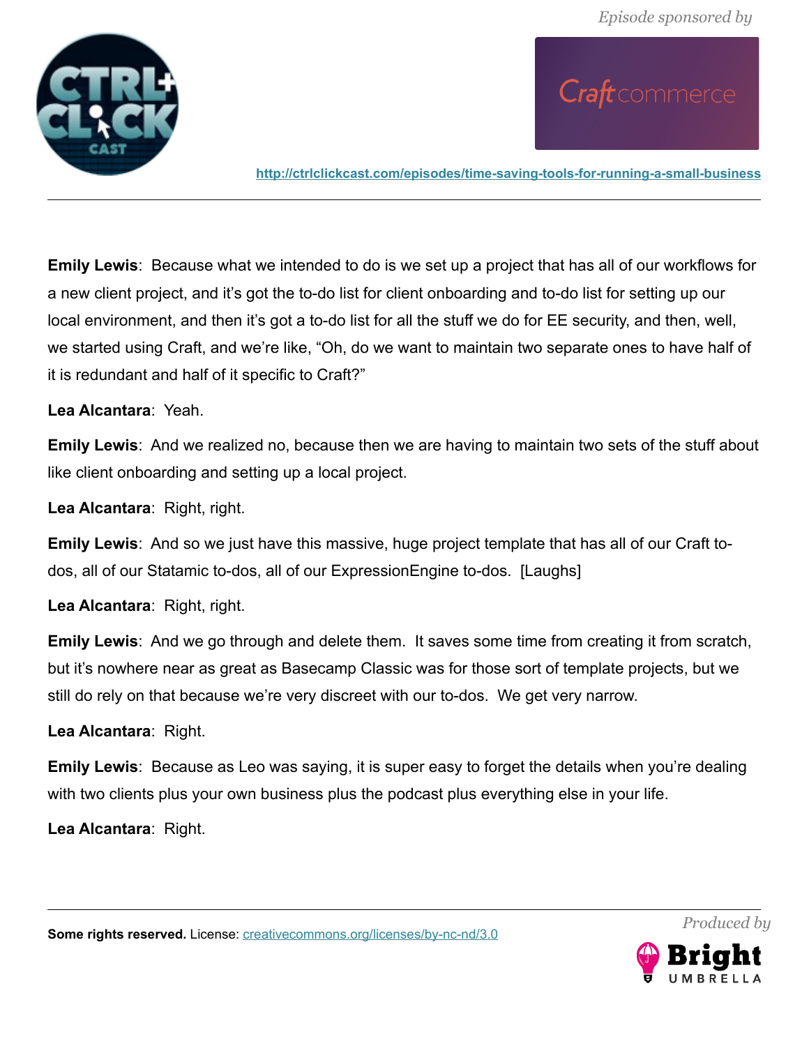**Emily Lewis**: Because what we intended to do is we set up a project that has all of our workflows for a new client project, and it's got the to-do list for client onboarding and to-do list for setting up our local environment, and then it's got a to-do list for all the stuff we do for EE security, and then, well, we started using Craft, and we're like, "Oh, do we want to maintain two separate ones to have half of it is redundant and half of it specific to Craft?"

**Lea Alcantara**: Yeah.

**Emily Lewis**: And we realized no, because then we are having to maintain two sets of the stuff about like client onboarding and setting up a local project.

**Lea Alcantara**: Right, right.

**Emily Lewis**: And so we just have this massive, huge project template that has all of our Craft to-dos, all of our Statamic to-dos, all of our ExpressionEngine to-dos. [Laughs]

**Lea Alcantara**: Right, right.

**Emily Lewis**: And we go through and delete them. It saves some time from creating it from scratch, but it's nowhere near as great as Basecamp Classic was for those sort of template projects, but we still do rely on that because we're very discreet with our to-dos. We get very narrow.

**Lea Alcantara**: Right.

**Emily Lewis**: Because as Leo was saying, it is super easy to forget the details when you're dealing with two clients plus your own business plus the podcast plus everything else in your life.

**Lea Alcantara**: Right.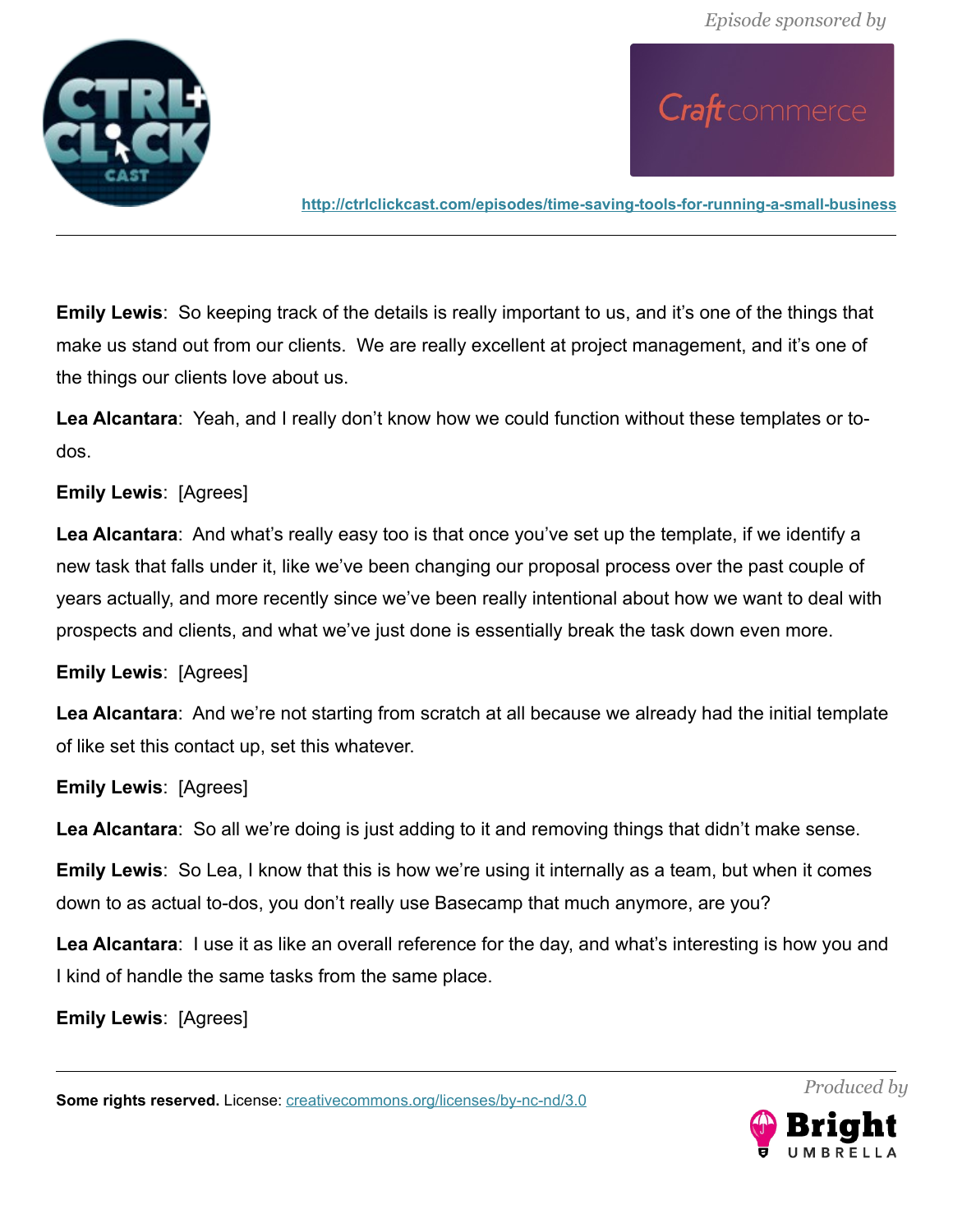**Emily Lewis**: So keeping track of the details is really important to us, and it's one of the things that make us stand out from our clients. We are really excellent at project management, and it's one of the things our clients love about us.

**Lea Alcantara**: Yeah, and I really don't know how we could function without these templates or to-dos.

**Emily Lewis**: [Agrees]

**Lea Alcantara**: And what's really easy too is that once you've set up the template, if we identify a new task that falls under it, like we've been changing our proposal process over the past couple of years actually, and more recently since we've been really intentional about how we want to deal with prospects and clients, and what we've just done is essentially break the task down even more.

**Emily Lewis**: [Agrees]

**Lea Alcantara**: And we're not starting from scratch at all because we already had the initial template of like set this contact up, set this whatever.

**Emily Lewis**: [Agrees]

**Lea Alcantara**: So all we're doing is just adding to it and removing things that didn't make sense.

**Emily Lewis**: So Lea, I know that this is how we're using it internally as a team, but when it comes down to as actual to-dos, you don't really use Basecamp that much anymore, are you?

**Lea Alcantara**: I use it as like an overall reference for the day, and what's interesting is how you and I kind of handle the same tasks from the same place.

**Emily Lewis**: [Agrees]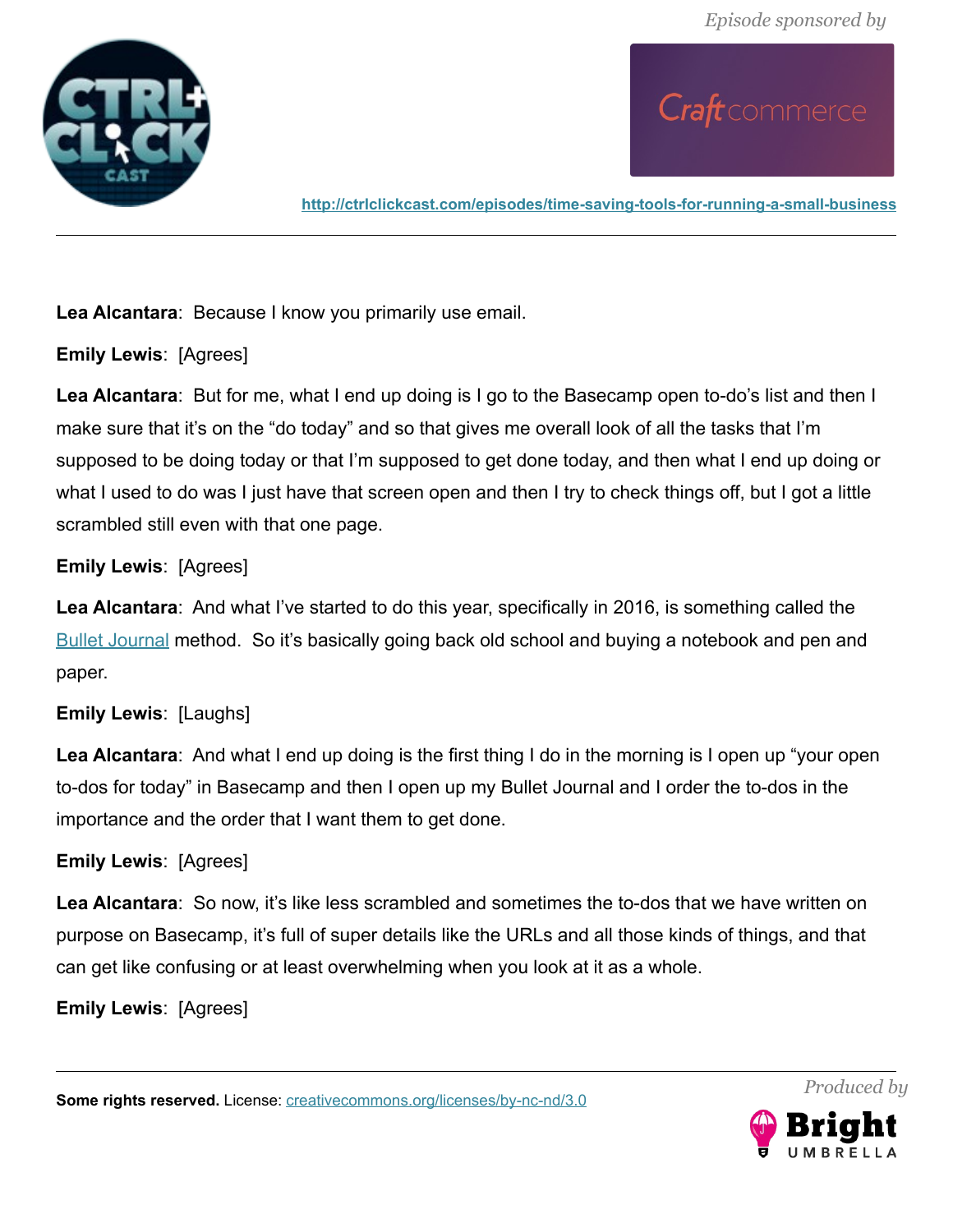**Lea Alcantara**: Because I know you primarily use email.

**Emily Lewis**: [Agrees]

**Lea Alcantara**: But for me, what I end up doing is I go to the Basecamp open to-do's list and then I make sure that it's on the "do today" and so that gives me overall look of all the tasks that I'm supposed to be doing today or that I'm supposed to get done today, and then what I end up doing or what I used to do was I just have that screen open and then I try to check things off, but I got a little scrambled still even with that one page.

**Emily Lewis**: [Agrees]

**Lea Alcantara**: And what I've started to do this year, specifically in 2016, is something called the Bullet Journal method. So it's basically going back old school and buying a notebook and pen and paper.

**Emily Lewis**: [Laughs]

**Lea Alcantara**: And what I end up doing is the first thing I do in the morning is I open up "your open to-dos for today" in Basecamp and then I open up my Bullet Journal and I order the to-dos in the importance and the order that I want them to get done.

**Emily Lewis**: [Agrees]

**Lea Alcantara**: So now, it's like less scrambled and sometimes the to-dos that we have written on purpose on Basecamp, it's full of super details like the URLs and all those kinds of things, and that can get like confusing or at least overwhelming when you look at it as a whole.

**Emily Lewis**: [Agrees]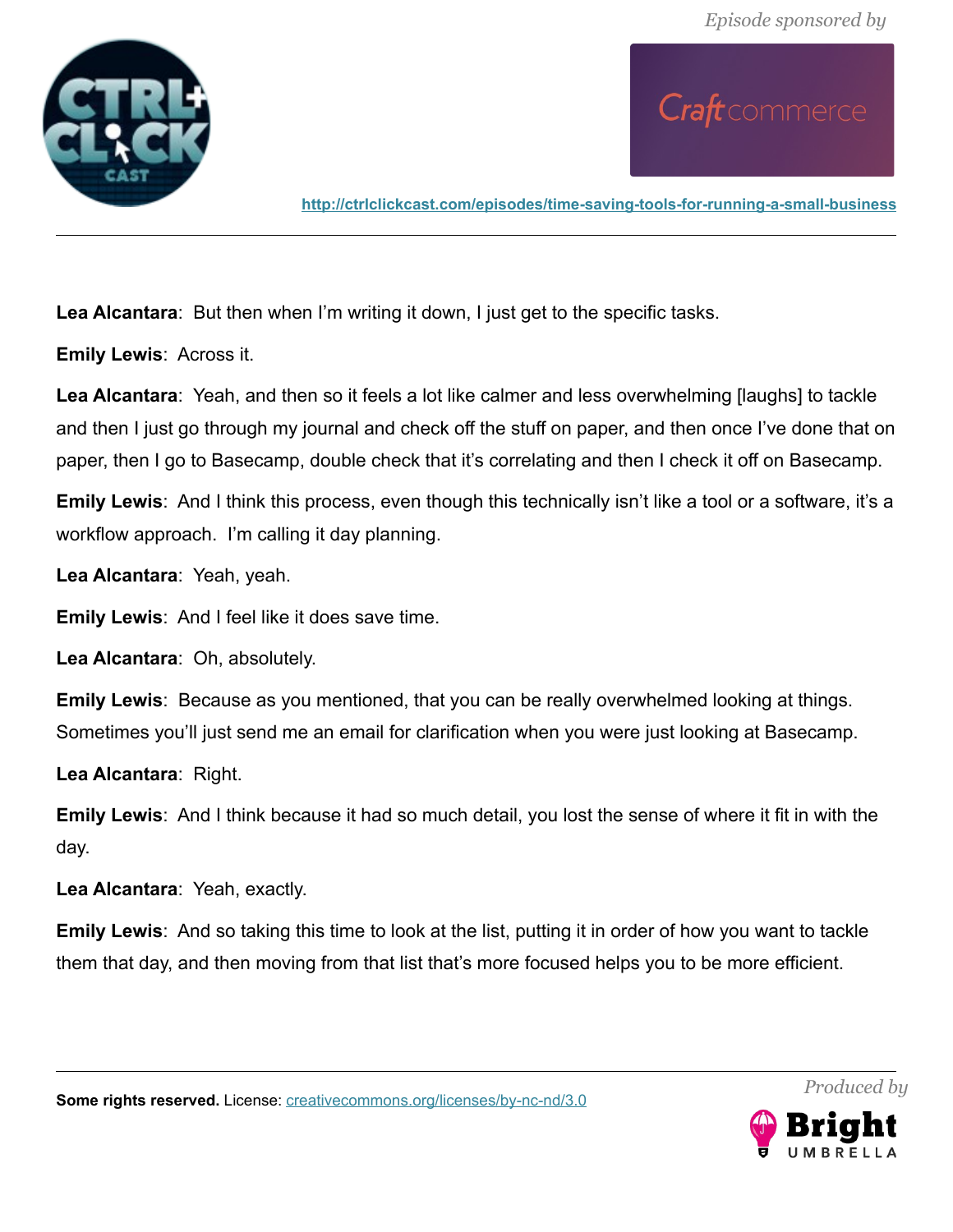**Lea Alcantara**: But then when I'm writing it down, I just get to the specific tasks.

**Emily Lewis**: Across it.

**Lea Alcantara**: Yeah, and then so it feels a lot like calmer and less overwhelming [laughs] to tackle and then I just go through my journal and check off the stuff on paper, and then once I've done that on paper, then I go to Basecamp, double check that it's correlating and then I check it off on Basecamp.

**Emily Lewis**: And I think this process, even though this technically isn't like a tool or a software, it's a workflow approach. I'm calling it day planning.

**Lea Alcantara**: Yeah, yeah.

**Emily Lewis**: And I feel like it does save time.

**Lea Alcantara**: Oh, absolutely.

**Emily Lewis**: Because as you mentioned, that you can be really overwhelmed looking at things. Sometimes you'll just send me an email for clarification when you were just looking at Basecamp.

**Lea Alcantara**: Right.

**Emily Lewis**: And I think because it had so much detail, you lost the sense of where it fit in with the day.

**Lea Alcantara**: Yeah, exactly.

**Emily Lewis**: And so taking this time to look at the list, putting it in order of how you want to tackle them that day, and then moving from that list that's more focused helps you to be more efficient.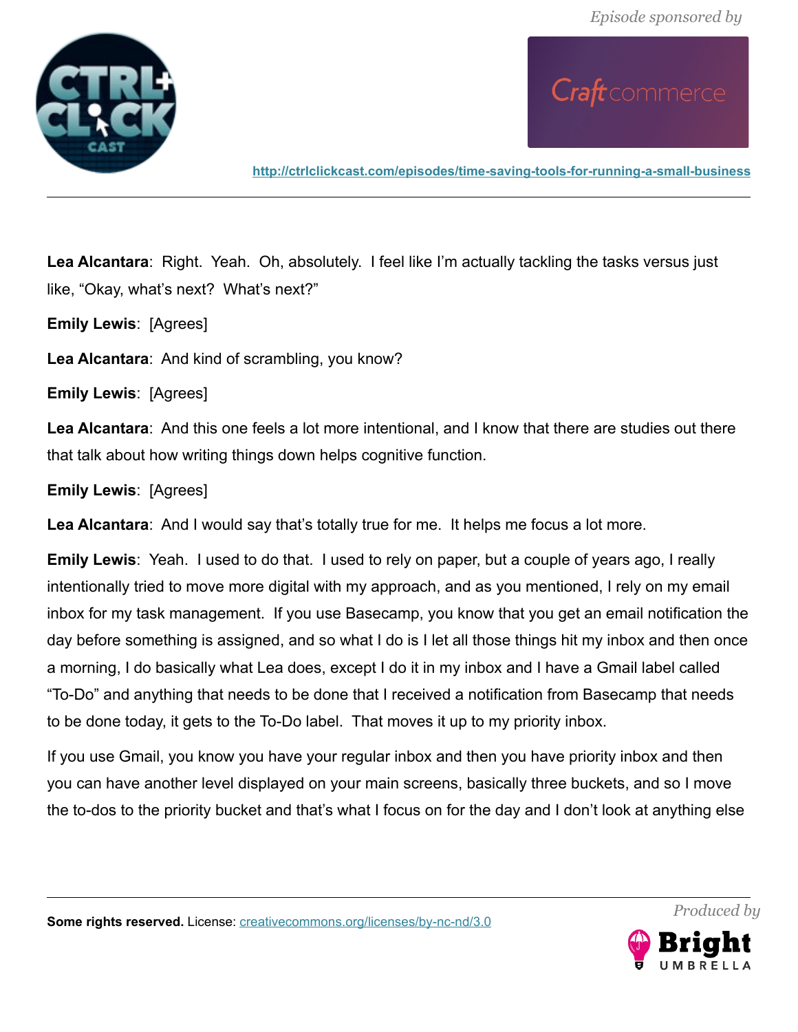**Lea Alcantara**: Right. Yeah. Oh, absolutely. I feel like I'm actually tackling the tasks versus just like, "Okay, what's next? What's next?"

**Emily Lewis**: [Agrees]

**Lea Alcantara**: And kind of scrambling, you know?

**Emily Lewis**: [Agrees]

**Lea Alcantara**: And this one feels a lot more intentional, and I know that there are studies out there that talk about how writing things down helps cognitive function.

**Emily Lewis**: [Agrees]

**Lea Alcantara**: And I would say that's totally true for me. It helps me focus a lot more.

**Emily Lewis**: Yeah. I used to do that. I used to rely on paper, but a couple of years ago, I really intentionally tried to move more digital with my approach, and as you mentioned, I rely on my email inbox for my task management. If you use Basecamp, you know that you get an email notification the day before something is assigned, and so what I do is I let all those things hit my inbox and then once a morning, I do basically what Lea does, except I do it in my inbox and I have a Gmail label called "To-Do" and anything that needs to be done that I received a notification from Basecamp that needs to be done today, it gets to the To-Do label. That moves it up to my priority inbox.

If you use Gmail, you know you have your regular inbox and then you have priority inbox and then you can have another level displayed on your main screens, basically three buckets, and so I move the to-dos to the priority bucket and that's what I focus on for the day and I don't look at anything else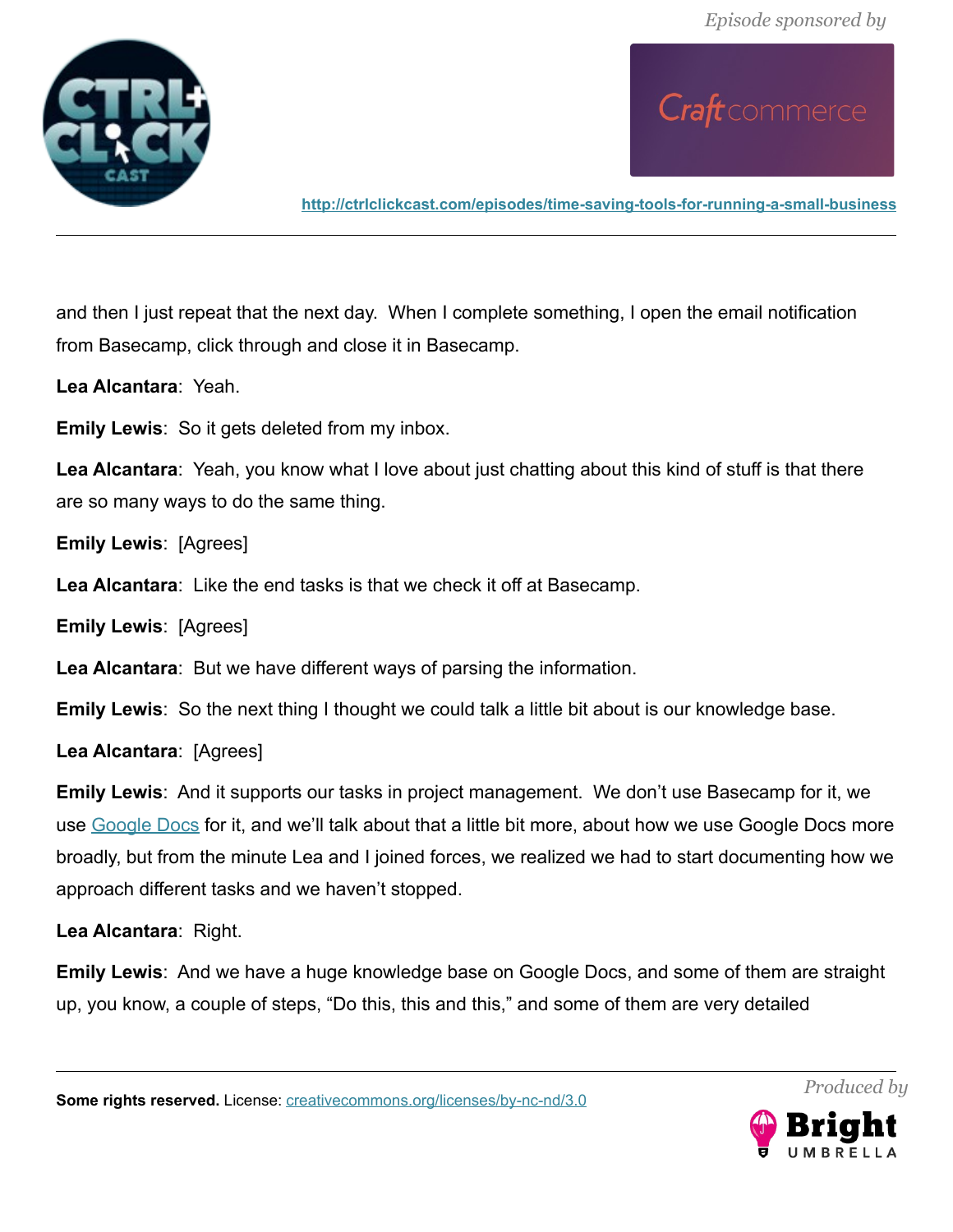and then I just repeat that the next day. When I complete something, I open the email notification from Basecamp, click through and close it in Basecamp.

**Lea Alcantara**: Yeah.

**Emily Lewis**: So it gets deleted from my inbox.

**Lea Alcantara**: Yeah, you know what I love about just chatting about this kind of stuff is that there are so many ways to do the same thing.

**Emily Lewis**: [Agrees]

**Lea Alcantara**: Like the end tasks is that we check it off at Basecamp.

**Emily Lewis**: [Agrees]

**Lea Alcantara**: But we have different ways of parsing the information.

**Emily Lewis**: So the next thing I thought we could talk a little bit about is our knowledge base.

**Lea Alcantara**: [Agrees]

**Emily Lewis**: And it supports our tasks in project management. We don't use Basecamp for it, we use Google Docs for it, and we'll talk about that a little bit more, about how we use Google Docs more broadly, but from the minute Lea and I joined forces, we realized we had to start documenting how we approach different tasks and we haven't stopped.

**Lea Alcantara**: Right.

**Emily Lewis**: And we have a huge knowledge base on Google Docs, and some of them are straight up, you know, a couple of steps, "Do this, this and this," and some of them are very detailed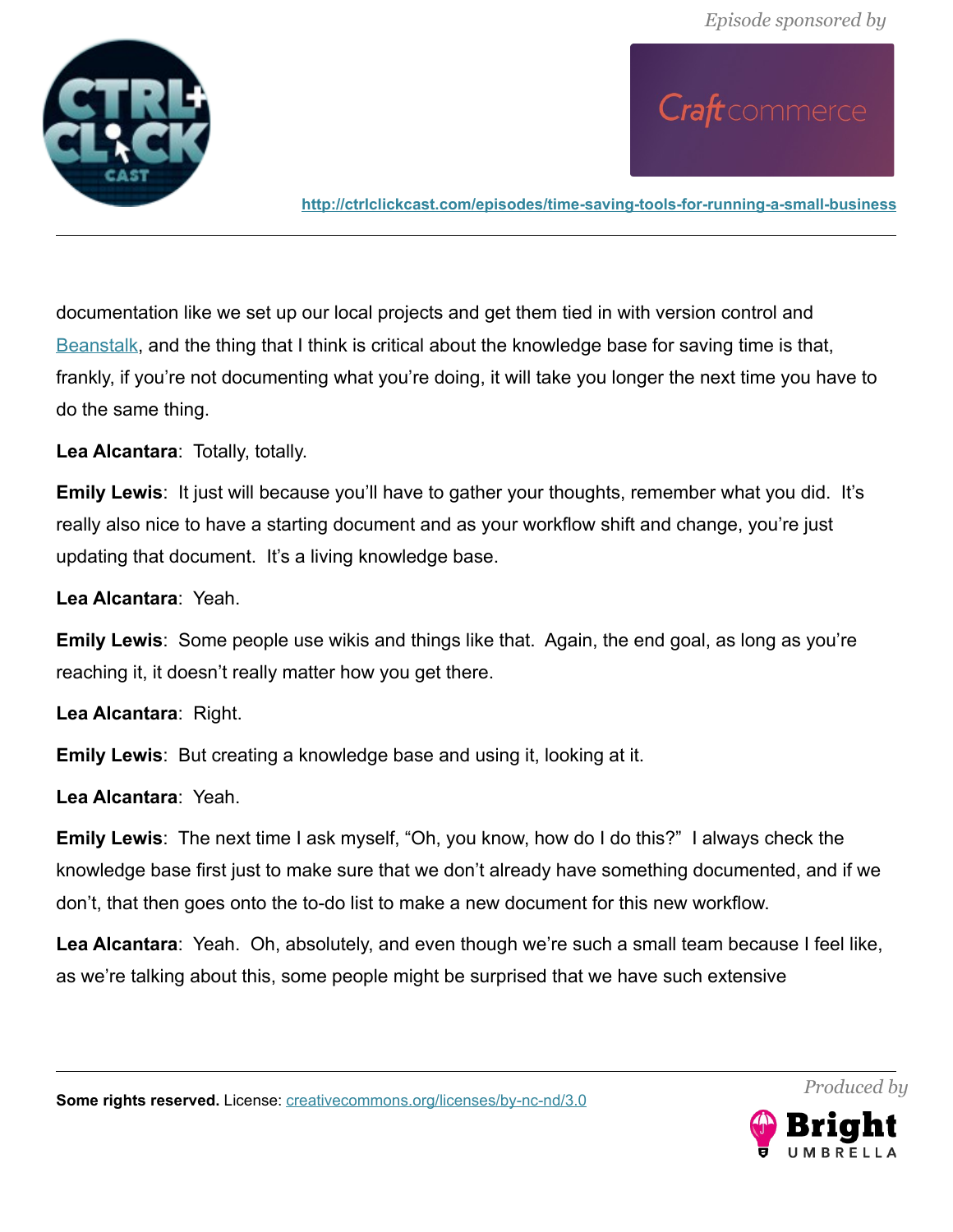documentation like we set up our local projects and get them tied in with version control and Beanstalk, and the thing that I think is critical about the knowledge base for saving time is that, frankly, if you're not documenting what you're doing, it will take you longer the next time you have to do the same thing.

**Lea Alcantara**: Totally, totally.

**Emily Lewis**: It just will because you'll have to gather your thoughts, remember what you did. It's really also nice to have a starting document and as your workflow shift and change, you're just updating that document. It's a living knowledge base.

**Lea Alcantara**: Yeah.

**Emily Lewis**: Some people use wikis and things like that. Again, the end goal, as long as you're reaching it, it doesn't really matter how you get there.

**Lea Alcantara**: Right.

**Emily Lewis**: But creating a knowledge base and using it, looking at it.

**Lea Alcantara**: Yeah.

**Emily Lewis**: The next time I ask myself, "Oh, you know, how do I do this?" I always check the knowledge base first just to make sure that we don't already have something documented, and if we don't, that then goes onto the to-do list to make a new document for this new workflow.

**Lea Alcantara**: Yeah. Oh, absolutely, and even though we're such a small team because I feel like, as we're talking about this, some people might be surprised that we have such extensive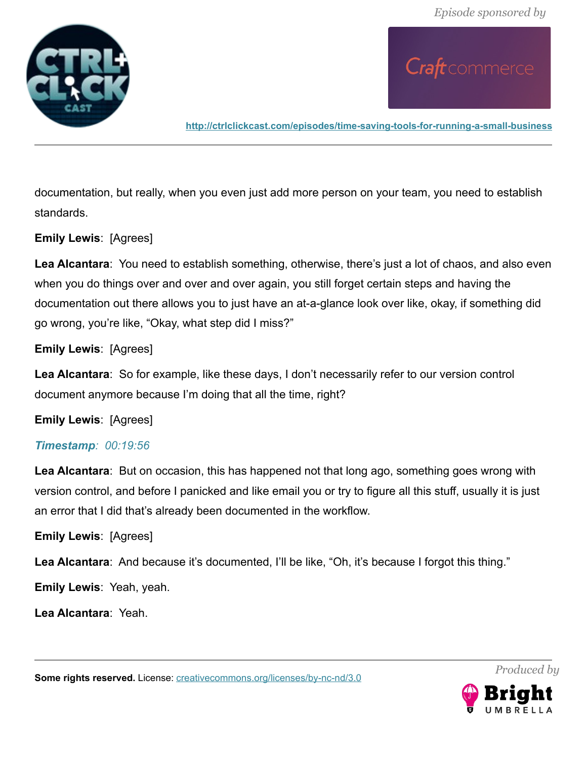documentation, but really, when you even just add more person on your team, you need to establish standards.

**Emily Lewis**: [Agrees]

**Lea Alcantara**: You need to establish something, otherwise, there's just a lot of chaos, and also even when you do things over and over and over again, you still forget certain steps and having the documentation out there allows you to just have an at-a-glance look over like, okay, if something did go wrong, you're like, "Okay, what step did I miss?"

**Emily Lewis**: [Agrees]

**Lea Alcantara**: So for example, like these days, I don't necessarily refer to our version control document anymore because I'm doing that all the time, right?

**Emily Lewis**: [Agrees]

***Timestamp**: 00:19:56*

**Lea Alcantara**: But on occasion, this has happened not that long ago, something goes wrong with version control, and before I panicked and like email you or try to figure all this stuff, usually it is just an error that I did that's already been documented in the workflow.

**Emily Lewis**: [Agrees]

**Lea Alcantara**: And because it's documented, I'll be like, "Oh, it's because I forgot this thing."

**Emily Lewis**: Yeah, yeah.

**Lea Alcantara**: Yeah.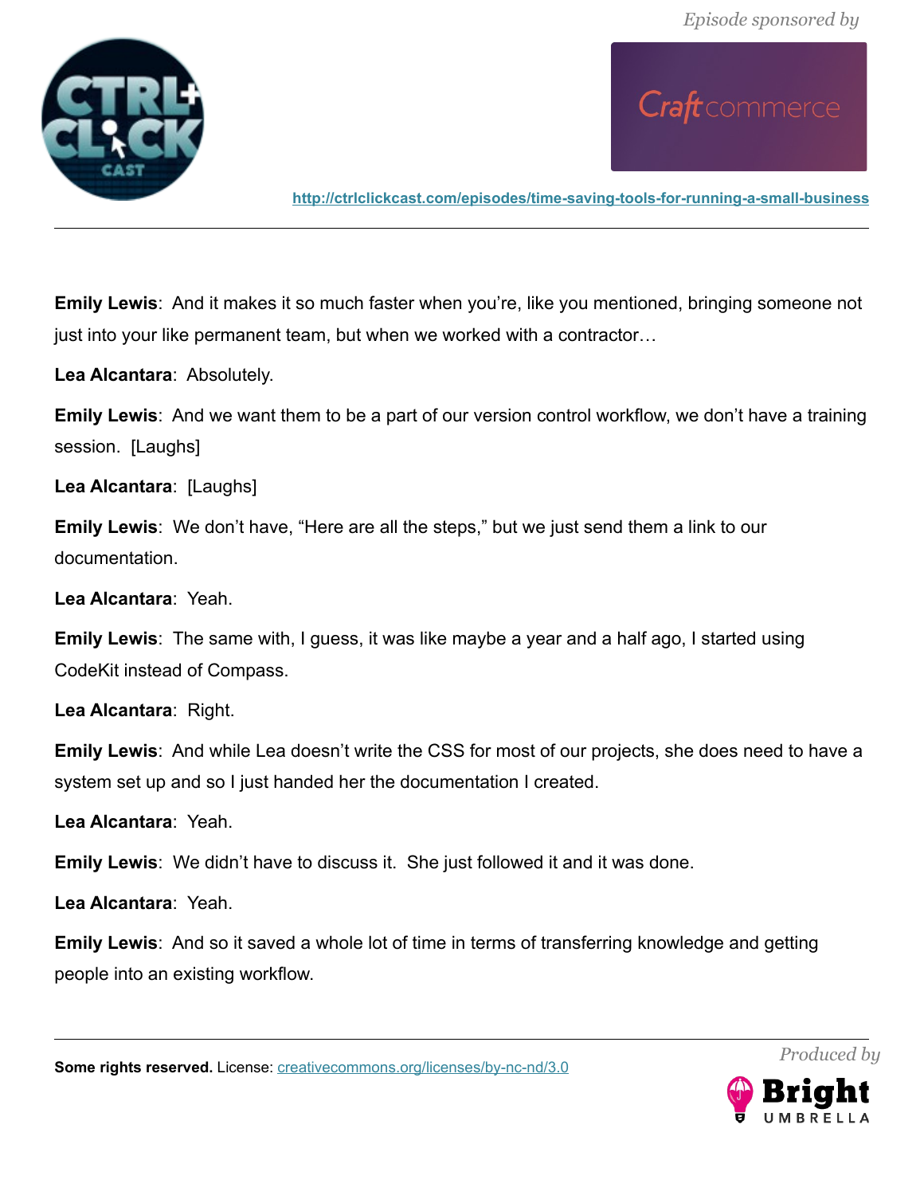**Emily Lewis**: And it makes it so much faster when you're, like you mentioned, bringing someone not just into your like permanent team, but when we worked with a contractor…

**Lea Alcantara**: Absolutely.

**Emily Lewis**: And we want them to be a part of our version control workflow, we don't have a training session. [Laughs]

**Lea Alcantara**: [Laughs]

**Emily Lewis**: We don't have, "Here are all the steps," but we just send them a link to our documentation.

**Lea Alcantara**: Yeah.

**Emily Lewis**: The same with, I guess, it was like maybe a year and a half ago, I started using CodeKit instead of Compass.

**Lea Alcantara**: Right.

**Emily Lewis**: And while Lea doesn't write the CSS for most of our projects, she does need to have a system set up and so I just handed her the documentation I created.

**Lea Alcantara**: Yeah.

**Emily Lewis**: We didn't have to discuss it. She just followed it and it was done.

**Lea Alcantara**: Yeah.

**Emily Lewis**: And so it saved a whole lot of time in terms of transferring knowledge and getting people into an existing workflow.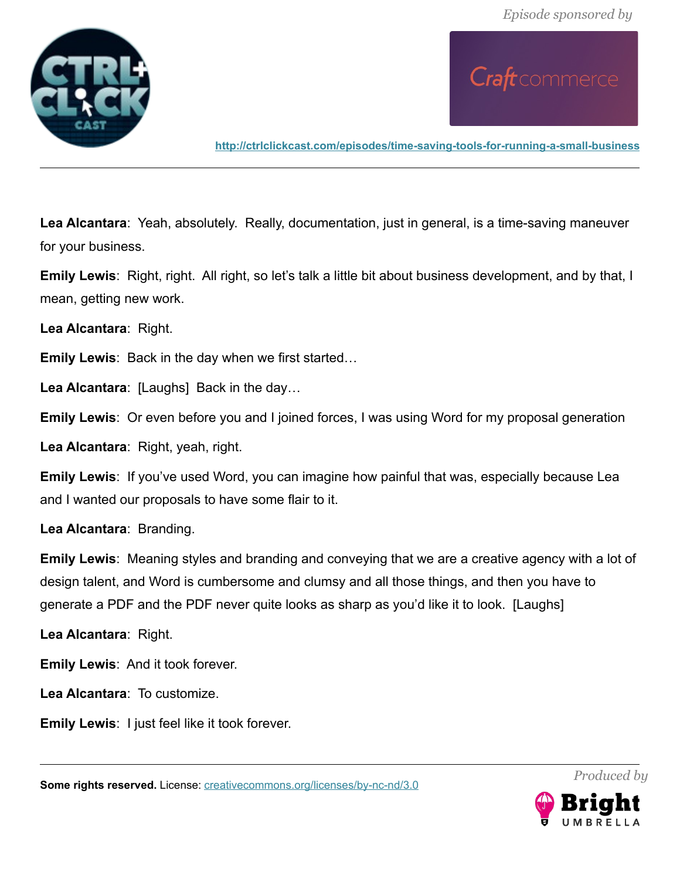**Lea Alcantara**: Yeah, absolutely. Really, documentation, just in general, is a time-saving maneuver for your business.

**Emily Lewis**: Right, right. All right, so let's talk a little bit about business development, and by that, I mean, getting new work.

**Lea Alcantara**: Right.

**Emily Lewis**: Back in the day when we first started…

**Lea Alcantara**: [Laughs] Back in the day…

**Emily Lewis**: Or even before you and I joined forces, I was using Word for my proposal generation

**Lea Alcantara**: Right, yeah, right.

**Emily Lewis**: If you've used Word, you can imagine how painful that was, especially because Lea and I wanted our proposals to have some flair to it.

**Lea Alcantara**: Branding.

**Emily Lewis**: Meaning styles and branding and conveying that we are a creative agency with a lot of design talent, and Word is cumbersome and clumsy and all those things, and then you have to generate a PDF and the PDF never quite looks as sharp as you'd like it to look. [Laughs]

**Lea Alcantara**: Right.

**Emily Lewis**: And it took forever.

**Lea Alcantara**: To customize.

**Emily Lewis**: I just feel like it took forever.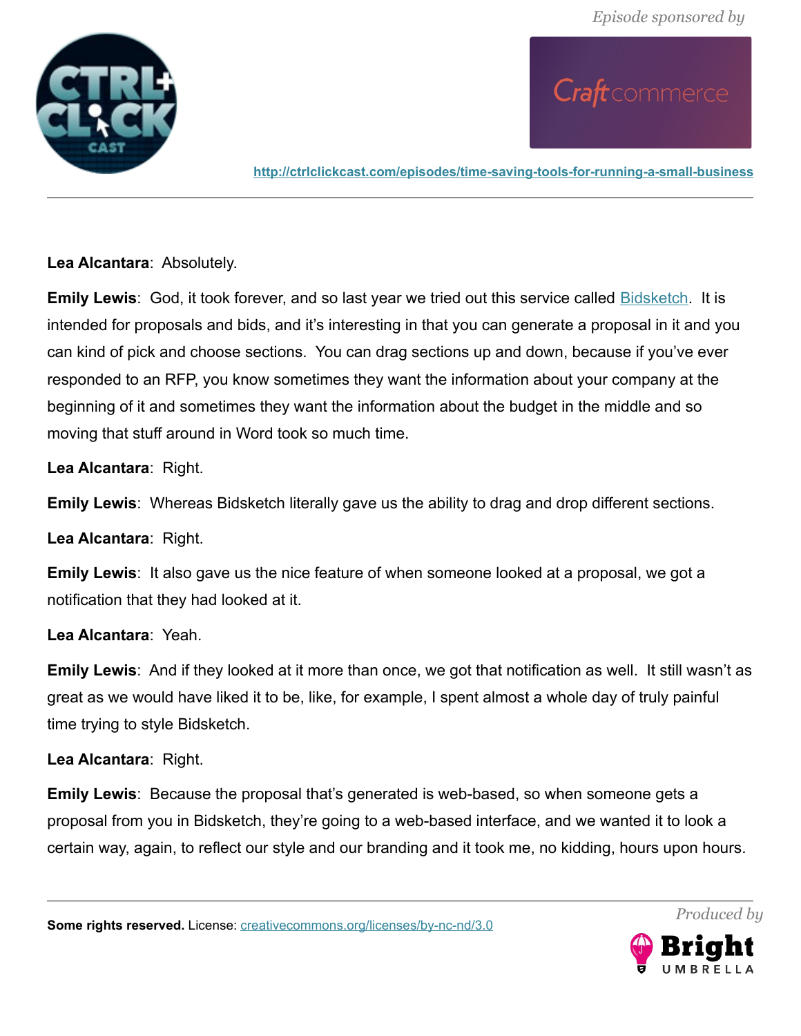**Lea Alcantara**: Absolutely.

**Emily Lewis**: God, it took forever, and so last year we tried out this service called Bidsketch. It is intended for proposals and bids, and it's interesting in that you can generate a proposal in it and you can kind of pick and choose sections. You can drag sections up and down, because if you've ever responded to an RFP, you know sometimes they want the information about your company at the beginning of it and sometimes they want the information about the budget in the middle and so moving that stuff around in Word took so much time.

**Lea Alcantara**: Right.

**Emily Lewis**: Whereas Bidsketch literally gave us the ability to drag and drop different sections.

**Lea Alcantara**: Right.

**Emily Lewis**: It also gave us the nice feature of when someone looked at a proposal, we got a notification that they had looked at it.

**Lea Alcantara**: Yeah.

**Emily Lewis**: And if they looked at it more than once, we got that notification as well. It still wasn't as great as we would have liked it to be, like, for example, I spent almost a whole day of truly painful time trying to style Bidsketch.

**Lea Alcantara**: Right.

**Emily Lewis**: Because the proposal that's generated is web-based, so when someone gets a proposal from you in Bidsketch, they're going to a web-based interface, and we wanted it to look a certain way, again, to reflect our style and our branding and it took me, no kidding, hours upon hours.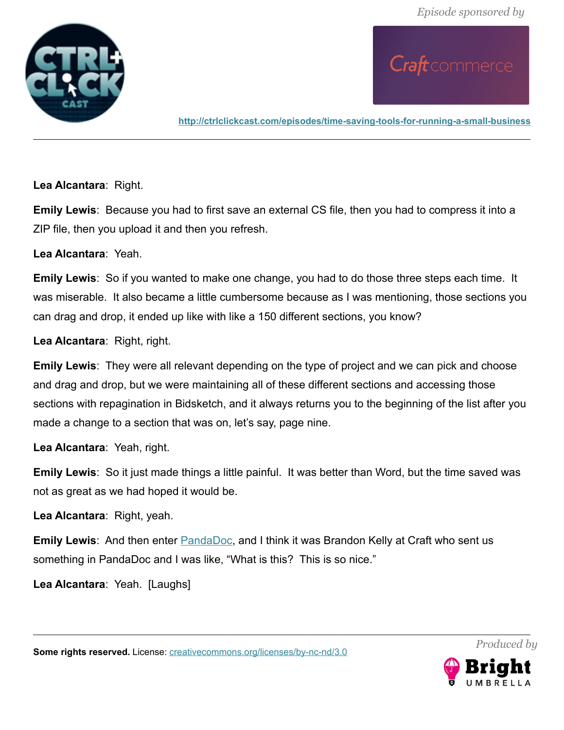**Lea Alcantara**: Right.

**Emily Lewis**: Because you had to first save an external CS file, then you had to compress it into a ZIP file, then you upload it and then you refresh.

**Lea Alcantara**: Yeah.

**Emily Lewis**: So if you wanted to make one change, you had to do those three steps each time. It was miserable. It also became a little cumbersome because as I was mentioning, those sections you can drag and drop, it ended up like with like a 150 different sections, you know?

**Lea Alcantara**: Right, right.

**Emily Lewis**: They were all relevant depending on the type of project and we can pick and choose and drag and drop, but we were maintaining all of these different sections and accessing those sections with repagination in Bidsketch, and it always returns you to the beginning of the list after you made a change to a section that was on, let's say, page nine.

**Lea Alcantara**: Yeah, right.

**Emily Lewis**: So it just made things a little painful. It was better than Word, but the time saved was not as great as we had hoped it would be.

**Lea Alcantara**: Right, yeah.

**Emily Lewis**: And then enter PandaDoc, and I think it was Brandon Kelly at Craft who sent us something in PandaDoc and I was like, "What is this? This is so nice."

**Lea Alcantara**: Yeah. [Laughs]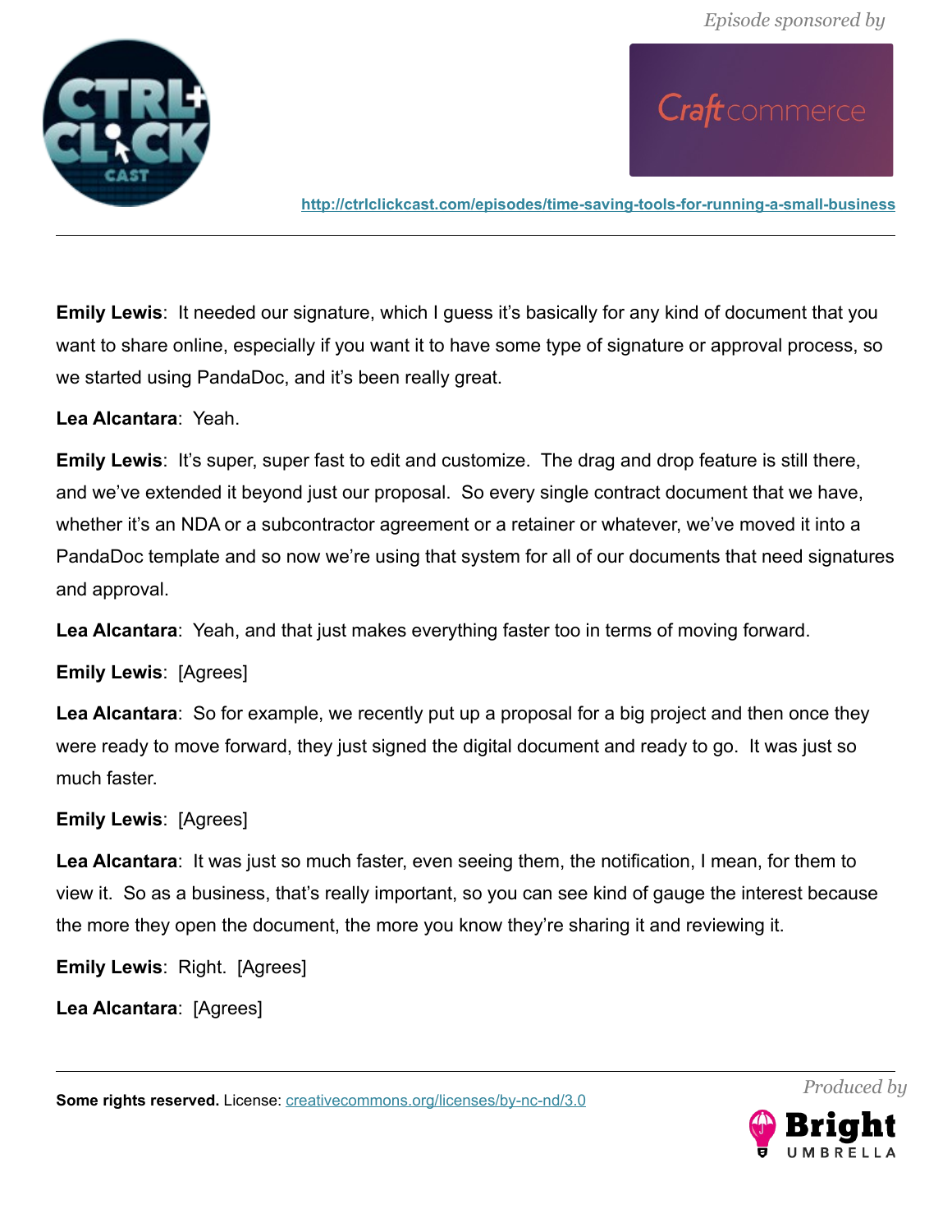**Emily Lewis**: It needed our signature, which I guess it's basically for any kind of document that you want to share online, especially if you want it to have some type of signature or approval process, so we started using PandaDoc, and it's been really great.

**Lea Alcantara**: Yeah.

**Emily Lewis**: It's super, super fast to edit and customize. The drag and drop feature is still there, and we've extended it beyond just our proposal. So every single contract document that we have, whether it's an NDA or a subcontractor agreement or a retainer or whatever, we've moved it into a PandaDoc template and so now we're using that system for all of our documents that need signatures and approval.

**Lea Alcantara**: Yeah, and that just makes everything faster too in terms of moving forward.

**Emily Lewis**: [Agrees]

**Lea Alcantara**: So for example, we recently put up a proposal for a big project and then once they were ready to move forward, they just signed the digital document and ready to go. It was just so much faster.

**Emily Lewis**: [Agrees]

**Lea Alcantara**: It was just so much faster, even seeing them, the notification, I mean, for them to view it. So as a business, that's really important, so you can see kind of gauge the interest because the more they open the document, the more you know they're sharing it and reviewing it.

**Emily Lewis**: Right. [Agrees]

**Lea Alcantara**: [Agrees]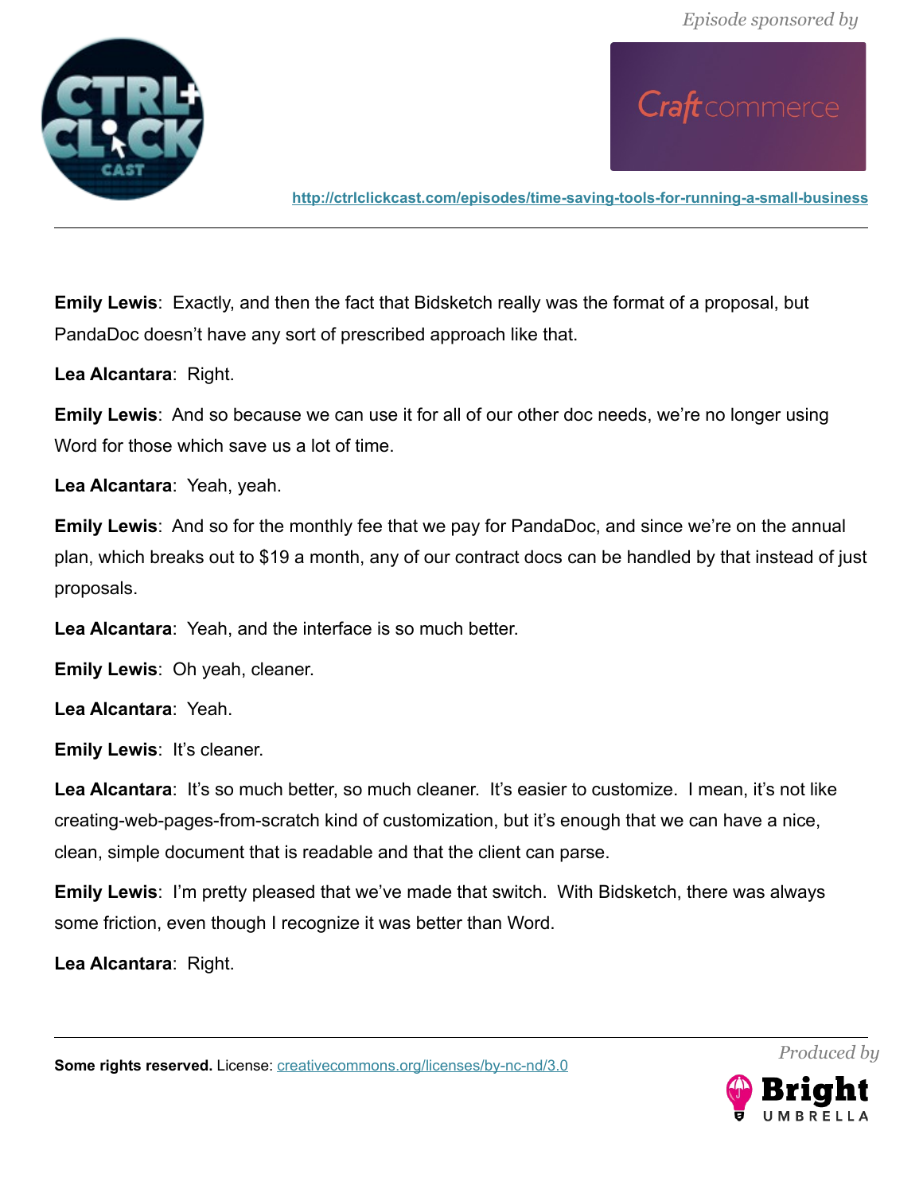**Emily Lewis**: Exactly, and then the fact that Bidsketch really was the format of a proposal, but PandaDoc doesn't have any sort of prescribed approach like that.

**Lea Alcantara**: Right.

**Emily Lewis**: And so because we can use it for all of our other doc needs, we're no longer using Word for those which save us a lot of time.

**Lea Alcantara**: Yeah, yeah.

**Emily Lewis**: And so for the monthly fee that we pay for PandaDoc, and since we're on the annual plan, which breaks out to $19 a month, any of our contract docs can be handled by that instead of just proposals.

**Lea Alcantara**: Yeah, and the interface is so much better.

**Emily Lewis**: Oh yeah, cleaner.

**Lea Alcantara**: Yeah.

**Emily Lewis**: It's cleaner.

**Lea Alcantara**: It's so much better, so much cleaner. It's easier to customize. I mean, it's not like creating-web-pages-from-scratch kind of customization, but it's enough that we can have a nice, clean, simple document that is readable and that the client can parse.

**Emily Lewis**: I'm pretty pleased that we've made that switch. With Bidsketch, there was always some friction, even though I recognize it was better than Word.

**Lea Alcantara**: Right.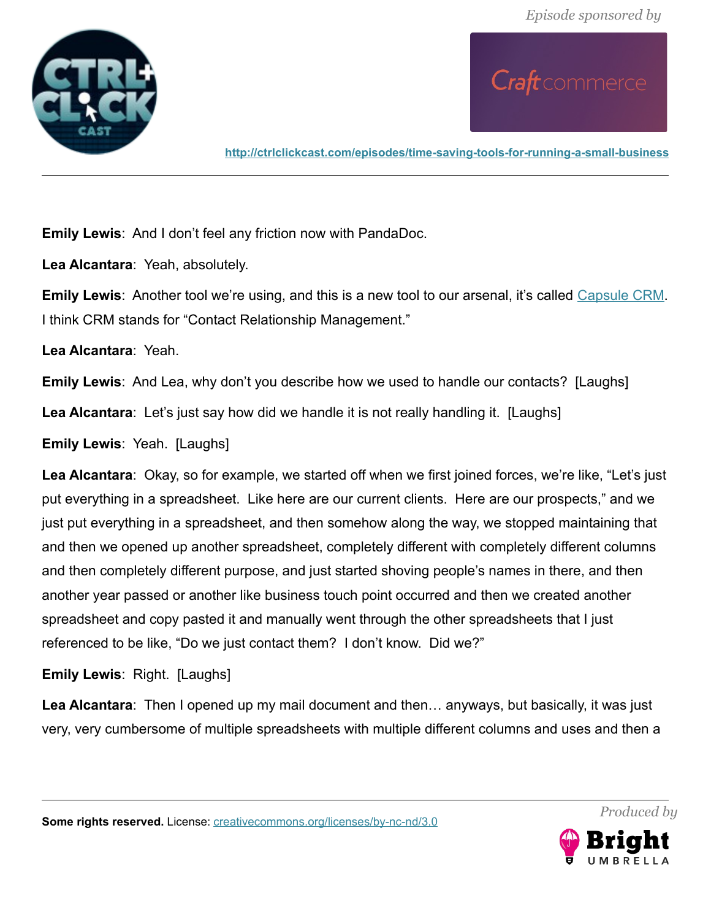**Emily Lewis**: And I don't feel any friction now with PandaDoc.

**Lea Alcantara**: Yeah, absolutely.

**Emily Lewis**: Another tool we're using, and this is a new tool to our arsenal, it's called Capsule CRM. I think CRM stands for "Contact Relationship Management."

**Lea Alcantara**: Yeah.

**Emily Lewis**: And Lea, why don't you describe how we used to handle our contacts? [Laughs]

**Lea Alcantara**: Let's just say how did we handle it is not really handling it. [Laughs]

**Emily Lewis**: Yeah. [Laughs]

**Lea Alcantara**: Okay, so for example, we started off when we first joined forces, we're like, "Let's just put everything in a spreadsheet. Like here are our current clients. Here are our prospects," and we just put everything in a spreadsheet, and then somehow along the way, we stopped maintaining that and then we opened up another spreadsheet, completely different with completely different columns and then completely different purpose, and just started shoving people's names in there, and then another year passed or another like business touch point occurred and then we created another spreadsheet and copy pasted it and manually went through the other spreadsheets that I just referenced to be like, "Do we just contact them? I don't know. Did we?"

**Emily Lewis**: Right. [Laughs]

**Lea Alcantara**: Then I opened up my mail document and then… anyways, but basically, it was just very, very cumbersome of multiple spreadsheets with multiple different columns and uses and then a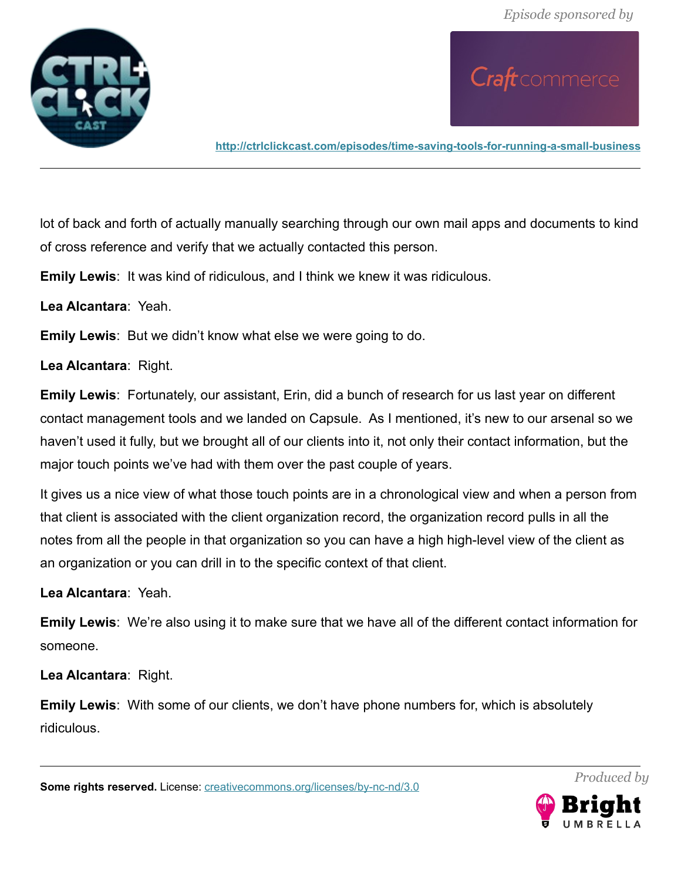lot of back and forth of actually manually searching through our own mail apps and documents to kind of cross reference and verify that we actually contacted this person.

**Emily Lewis**: It was kind of ridiculous, and I think we knew it was ridiculous.

**Lea Alcantara**: Yeah.

**Emily Lewis**: But we didn't know what else we were going to do.

**Lea Alcantara**: Right.

**Emily Lewis**: Fortunately, our assistant, Erin, did a bunch of research for us last year on different contact management tools and we landed on Capsule. As I mentioned, it's new to our arsenal so we haven't used it fully, but we brought all of our clients into it, not only their contact information, but the major touch points we've had with them over the past couple of years.

It gives us a nice view of what those touch points are in a chronological view and when a person from that client is associated with the client organization record, the organization record pulls in all the notes from all the people in that organization so you can have a high high-level view of the client as an organization or you can drill in to the specific context of that client.

**Lea Alcantara**: Yeah.

**Emily Lewis**: We're also using it to make sure that we have all of the different contact information for someone.

**Lea Alcantara**: Right.

**Emily Lewis**: With some of our clients, we don't have phone numbers for, which is absolutely ridiculous.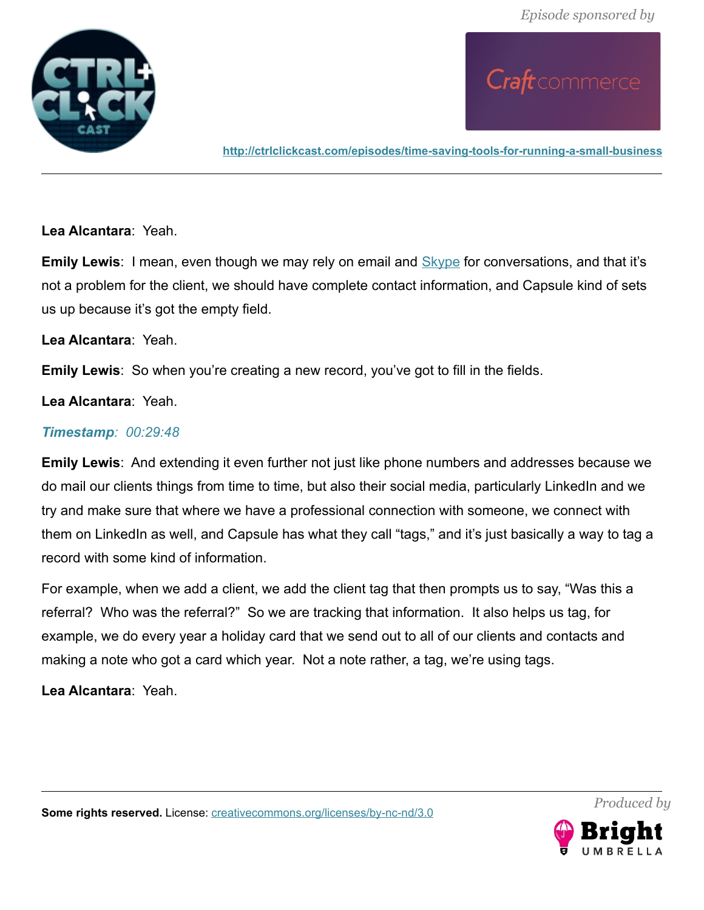**Lea Alcantara**: Yeah.

**Emily Lewis**: I mean, even though we may rely on email and [Skype](#) for conversations, and that it's not a problem for the client, we should have complete contact information, and Capsule kind of sets us up because it's got the empty field.

**Lea Alcantara**: Yeah.

**Emily Lewis**: So when you're creating a new record, you've got to fill in the fields.

**Lea Alcantara**: Yeah.

***Timestamp**: 00:29:48*

**Emily Lewis**: And extending it even further not just like phone numbers and addresses because we do mail our clients things from time to time, but also their social media, particularly LinkedIn and we try and make sure that where we have a professional connection with someone, we connect with them on LinkedIn as well, and Capsule has what they call "tags," and it's just basically a way to tag a record with some kind of information.

For example, when we add a client, we add the client tag that then prompts us to say, "Was this a referral? Who was the referral?" So we are tracking that information. It also helps us tag, for example, we do every year a holiday card that we send out to all of our clients and contacts and making a note who got a card which year. Not a note rather, a tag, we're using tags.

**Lea Alcantara**: Yeah.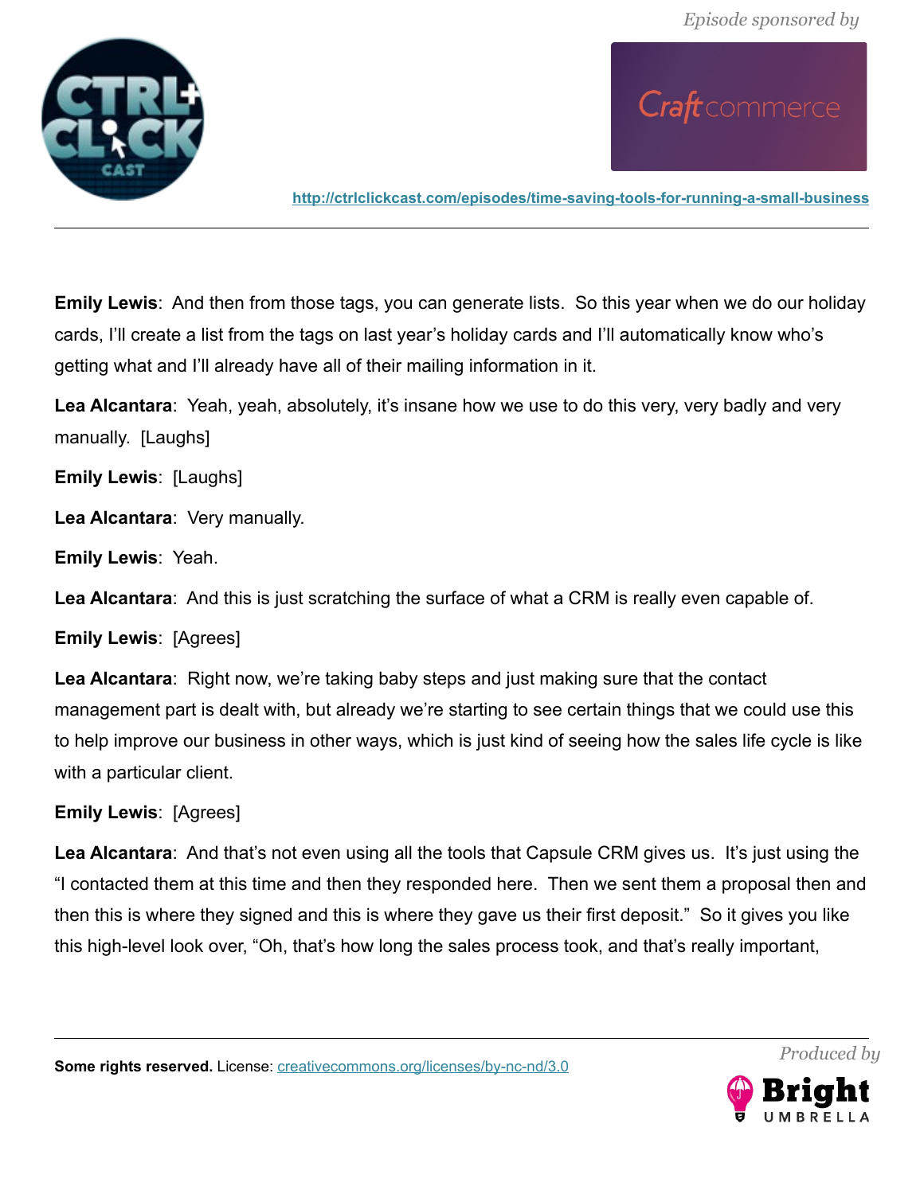**Emily Lewis**: And then from those tags, you can generate lists. So this year when we do our holiday cards, I'll create a list from the tags on last year's holiday cards and I'll automatically know who's getting what and I'll already have all of their mailing information in it.

**Lea Alcantara**: Yeah, yeah, absolutely, it's insane how we use to do this very, very badly and very manually. [Laughs]

**Emily Lewis**: [Laughs]

**Lea Alcantara**: Very manually.

**Emily Lewis**: Yeah.

**Lea Alcantara**: And this is just scratching the surface of what a CRM is really even capable of.

**Emily Lewis**: [Agrees]

**Lea Alcantara**: Right now, we're taking baby steps and just making sure that the contact management part is dealt with, but already we're starting to see certain things that we could use this to help improve our business in other ways, which is just kind of seeing how the sales life cycle is like with a particular client.

**Emily Lewis**: [Agrees]

**Lea Alcantara**: And that's not even using all the tools that Capsule CRM gives us. It's just using the "I contacted them at this time and then they responded here. Then we sent them a proposal then and then this is where they signed and this is where they gave us their first deposit." So it gives you like this high-level look over, "Oh, that's how long the sales process took, and that's really important,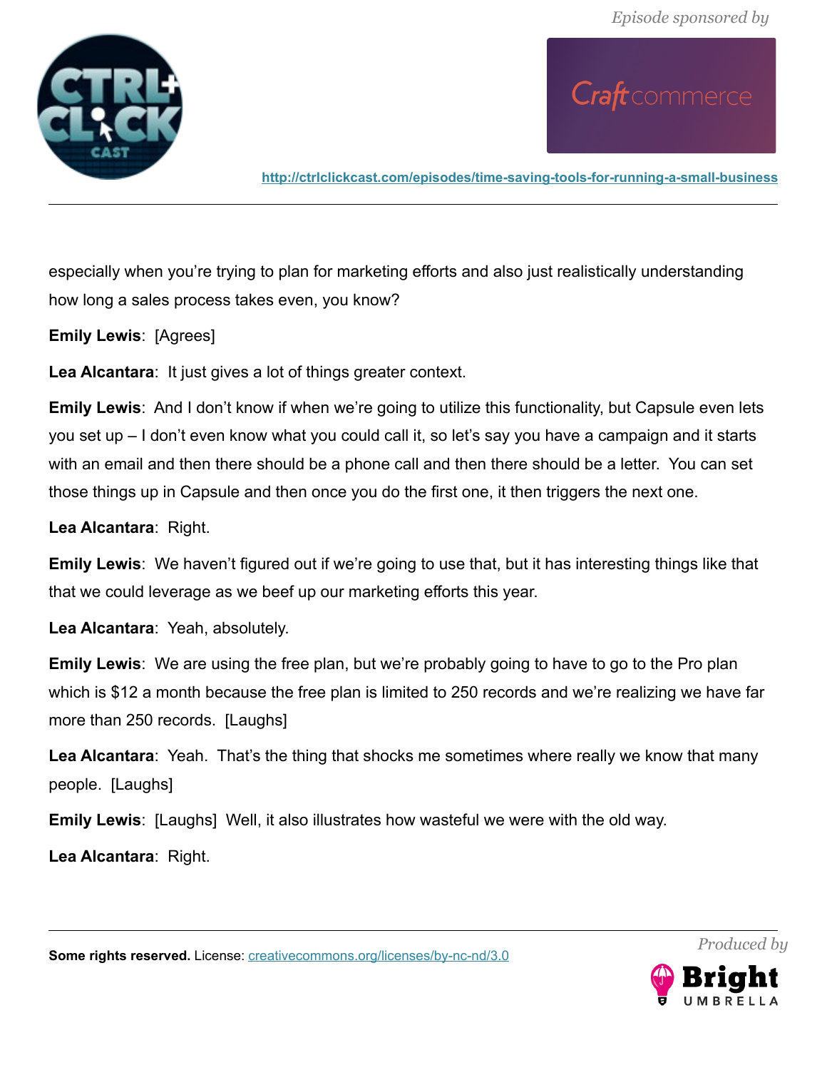especially when you're trying to plan for marketing efforts and also just realistically understanding how long a sales process takes even, you know?

**Emily Lewis**: [Agrees]

**Lea Alcantara**: It just gives a lot of things greater context.

**Emily Lewis**: And I don't know if when we're going to utilize this functionality, but Capsule even lets you set up – I don't even know what you could call it, so let's say you have a campaign and it starts with an email and then there should be a phone call and then there should be a letter. You can set those things up in Capsule and then once you do the first one, it then triggers the next one.

**Lea Alcantara**: Right.

**Emily Lewis**: We haven't figured out if we're going to use that, but it has interesting things like that that we could leverage as we beef up our marketing efforts this year.

**Lea Alcantara**: Yeah, absolutely.

**Emily Lewis**: We are using the free plan, but we're probably going to have to go to the Pro plan which is $12 a month because the free plan is limited to 250 records and we're realizing we have far more than 250 records. [Laughs]

**Lea Alcantara**: Yeah. That's the thing that shocks me sometimes where really we know that many people. [Laughs]

**Emily Lewis**: [Laughs] Well, it also illustrates how wasteful we were with the old way.

**Lea Alcantara**: Right.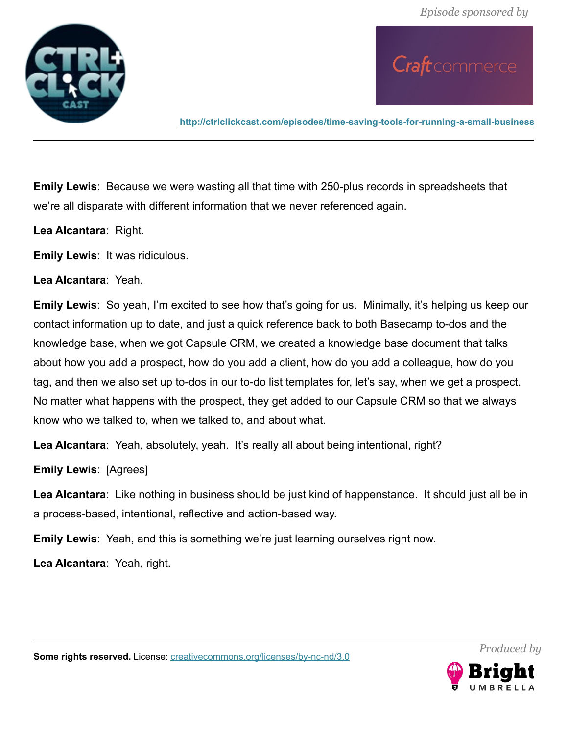**Emily Lewis**: Because we were wasting all that time with 250-plus records in spreadsheets that we're all disparate with different information that we never referenced again.

**Lea Alcantara**: Right.

**Emily Lewis**: It was ridiculous.

**Lea Alcantara**: Yeah.

**Emily Lewis**: So yeah, I'm excited to see how that's going for us. Minimally, it's helping us keep our contact information up to date, and just a quick reference back to both Basecamp to-dos and the knowledge base, when we got Capsule CRM, we created a knowledge base document that talks about how you add a prospect, how do you add a client, how do you add a colleague, how do you tag, and then we also set up to-dos in our to-do list templates for, let's say, when we get a prospect. No matter what happens with the prospect, they get added to our Capsule CRM so that we always know who we talked to, when we talked to, and about what.

**Lea Alcantara**: Yeah, absolutely, yeah. It's really all about being intentional, right?

**Emily Lewis**: [Agrees]

**Lea Alcantara**: Like nothing in business should be just kind of happenstance. It should just all be in a process-based, intentional, reflective and action-based way.

**Emily Lewis**: Yeah, and this is something we're just learning ourselves right now.

**Lea Alcantara**: Yeah, right.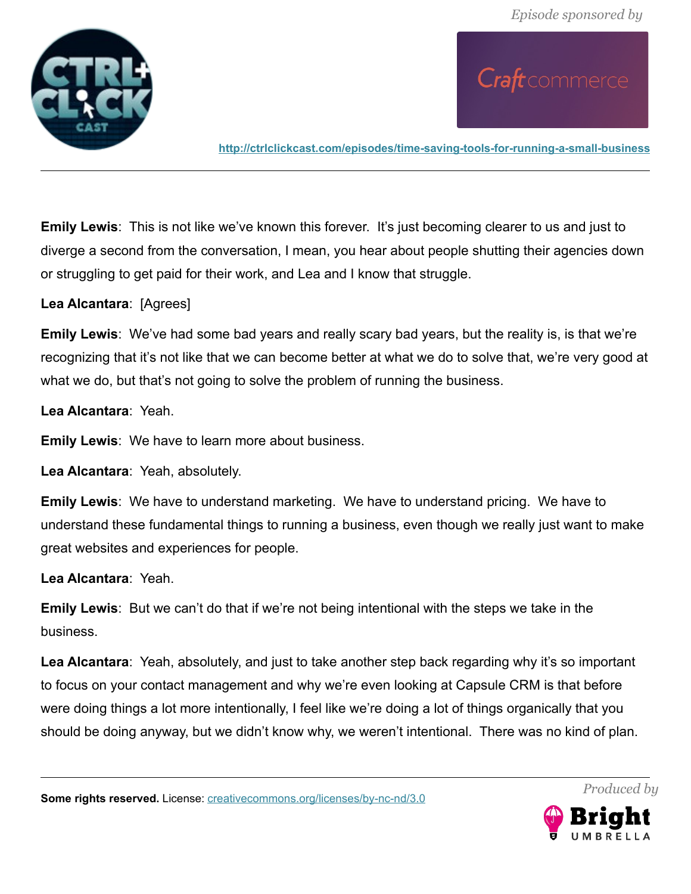**Emily Lewis**: This is not like we've known this forever. It's just becoming clearer to us and just to diverge a second from the conversation, I mean, you hear about people shutting their agencies down or struggling to get paid for their work, and Lea and I know that struggle.

**Lea Alcantara**: [Agrees]

**Emily Lewis**: We've had some bad years and really scary bad years, but the reality is, is that we're recognizing that it's not like that we can become better at what we do to solve that, we're very good at what we do, but that's not going to solve the problem of running the business.

**Lea Alcantara**: Yeah.

**Emily Lewis**: We have to learn more about business.

**Lea Alcantara**: Yeah, absolutely.

**Emily Lewis**: We have to understand marketing. We have to understand pricing. We have to understand these fundamental things to running a business, even though we really just want to make great websites and experiences for people.

**Lea Alcantara**: Yeah.

**Emily Lewis**: But we can't do that if we're not being intentional with the steps we take in the business.

**Lea Alcantara**: Yeah, absolutely, and just to take another step back regarding why it's so important to focus on your contact management and why we're even looking at Capsule CRM is that before were doing things a lot more intentionally, I feel like we're doing a lot of things organically that you should be doing anyway, but we didn't know why, we weren't intentional. There was no kind of plan.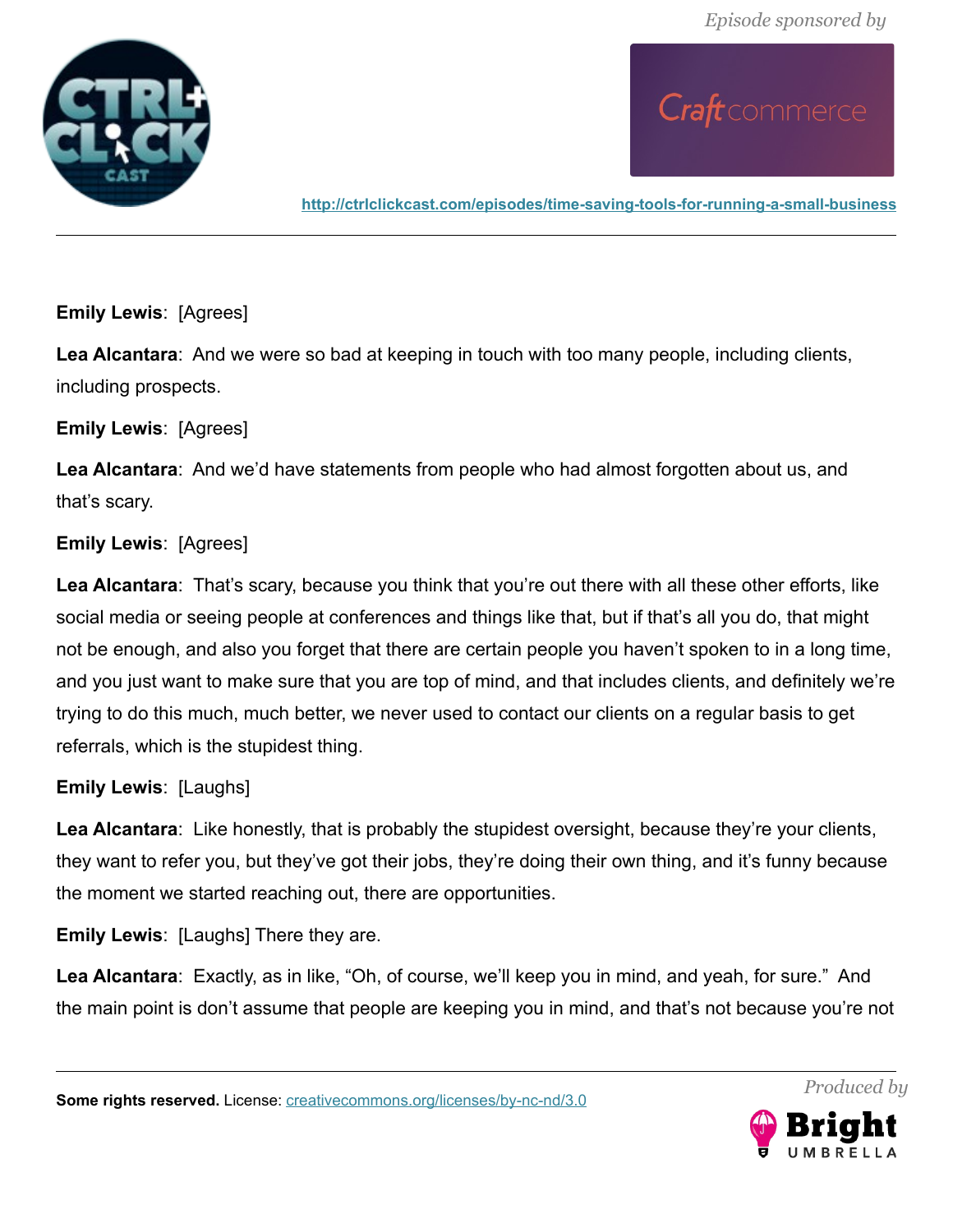**Emily Lewis**: [Agrees]

**Lea Alcantara**: And we were so bad at keeping in touch with too many people, including clients, including prospects.

**Emily Lewis**: [Agrees]

**Lea Alcantara**: And we'd have statements from people who had almost forgotten about us, and that's scary.

**Emily Lewis**: [Agrees]

**Lea Alcantara**: That's scary, because you think that you're out there with all these other efforts, like social media or seeing people at conferences and things like that, but if that's all you do, that might not be enough, and also you forget that there are certain people you haven't spoken to in a long time, and you just want to make sure that you are top of mind, and that includes clients, and definitely we're trying to do this much, much better, we never used to contact our clients on a regular basis to get referrals, which is the stupidest thing.

**Emily Lewis**: [Laughs]

**Lea Alcantara**: Like honestly, that is probably the stupidest oversight, because they're your clients, they want to refer you, but they've got their jobs, they're doing their own thing, and it's funny because the moment we started reaching out, there are opportunities.

**Emily Lewis**: [Laughs] There they are.

**Lea Alcantara**: Exactly, as in like, "Oh, of course, we'll keep you in mind, and yeah, for sure." And the main point is don't assume that people are keeping you in mind, and that's not because you're not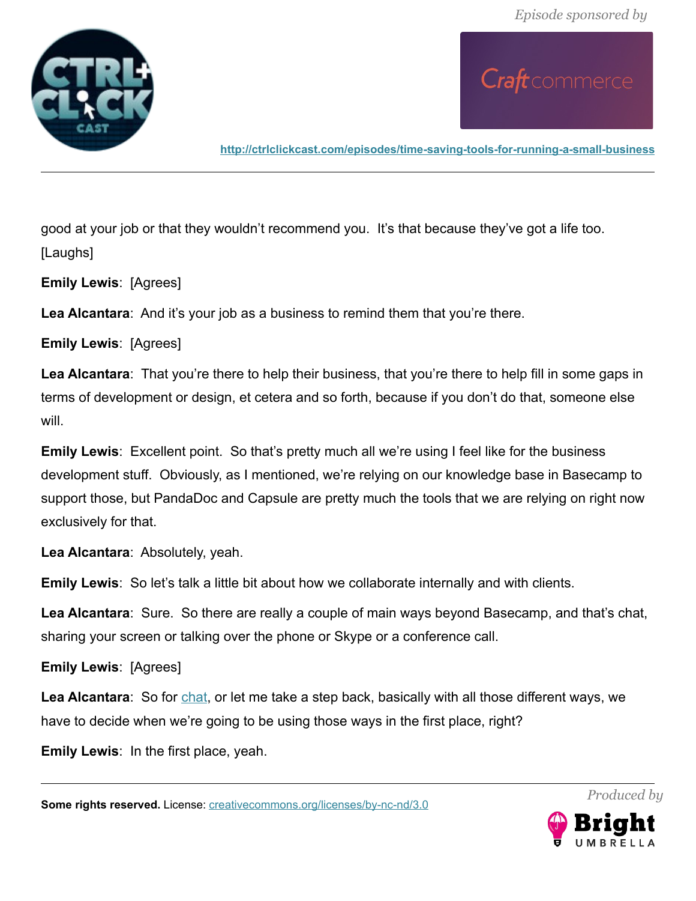good at your job or that they wouldn't recommend you. It's that because they've got a life too. [Laughs]

**Emily Lewis**: [Agrees]

**Lea Alcantara**: And it's your job as a business to remind them that you're there.

**Emily Lewis**: [Agrees]

**Lea Alcantara**: That you're there to help their business, that you're there to help fill in some gaps in terms of development or design, et cetera and so forth, because if you don't do that, someone else will.

**Emily Lewis**: Excellent point. So that's pretty much all we're using I feel like for the business development stuff. Obviously, as I mentioned, we're relying on our knowledge base in Basecamp to support those, but PandaDoc and Capsule are pretty much the tools that we are relying on right now exclusively for that.

**Lea Alcantara**: Absolutely, yeah.

**Emily Lewis**: So let's talk a little bit about how we collaborate internally and with clients.

**Lea Alcantara**: Sure. So there are really a couple of main ways beyond Basecamp, and that's chat, sharing your screen or talking over the phone or Skype or a conference call.

**Emily Lewis**: [Agrees]

**Lea Alcantara**: So for chat, or let me take a step back, basically with all those different ways, we have to decide when we're going to be using those ways in the first place, right?

**Emily Lewis**: In the first place, yeah.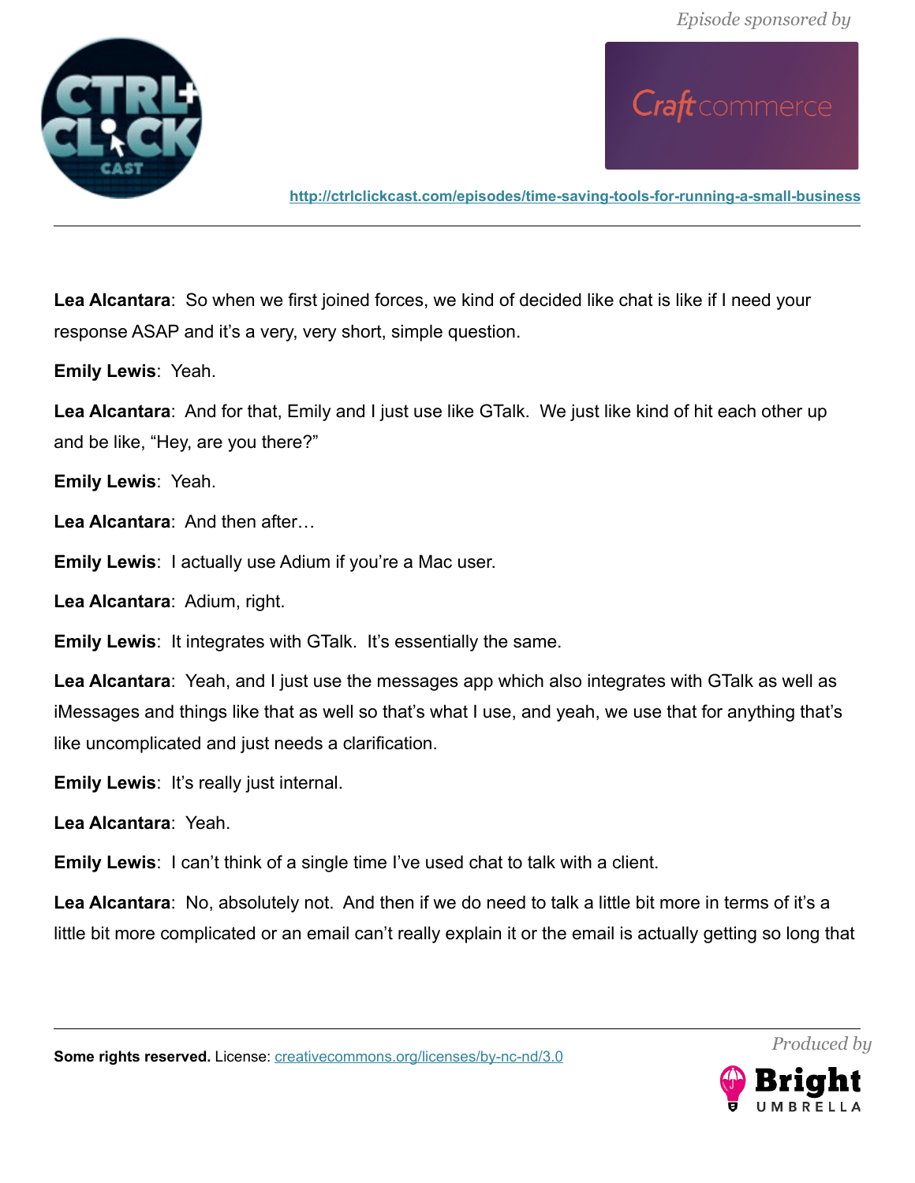**Lea Alcantara**: So when we first joined forces, we kind of decided like chat is like if I need your response ASAP and it's a very, very short, simple question.

**Emily Lewis**: Yeah.

**Lea Alcantara**: And for that, Emily and I just use like GTalk. We just like kind of hit each other up and be like, "Hey, are you there?"

**Emily Lewis**: Yeah.

**Lea Alcantara**: And then after…

**Emily Lewis**: I actually use Adium if you're a Mac user.

**Lea Alcantara**: Adium, right.

**Emily Lewis**: It integrates with GTalk. It's essentially the same.

**Lea Alcantara**: Yeah, and I just use the messages app which also integrates with GTalk as well as iMessages and things like that as well so that's what I use, and yeah, we use that for anything that's like uncomplicated and just needs a clarification.

**Emily Lewis**: It's really just internal.

**Lea Alcantara**: Yeah.

**Emily Lewis**: I can't think of a single time I've used chat to talk with a client.

**Lea Alcantara**: No, absolutely not. And then if we do need to talk a little bit more in terms of it's a little bit more complicated or an email can't really explain it or the email is actually getting so long that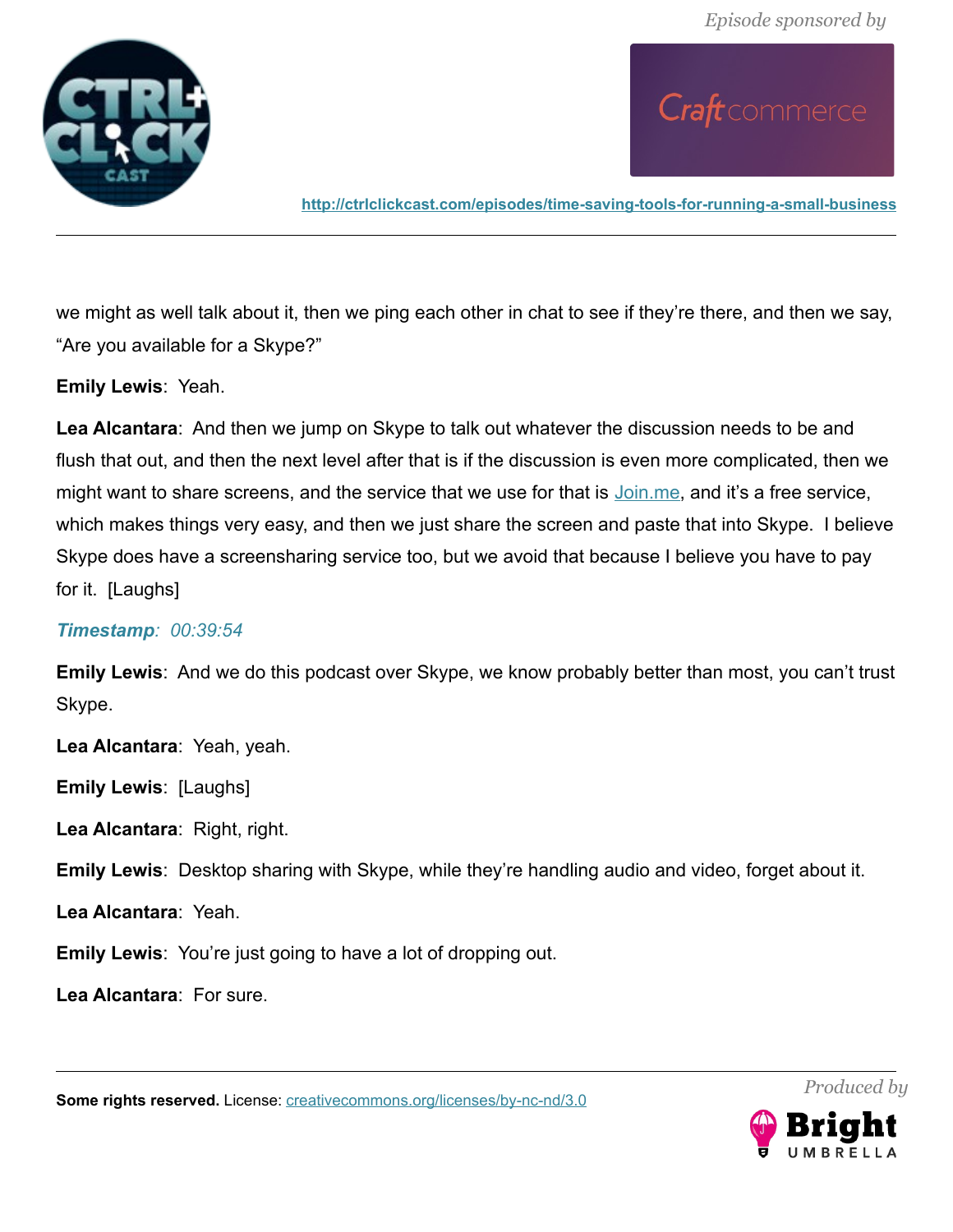we might as well talk about it, then we ping each other in chat to see if they're there, and then we say, "Are you available for a Skype?"

**Emily Lewis**: Yeah.

**Lea Alcantara**: And then we jump on Skype to talk out whatever the discussion needs to be and flush that out, and then the next level after that is if the discussion is even more complicated, then we might want to share screens, and the service that we use for that is [Join.me](Join.me), and it's a free service, which makes things very easy, and then we just share the screen and paste that into Skype. I believe Skype does have a screensharing service too, but we avoid that because I believe you have to pay for it. [Laughs]

***Timestamp**: 00:39:54*

**Emily Lewis**: And we do this podcast over Skype, we know probably better than most, you can't trust Skype.

**Lea Alcantara**: Yeah, yeah.

**Emily Lewis**: [Laughs]

**Lea Alcantara**: Right, right.

**Emily Lewis**: Desktop sharing with Skype, while they're handling audio and video, forget about it.

**Lea Alcantara**: Yeah.

**Emily Lewis**: You're just going to have a lot of dropping out.

**Lea Alcantara**: For sure.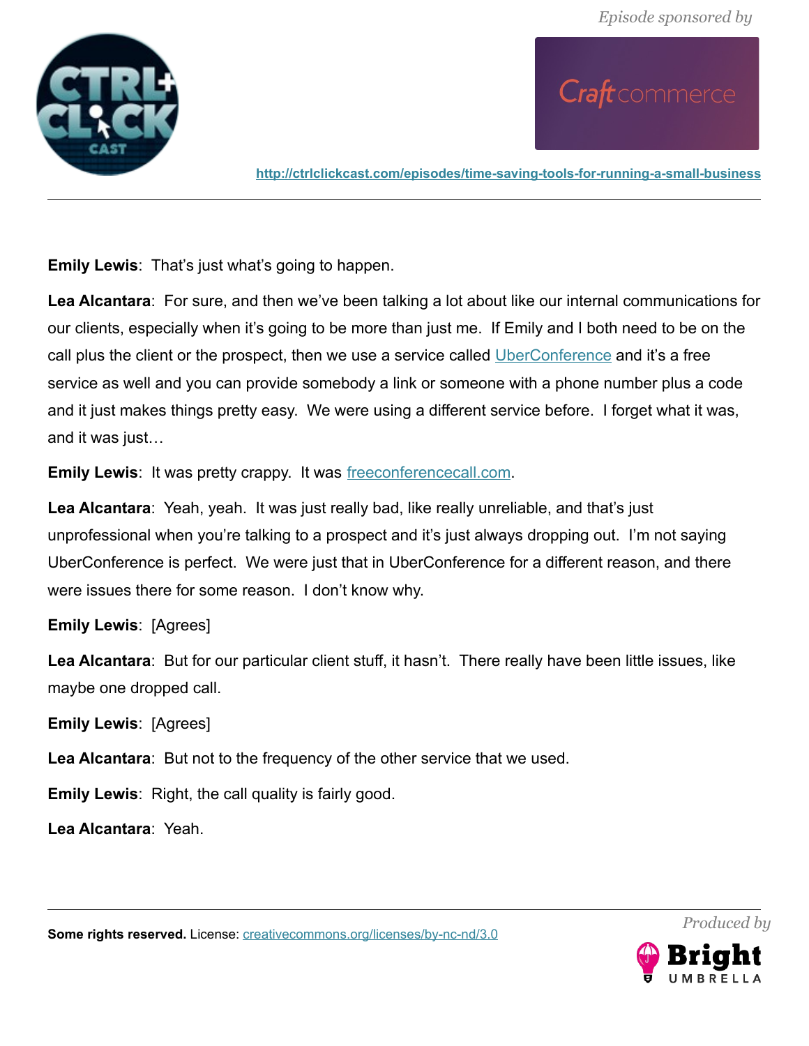**Emily Lewis**: That's just what's going to happen.

**Lea Alcantara**: For sure, and then we've been talking a lot about like our internal communications for our clients, especially when it's going to be more than just me. If Emily and I both need to be on the call plus the client or the prospect, then we use a service called UberConference and it's a free service as well and you can provide somebody a link or someone with a phone number plus a code and it just makes things pretty easy. We were using a different service before. I forget what it was, and it was just…

**Emily Lewis**: It was pretty crappy. It was freeconferencecall.com.

**Lea Alcantara**: Yeah, yeah. It was just really bad, like really unreliable, and that's just unprofessional when you're talking to a prospect and it's just always dropping out. I'm not saying UberConference is perfect. We were just that in UberConference for a different reason, and there were issues there for some reason. I don't know why.

**Emily Lewis**: [Agrees]

**Lea Alcantara**: But for our particular client stuff, it hasn't. There really have been little issues, like maybe one dropped call.

**Emily Lewis**: [Agrees]

**Lea Alcantara**: But not to the frequency of the other service that we used.

**Emily Lewis**: Right, the call quality is fairly good.

**Lea Alcantara**: Yeah.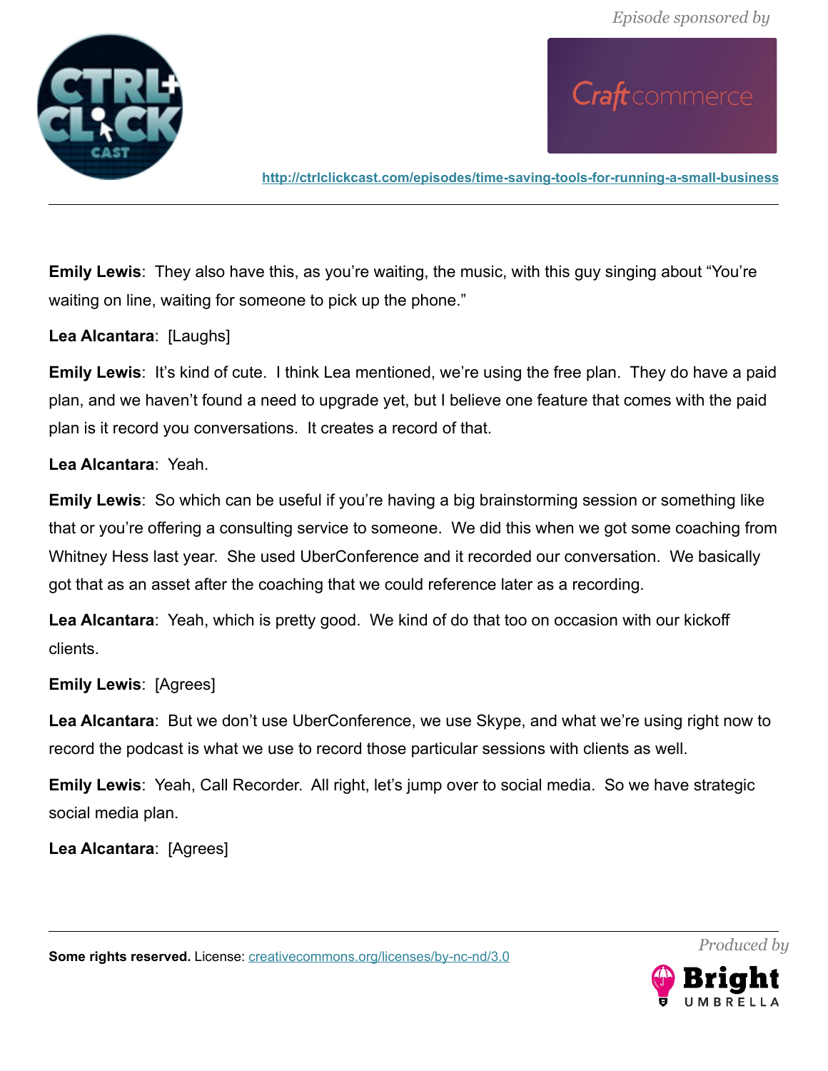**Emily Lewis**: They also have this, as you're waiting, the music, with this guy singing about "You're waiting on line, waiting for someone to pick up the phone."

**Lea Alcantara**: [Laughs]

**Emily Lewis**: It's kind of cute. I think Lea mentioned, we're using the free plan. They do have a paid plan, and we haven't found a need to upgrade yet, but I believe one feature that comes with the paid plan is it record you conversations. It creates a record of that.

**Lea Alcantara**: Yeah.

**Emily Lewis**: So which can be useful if you're having a big brainstorming session or something like that or you're offering a consulting service to someone. We did this when we got some coaching from Whitney Hess last year. She used UberConference and it recorded our conversation. We basically got that as an asset after the coaching that we could reference later as a recording.

**Lea Alcantara**: Yeah, which is pretty good. We kind of do that too on occasion with our kickoff clients.

**Emily Lewis**: [Agrees]

**Lea Alcantara**: But we don't use UberConference, we use Skype, and what we're using right now to record the podcast is what we use to record those particular sessions with clients as well.

**Emily Lewis**: Yeah, Call Recorder. All right, let's jump over to social media. So we have strategic social media plan.

**Lea Alcantara**: [Agrees]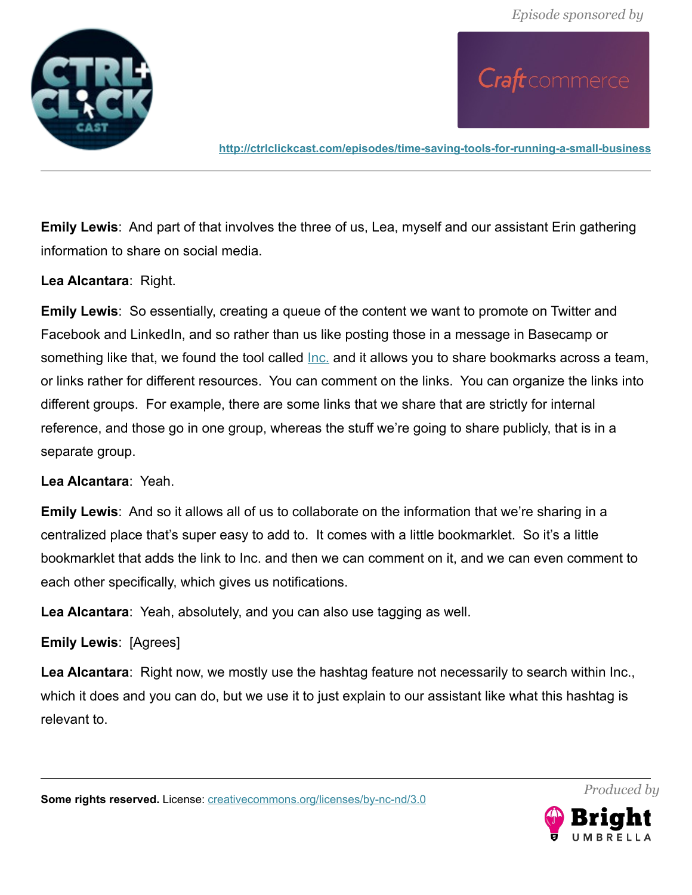**Emily Lewis**: And part of that involves the three of us, Lea, myself and our assistant Erin gathering information to share on social media.

**Lea Alcantara**: Right.

**Emily Lewis**: So essentially, creating a queue of the content we want to promote on Twitter and Facebook and LinkedIn, and so rather than us like posting those in a message in Basecamp or something like that, we found the tool called [Inc.] and it allows you to share bookmarks across a team, or links rather for different resources. You can comment on the links. You can organize the links into different groups. For example, there are some links that we share that are strictly for internal reference, and those go in one group, whereas the stuff we're going to share publicly, that is in a separate group.

**Lea Alcantara**: Yeah.

**Emily Lewis**: And so it allows all of us to collaborate on the information that we're sharing in a centralized place that's super easy to add to. It comes with a little bookmarklet. So it's a little bookmarklet that adds the link to Inc. and then we can comment on it, and we can even comment to each other specifically, which gives us notifications.

**Lea Alcantara**: Yeah, absolutely, and you can also use tagging as well.

**Emily Lewis**: [Agrees]

**Lea Alcantara**: Right now, we mostly use the hashtag feature not necessarily to search within Inc., which it does and you can do, but we use it to just explain to our assistant like what this hashtag is relevant to.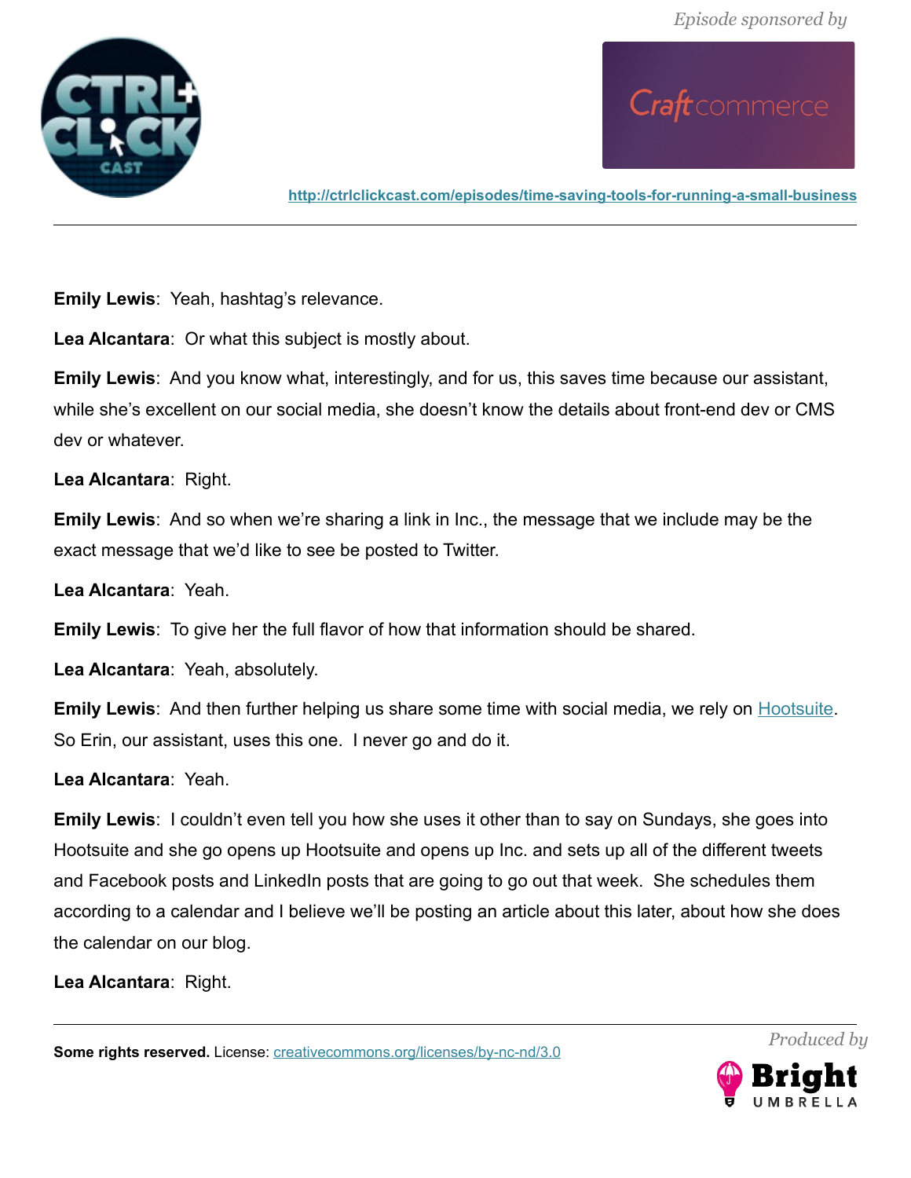**Emily Lewis**: Yeah, hashtag's relevance.

**Lea Alcantara**: Or what this subject is mostly about.

**Emily Lewis**: And you know what, interestingly, and for us, this saves time because our assistant, while she's excellent on our social media, she doesn't know the details about front-end dev or CMS dev or whatever.

**Lea Alcantara**: Right.

**Emily Lewis**: And so when we're sharing a link in Inc., the message that we include may be the exact message that we'd like to see be posted to Twitter.

**Lea Alcantara**: Yeah.

**Emily Lewis**: To give her the full flavor of how that information should be shared.

**Lea Alcantara**: Yeah, absolutely.

**Emily Lewis**: And then further helping us share some time with social media, we rely on Hootsuite. So Erin, our assistant, uses this one. I never go and do it.

**Lea Alcantara**: Yeah.

**Emily Lewis**: I couldn't even tell you how she uses it other than to say on Sundays, she goes into Hootsuite and she go opens up Hootsuite and opens up Inc. and sets up all of the different tweets and Facebook posts and LinkedIn posts that are going to go out that week. She schedules them according to a calendar and I believe we'll be posting an article about this later, about how she does the calendar on our blog.

**Lea Alcantara**: Right.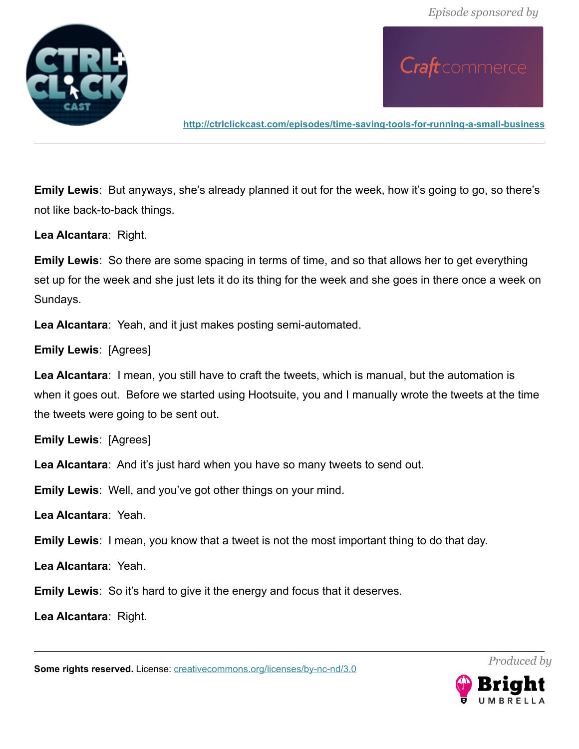**Emily Lewis**: But anyways, she's already planned it out for the week, how it's going to go, so there's not like back-to-back things.

**Lea Alcantara**: Right.

**Emily Lewis**: So there are some spacing in terms of time, and so that allows her to get everything set up for the week and she just lets it do its thing for the week and she goes in there once a week on Sundays.

**Lea Alcantara**: Yeah, and it just makes posting semi-automated.

**Emily Lewis**: [Agrees]

**Lea Alcantara**: I mean, you still have to craft the tweets, which is manual, but the automation is when it goes out. Before we started using Hootsuite, you and I manually wrote the tweets at the time the tweets were going to be sent out.

**Emily Lewis**: [Agrees]

**Lea Alcantara**: And it's just hard when you have so many tweets to send out.

**Emily Lewis**: Well, and you've got other things on your mind.

**Lea Alcantara**: Yeah.

**Emily Lewis**: I mean, you know that a tweet is not the most important thing to do that day.

**Lea Alcantara**: Yeah.

**Emily Lewis**: So it's hard to give it the energy and focus that it deserves.

**Lea Alcantara**: Right.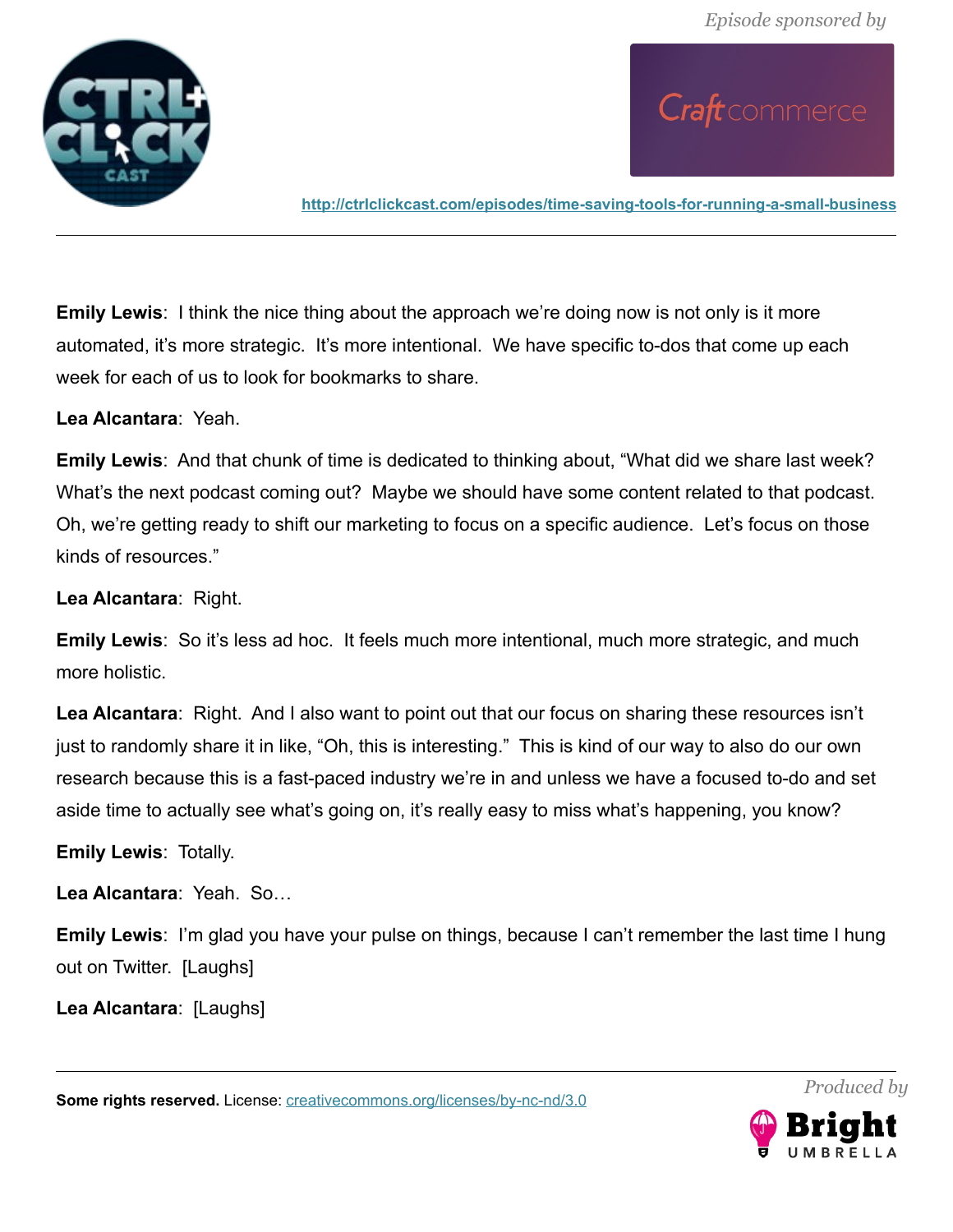**Emily Lewis**: I think the nice thing about the approach we're doing now is not only is it more automated, it's more strategic. It's more intentional. We have specific to-dos that come up each week for each of us to look for bookmarks to share.

**Lea Alcantara**: Yeah.

**Emily Lewis**: And that chunk of time is dedicated to thinking about, "What did we share last week? What's the next podcast coming out? Maybe we should have some content related to that podcast. Oh, we're getting ready to shift our marketing to focus on a specific audience. Let's focus on those kinds of resources."

**Lea Alcantara**: Right.

**Emily Lewis**: So it's less ad hoc. It feels much more intentional, much more strategic, and much more holistic.

**Lea Alcantara**: Right. And I also want to point out that our focus on sharing these resources isn't just to randomly share it in like, "Oh, this is interesting." This is kind of our way to also do our own research because this is a fast-paced industry we're in and unless we have a focused to-do and set aside time to actually see what's going on, it's really easy to miss what's happening, you know?

**Emily Lewis**: Totally.

**Lea Alcantara**: Yeah. So…

**Emily Lewis**: I'm glad you have your pulse on things, because I can't remember the last time I hung out on Twitter. [Laughs]

**Lea Alcantara**: [Laughs]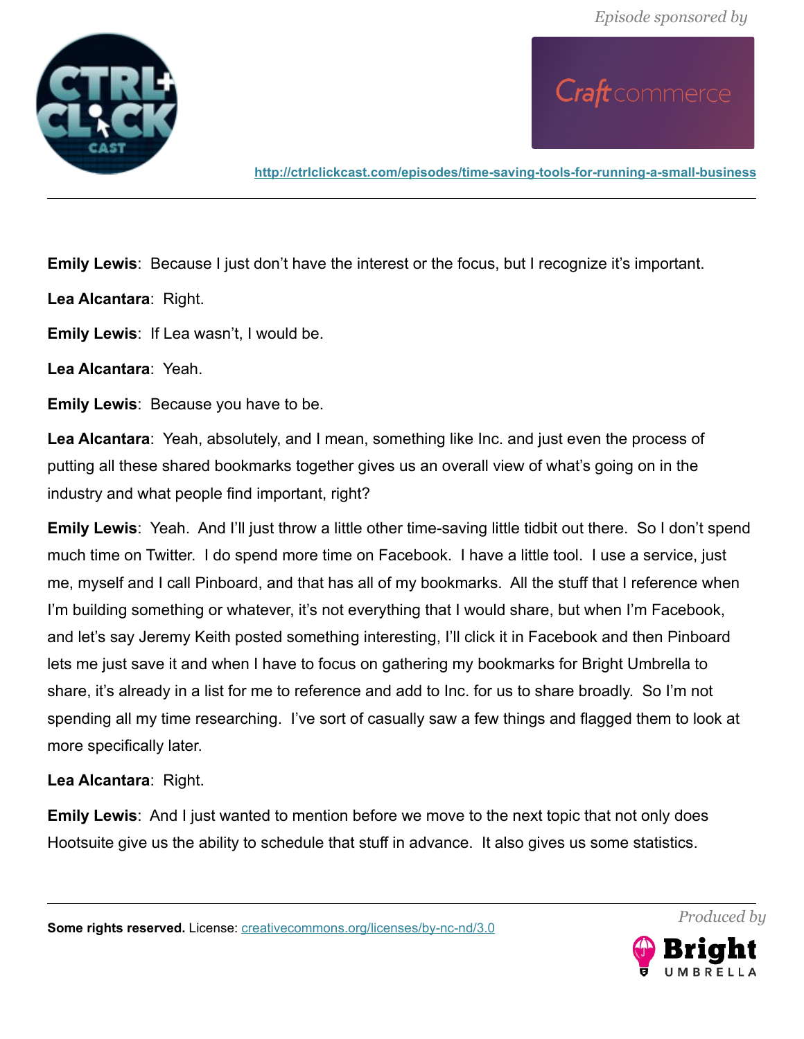**Emily Lewis**: Because I just don't have the interest or the focus, but I recognize it's important.

**Lea Alcantara**: Right.

**Emily Lewis**: If Lea wasn't, I would be.

**Lea Alcantara**: Yeah.

**Emily Lewis**: Because you have to be.

**Lea Alcantara**: Yeah, absolutely, and I mean, something like Inc. and just even the process of putting all these shared bookmarks together gives us an overall view of what's going on in the industry and what people find important, right?

**Emily Lewis**: Yeah. And I'll just throw a little other time-saving little tidbit out there. So I don't spend much time on Twitter. I do spend more time on Facebook. I have a little tool. I use a service, just me, myself and I call Pinboard, and that has all of my bookmarks. All the stuff that I reference when I'm building something or whatever, it's not everything that I would share, but when I'm Facebook, and let's say Jeremy Keith posted something interesting, I'll click it in Facebook and then Pinboard lets me just save it and when I have to focus on gathering my bookmarks for Bright Umbrella to share, it's already in a list for me to reference and add to Inc. for us to share broadly. So I'm not spending all my time researching. I've sort of casually saw a few things and flagged them to look at more specifically later.

**Lea Alcantara**: Right.

**Emily Lewis**: And I just wanted to mention before we move to the next topic that not only does Hootsuite give us the ability to schedule that stuff in advance. It also gives us some statistics.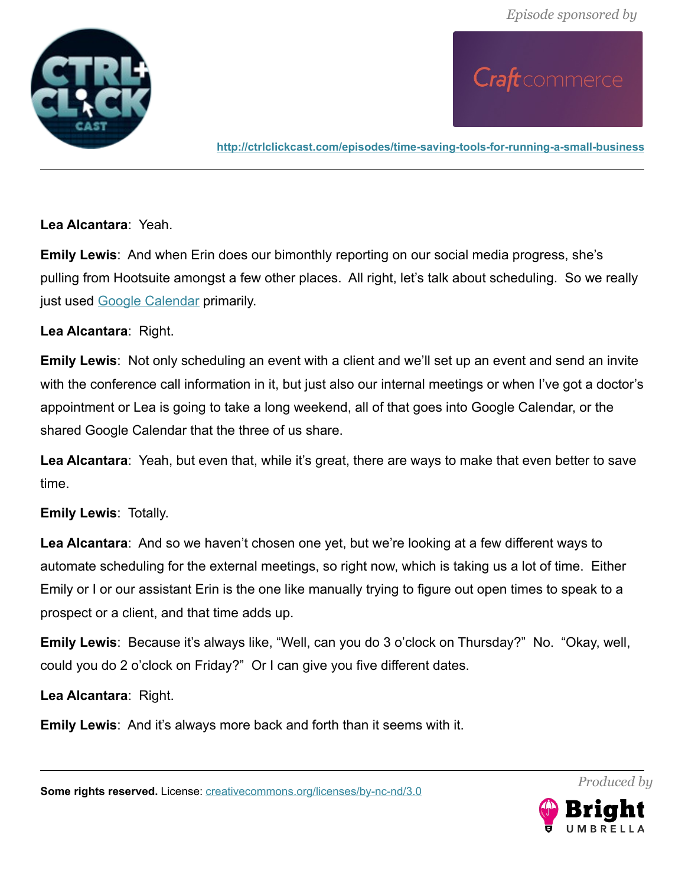**Lea Alcantara**: Yeah.

**Emily Lewis**: And when Erin does our bimonthly reporting on our social media progress, she's pulling from Hootsuite amongst a few other places. All right, let's talk about scheduling. So we really just used [Google Calendar](https://calendar.google.com) primarily.

**Lea Alcantara**: Right.

**Emily Lewis**: Not only scheduling an event with a client and we'll set up an event and send an invite with the conference call information in it, but just also our internal meetings or when I've got a doctor's appointment or Lea is going to take a long weekend, all of that goes into Google Calendar, or the shared Google Calendar that the three of us share.

**Lea Alcantara**: Yeah, but even that, while it's great, there are ways to make that even better to save time.

**Emily Lewis**: Totally.

**Lea Alcantara**: And so we haven't chosen one yet, but we're looking at a few different ways to automate scheduling for the external meetings, so right now, which is taking us a lot of time. Either Emily or I or our assistant Erin is the one like manually trying to figure out open times to speak to a prospect or a client, and that time adds up.

**Emily Lewis**: Because it's always like, "Well, can you do 3 o'clock on Thursday?" No. "Okay, well, could you do 2 o'clock on Friday?" Or I can give you five different dates.

**Lea Alcantara**: Right.

**Emily Lewis**: And it's always more back and forth than it seems with it.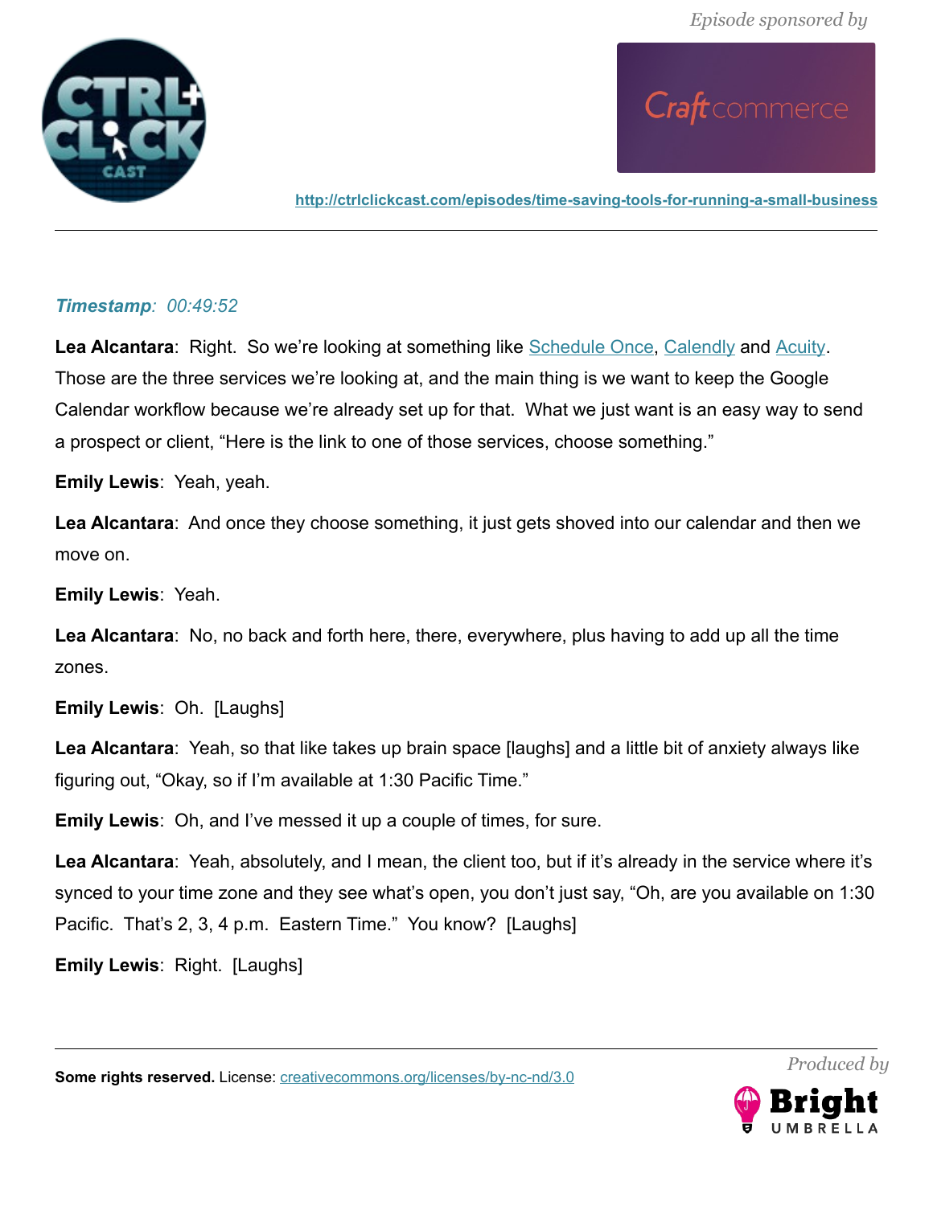*Timestamp: 00:49:52*

**Lea Alcantara**: Right. So we're looking at something like Schedule Once, Calendly and Acuity. Those are the three services we're looking at, and the main thing is we want to keep the Google Calendar workflow because we're already set up for that. What we just want is an easy way to send a prospect or client, "Here is the link to one of those services, choose something."

**Emily Lewis**: Yeah, yeah.

**Lea Alcantara**: And once they choose something, it just gets shoved into our calendar and then we move on.

**Emily Lewis**: Yeah.

**Lea Alcantara**: No, no back and forth here, there, everywhere, plus having to add up all the time zones.

**Emily Lewis**: Oh. [Laughs]

**Lea Alcantara**: Yeah, so that like takes up brain space [laughs] and a little bit of anxiety always like figuring out, "Okay, so if I'm available at 1:30 Pacific Time."

**Emily Lewis**: Oh, and I've messed it up a couple of times, for sure.

**Lea Alcantara**: Yeah, absolutely, and I mean, the client too, but if it's already in the service where it's synced to your time zone and they see what's open, you don't just say, "Oh, are you available on 1:30 Pacific. That's 2, 3, 4 p.m. Eastern Time." You know? [Laughs]

**Emily Lewis**: Right. [Laughs]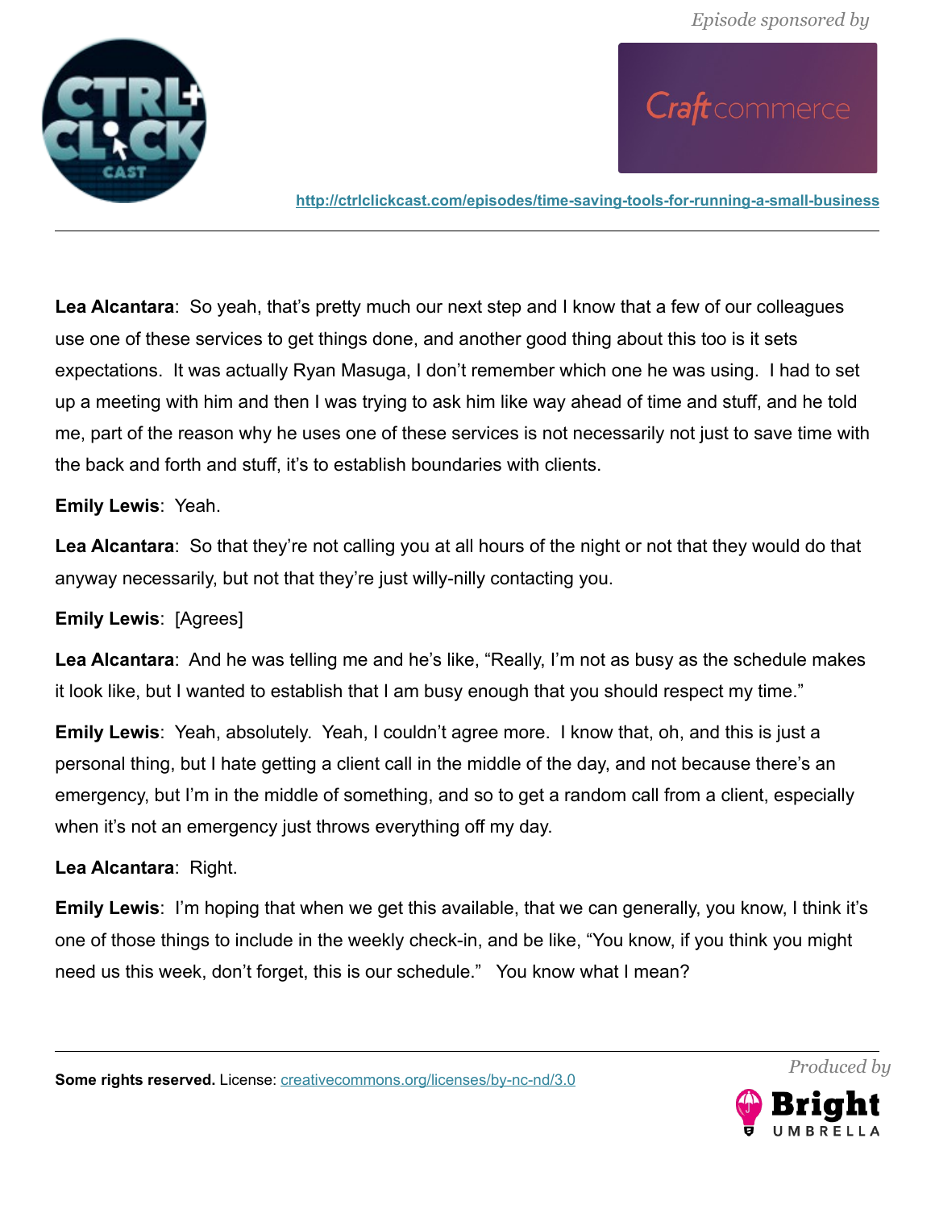**Lea Alcantara**: So yeah, that's pretty much our next step and I know that a few of our colleagues use one of these services to get things done, and another good thing about this too is it sets expectations. It was actually Ryan Masuga, I don't remember which one he was using. I had to set up a meeting with him and then I was trying to ask him like way ahead of time and stuff, and he told me, part of the reason why he uses one of these services is not necessarily not just to save time with the back and forth and stuff, it's to establish boundaries with clients.

**Emily Lewis**: Yeah.

**Lea Alcantara**: So that they're not calling you at all hours of the night or not that they would do that anyway necessarily, but not that they're just willy-nilly contacting you.

**Emily Lewis**: [Agrees]

**Lea Alcantara**: And he was telling me and he's like, "Really, I'm not as busy as the schedule makes it look like, but I wanted to establish that I am busy enough that you should respect my time."

**Emily Lewis**: Yeah, absolutely. Yeah, I couldn't agree more. I know that, oh, and this is just a personal thing, but I hate getting a client call in the middle of the day, and not because there's an emergency, but I'm in the middle of something, and so to get a random call from a client, especially when it's not an emergency just throws everything off my day.

**Lea Alcantara**: Right.

**Emily Lewis**: I'm hoping that when we get this available, that we can generally, you know, I think it's one of those things to include in the weekly check-in, and be like, "You know, if you think you might need us this week, don't forget, this is our schedule." You know what I mean?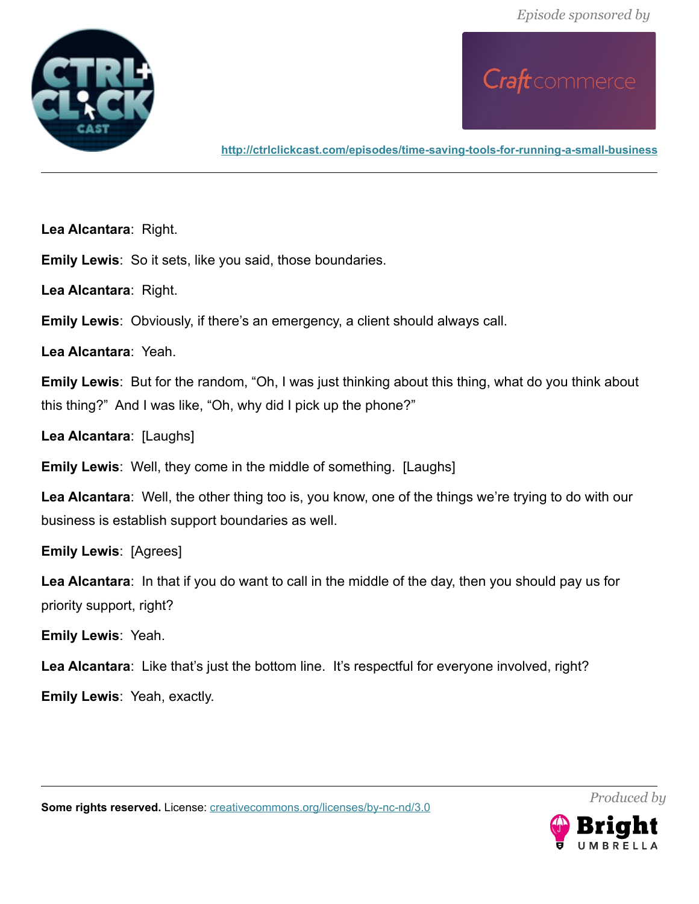**Lea Alcantara**: Right.

**Emily Lewis**: So it sets, like you said, those boundaries.

**Lea Alcantara**: Right.

**Emily Lewis**: Obviously, if there's an emergency, a client should always call.

**Lea Alcantara**: Yeah.

**Emily Lewis**: But for the random, "Oh, I was just thinking about this thing, what do you think about this thing?" And I was like, "Oh, why did I pick up the phone?"

**Lea Alcantara**: [Laughs]

**Emily Lewis**: Well, they come in the middle of something. [Laughs]

**Lea Alcantara**: Well, the other thing too is, you know, one of the things we're trying to do with our business is establish support boundaries as well.

**Emily Lewis**: [Agrees]

**Lea Alcantara**: In that if you do want to call in the middle of the day, then you should pay us for priority support, right?

**Emily Lewis**: Yeah.

**Lea Alcantara**: Like that's just the bottom line. It's respectful for everyone involved, right?

**Emily Lewis**: Yeah, exactly.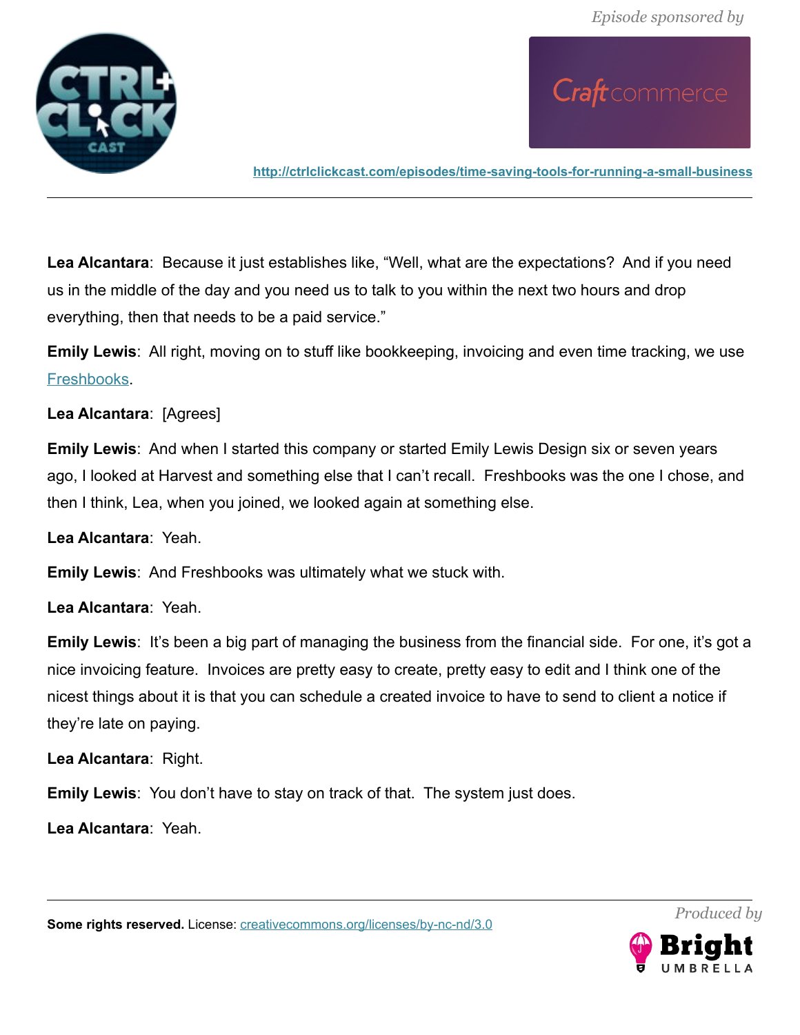**Lea Alcantara**: Because it just establishes like, "Well, what are the expectations? And if you need us in the middle of the day and you need us to talk to you within the next two hours and drop everything, then that needs to be a paid service."

**Emily Lewis**: All right, moving on to stuff like bookkeeping, invoicing and even time tracking, we use Freshbooks.

**Lea Alcantara**: [Agrees]

**Emily Lewis**: And when I started this company or started Emily Lewis Design six or seven years ago, I looked at Harvest and something else that I can't recall. Freshbooks was the one I chose, and then I think, Lea, when you joined, we looked again at something else.

**Lea Alcantara**: Yeah.

**Emily Lewis**: And Freshbooks was ultimately what we stuck with.

**Lea Alcantara**: Yeah.

**Emily Lewis**: It's been a big part of managing the business from the financial side. For one, it's got a nice invoicing feature. Invoices are pretty easy to create, pretty easy to edit and I think one of the nicest things about it is that you can schedule a created invoice to have to send to client a notice if they're late on paying.

**Lea Alcantara**: Right.

**Emily Lewis**: You don't have to stay on track of that. The system just does.

**Lea Alcantara**: Yeah.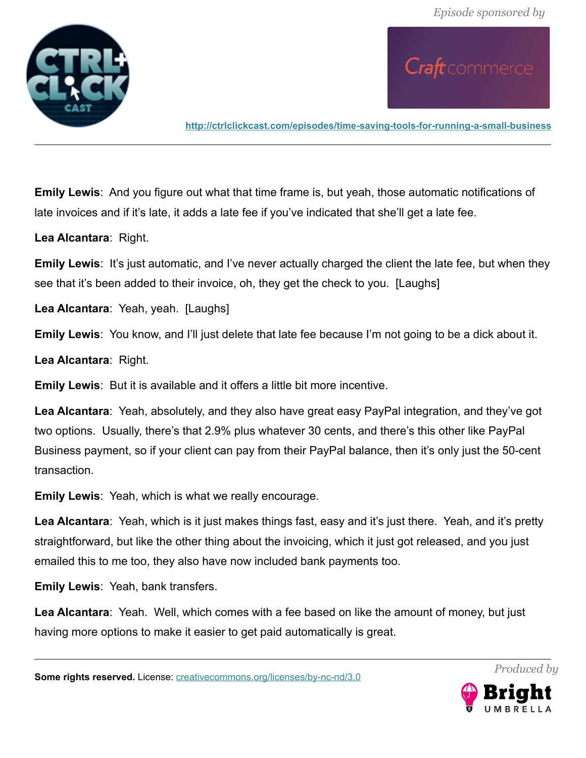**Emily Lewis**: And you figure out what that time frame is, but yeah, those automatic notifications of late invoices and if it's late, it adds a late fee if you've indicated that she'll get a late fee.

**Lea Alcantara**: Right.

**Emily Lewis**: It's just automatic, and I've never actually charged the client the late fee, but when they see that it's been added to their invoice, oh, they get the check to you. [Laughs]

**Lea Alcantara**: Yeah, yeah. [Laughs]

**Emily Lewis**: You know, and I'll just delete that late fee because I'm not going to be a dick about it.

**Lea Alcantara**: Right.

**Emily Lewis**: But it is available and it offers a little bit more incentive.

**Lea Alcantara**: Yeah, absolutely, and they also have great easy PayPal integration, and they've got two options. Usually, there's that 2.9% plus whatever 30 cents, and there's this other like PayPal Business payment, so if your client can pay from their PayPal balance, then it's only just the 50-cent transaction.

**Emily Lewis**: Yeah, which is what we really encourage.

**Lea Alcantara**: Yeah, which is it just makes things fast, easy and it's just there. Yeah, and it's pretty straightforward, but like the other thing about the invoicing, which it just got released, and you just emailed this to me too, they also have now included bank payments too.

**Emily Lewis**: Yeah, bank transfers.

**Lea Alcantara**: Yeah. Well, which comes with a fee based on like the amount of money, but just having more options to make it easier to get paid automatically is great.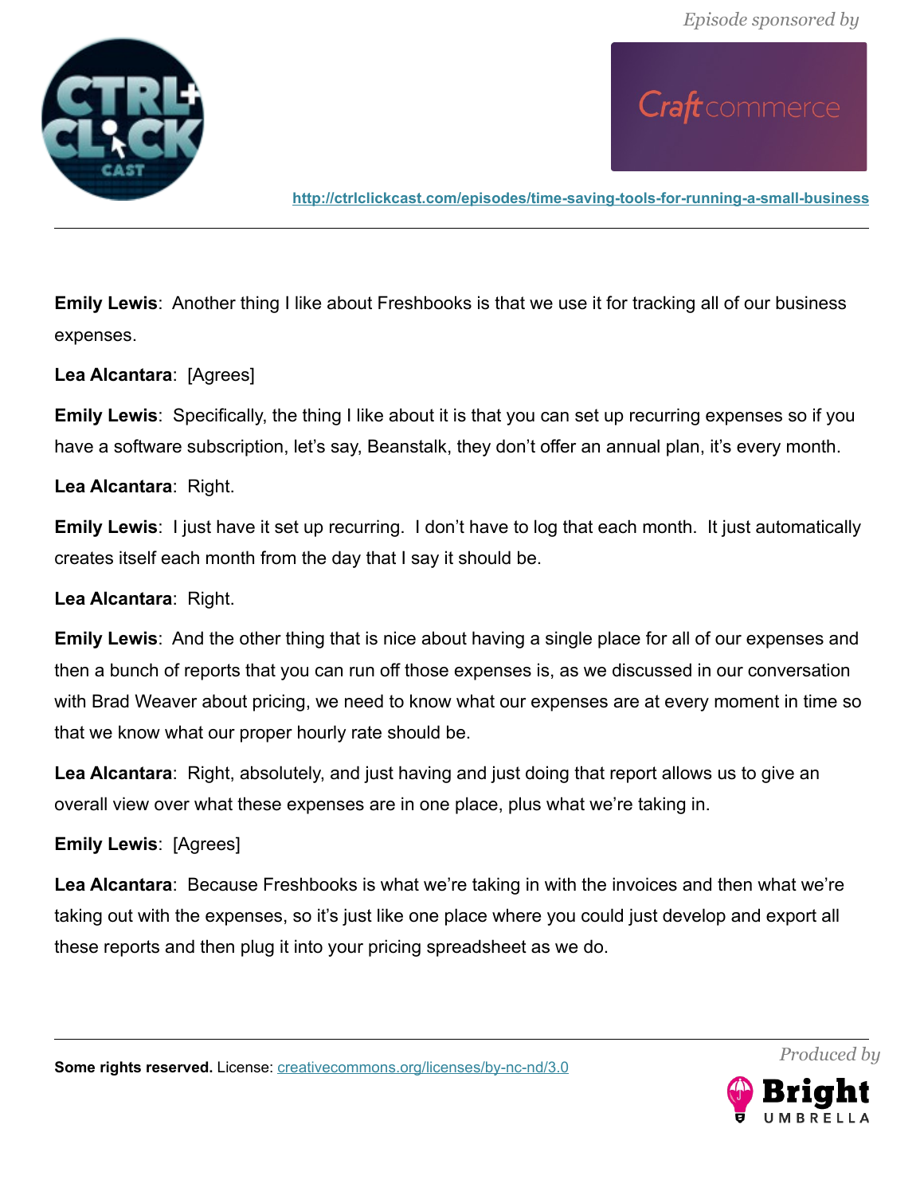**Emily Lewis**: Another thing I like about Freshbooks is that we use it for tracking all of our business expenses.

**Lea Alcantara**: [Agrees]

**Emily Lewis**: Specifically, the thing I like about it is that you can set up recurring expenses so if you have a software subscription, let's say, Beanstalk, they don't offer an annual plan, it's every month.

**Lea Alcantara**: Right.

**Emily Lewis**: I just have it set up recurring. I don't have to log that each month. It just automatically creates itself each month from the day that I say it should be.

**Lea Alcantara**: Right.

**Emily Lewis**: And the other thing that is nice about having a single place for all of our expenses and then a bunch of reports that you can run off those expenses is, as we discussed in our conversation with Brad Weaver about pricing, we need to know what our expenses are at every moment in time so that we know what our proper hourly rate should be.

**Lea Alcantara**: Right, absolutely, and just having and just doing that report allows us to give an overall view over what these expenses are in one place, plus what we're taking in.

**Emily Lewis**: [Agrees]

**Lea Alcantara**: Because Freshbooks is what we're taking in with the invoices and then what we're taking out with the expenses, so it's just like one place where you could just develop and export all these reports and then plug it into your pricing spreadsheet as we do.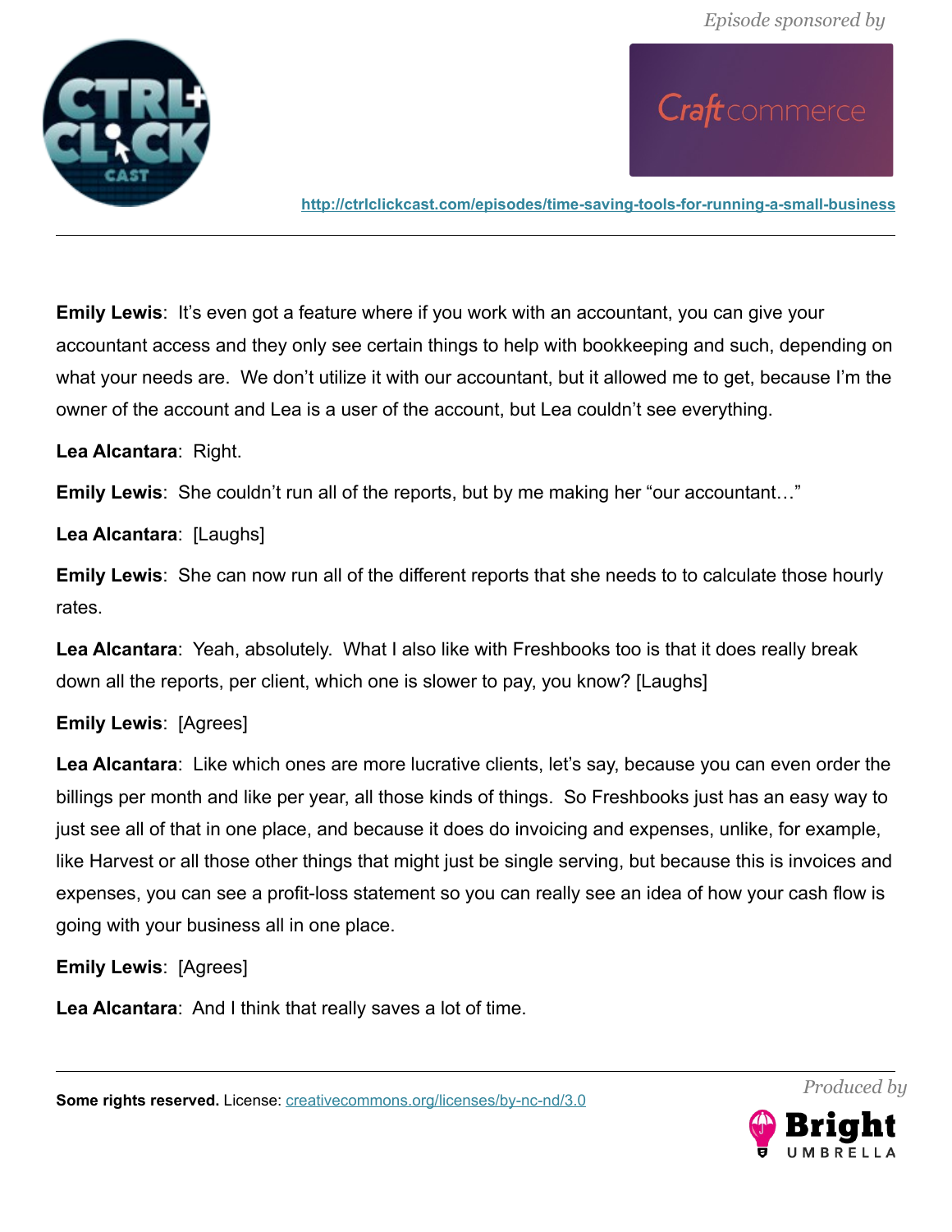**Emily Lewis**: It's even got a feature where if you work with an accountant, you can give your accountant access and they only see certain things to help with bookkeeping and such, depending on what your needs are. We don't utilize it with our accountant, but it allowed me to get, because I'm the owner of the account and Lea is a user of the account, but Lea couldn't see everything.

**Lea Alcantara**: Right.

**Emily Lewis**: She couldn't run all of the reports, but by me making her "our accountant…"

**Lea Alcantara**: [Laughs]

**Emily Lewis**: She can now run all of the different reports that she needs to to calculate those hourly rates.

**Lea Alcantara**: Yeah, absolutely. What I also like with Freshbooks too is that it does really break down all the reports, per client, which one is slower to pay, you know? [Laughs]

**Emily Lewis**: [Agrees]

**Lea Alcantara**: Like which ones are more lucrative clients, let's say, because you can even order the billings per month and like per year, all those kinds of things. So Freshbooks just has an easy way to just see all of that in one place, and because it does do invoicing and expenses, unlike, for example, like Harvest or all those other things that might just be single serving, but because this is invoices and expenses, you can see a profit-loss statement so you can really see an idea of how your cash flow is going with your business all in one place.

**Emily Lewis**: [Agrees]

**Lea Alcantara**: And I think that really saves a lot of time.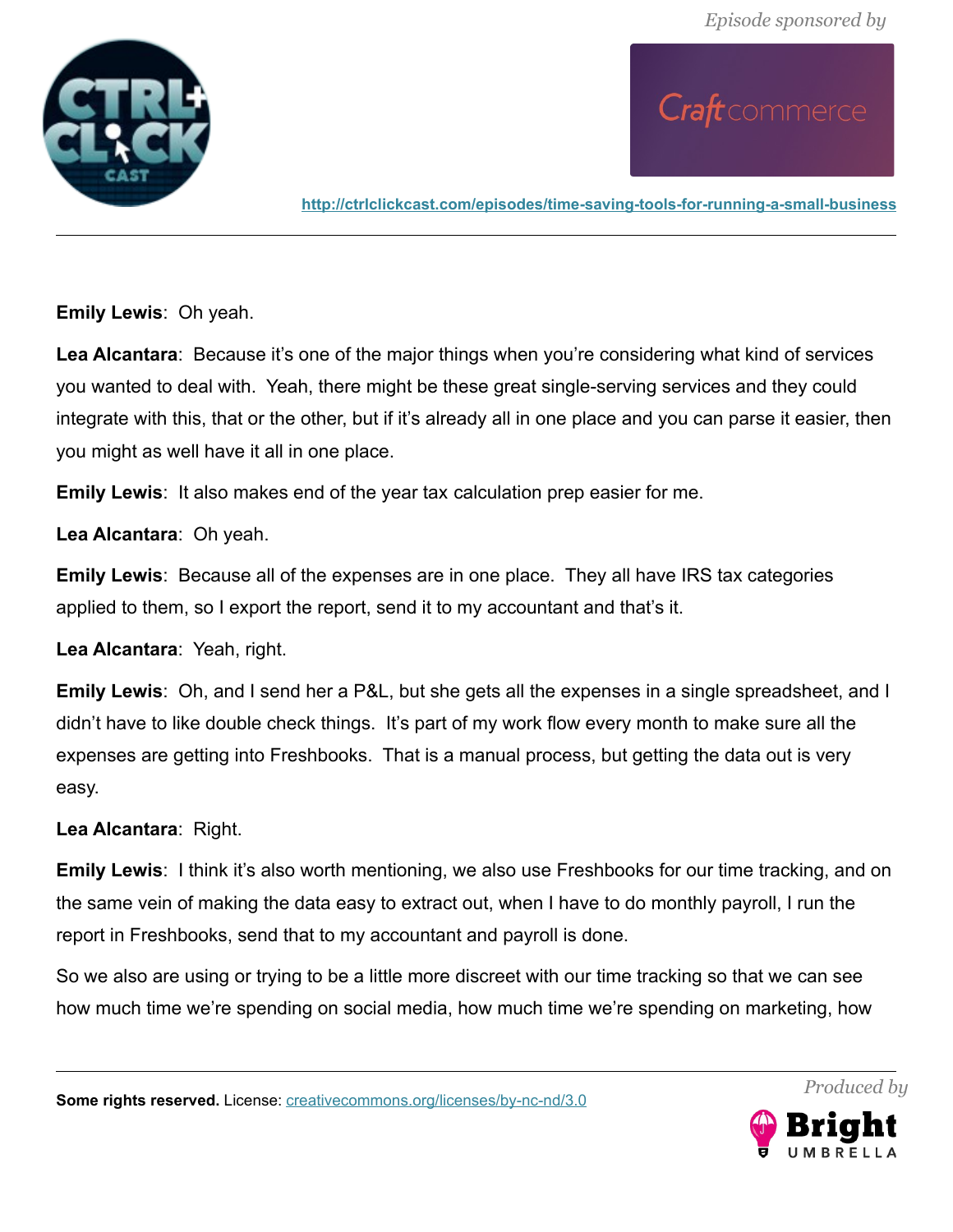**Emily Lewis**: Oh yeah.

**Lea Alcantara**: Because it's one of the major things when you're considering what kind of services you wanted to deal with. Yeah, there might be these great single-serving services and they could integrate with this, that or the other, but if it's already all in one place and you can parse it easier, then you might as well have it all in one place.

**Emily Lewis**: It also makes end of the year tax calculation prep easier for me.

**Lea Alcantara**: Oh yeah.

**Emily Lewis**: Because all of the expenses are in one place. They all have IRS tax categories applied to them, so I export the report, send it to my accountant and that's it.

**Lea Alcantara**: Yeah, right.

**Emily Lewis**: Oh, and I send her a P&L, but she gets all the expenses in a single spreadsheet, and I didn't have to like double check things. It's part of my work flow every month to make sure all the expenses are getting into Freshbooks. That is a manual process, but getting the data out is very easy.

**Lea Alcantara**: Right.

**Emily Lewis**: I think it's also worth mentioning, we also use Freshbooks for our time tracking, and on the same vein of making the data easy to extract out, when I have to do monthly payroll, I run the report in Freshbooks, send that to my accountant and payroll is done.

So we also are using or trying to be a little more discreet with our time tracking so that we can see how much time we're spending on social media, how much time we're spending on marketing, how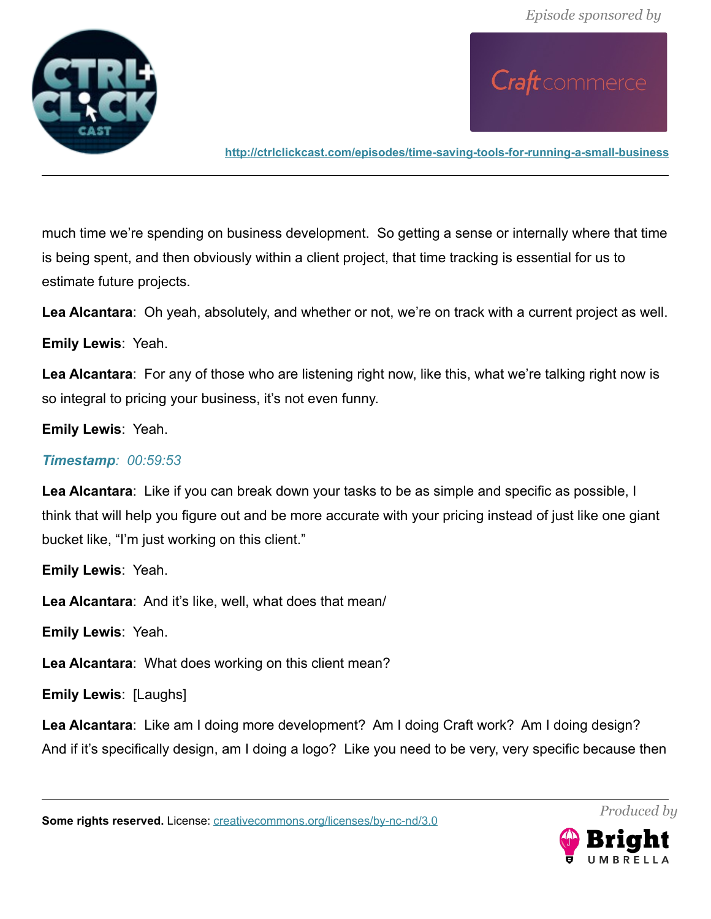much time we're spending on business development. So getting a sense or internally where that time is being spent, and then obviously within a client project, that time tracking is essential for us to estimate future projects.

**Lea Alcantara**: Oh yeah, absolutely, and whether or not, we're on track with a current project as well.

**Emily Lewis**: Yeah.

**Lea Alcantara**: For any of those who are listening right now, like this, what we're talking right now is so integral to pricing your business, it's not even funny.

**Emily Lewis**: Yeah.

***Timestamp**: 00:59:53*

**Lea Alcantara**: Like if you can break down your tasks to be as simple and specific as possible, I think that will help you figure out and be more accurate with your pricing instead of just like one giant bucket like, "I'm just working on this client."

**Emily Lewis**: Yeah.

**Lea Alcantara**: And it's like, well, what does that mean/

**Emily Lewis**: Yeah.

**Lea Alcantara**: What does working on this client mean?

**Emily Lewis**: [Laughs]

**Lea Alcantara**: Like am I doing more development? Am I doing Craft work? Am I doing design? And if it's specifically design, am I doing a logo? Like you need to be very, very specific because then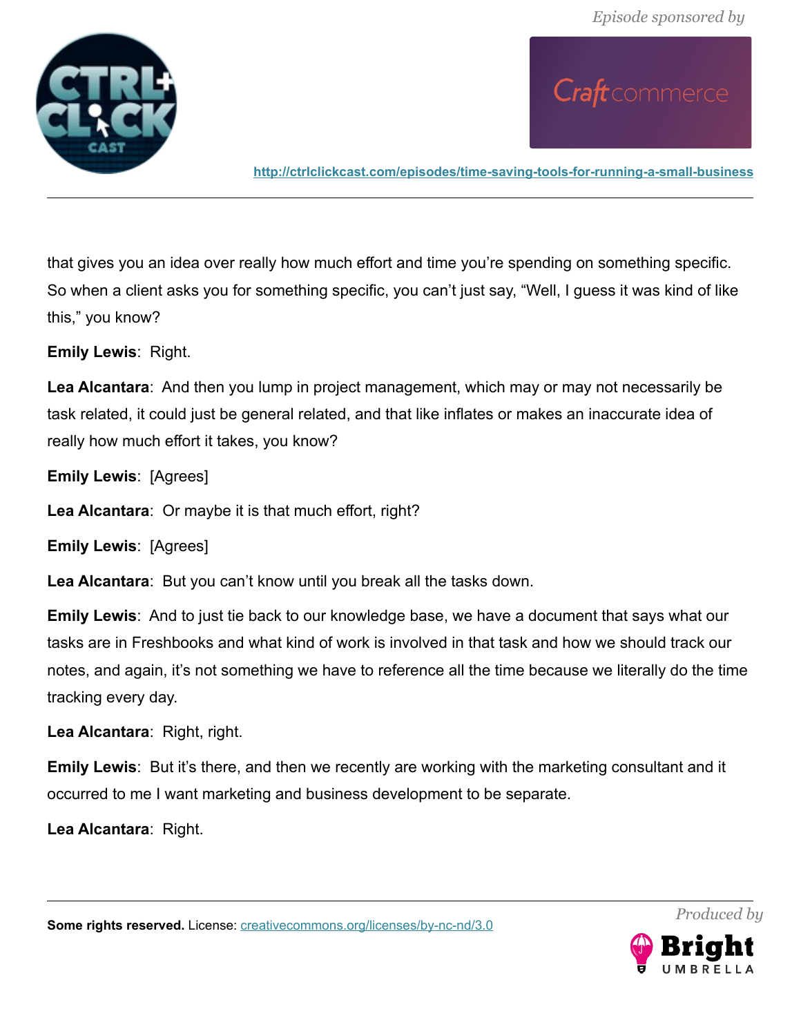that gives you an idea over really how much effort and time you're spending on something specific. So when a client asks you for something specific, you can't just say, "Well, I guess it was kind of like this," you know?

**Emily Lewis**: Right.

**Lea Alcantara**: And then you lump in project management, which may or may not necessarily be task related, it could just be general related, and that like inflates or makes an inaccurate idea of really how much effort it takes, you know?

**Emily Lewis**: [Agrees]

**Lea Alcantara**: Or maybe it is that much effort, right?

**Emily Lewis**: [Agrees]

**Lea Alcantara**: But you can't know until you break all the tasks down.

**Emily Lewis**: And to just tie back to our knowledge base, we have a document that says what our tasks are in Freshbooks and what kind of work is involved in that task and how we should track our notes, and again, it's not something we have to reference all the time because we literally do the time tracking every day.

**Lea Alcantara**: Right, right.

**Emily Lewis**: But it's there, and then we recently are working with the marketing consultant and it occurred to me I want marketing and business development to be separate.

**Lea Alcantara**: Right.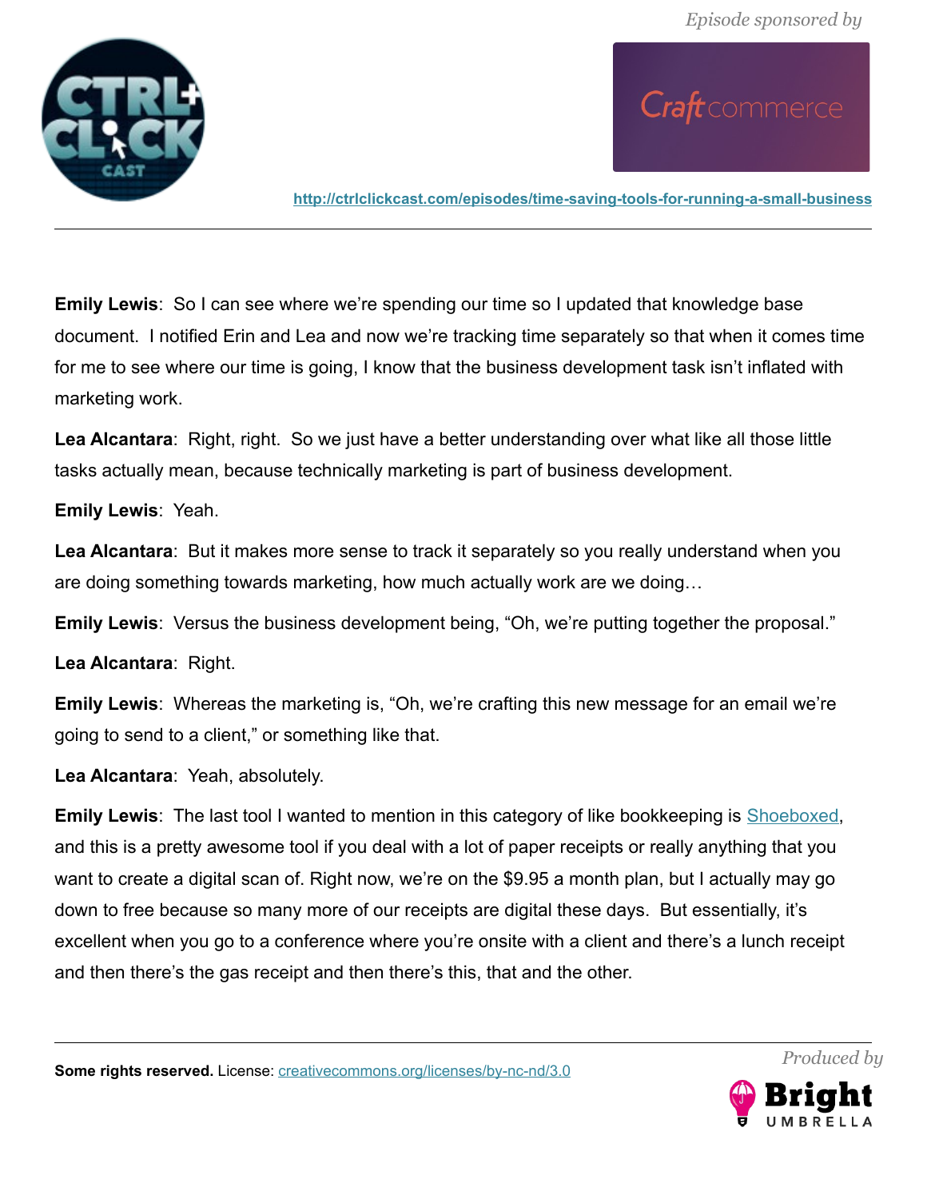**Emily Lewis**: So I can see where we're spending our time so I updated that knowledge base document. I notified Erin and Lea and now we're tracking time separately so that when it comes time for me to see where our time is going, I know that the business development task isn't inflated with marketing work.

**Lea Alcantara**: Right, right. So we just have a better understanding over what like all those little tasks actually mean, because technically marketing is part of business development.

**Emily Lewis**: Yeah.

**Lea Alcantara**: But it makes more sense to track it separately so you really understand when you are doing something towards marketing, how much actually work are we doing…

**Emily Lewis**: Versus the business development being, "Oh, we're putting together the proposal."

**Lea Alcantara**: Right.

**Emily Lewis**: Whereas the marketing is, "Oh, we're crafting this new message for an email we're going to send to a client," or something like that.

**Lea Alcantara**: Yeah, absolutely.

**Emily Lewis**: The last tool I wanted to mention in this category of like bookkeeping is Shoeboxed, and this is a pretty awesome tool if you deal with a lot of paper receipts or really anything that you want to create a digital scan of. Right now, we're on the $9.95 a month plan, but I actually may go down to free because so many more of our receipts are digital these days. But essentially, it's excellent when you go to a conference where you're onsite with a client and there's a lunch receipt and then there's the gas receipt and then there's this, that and the other.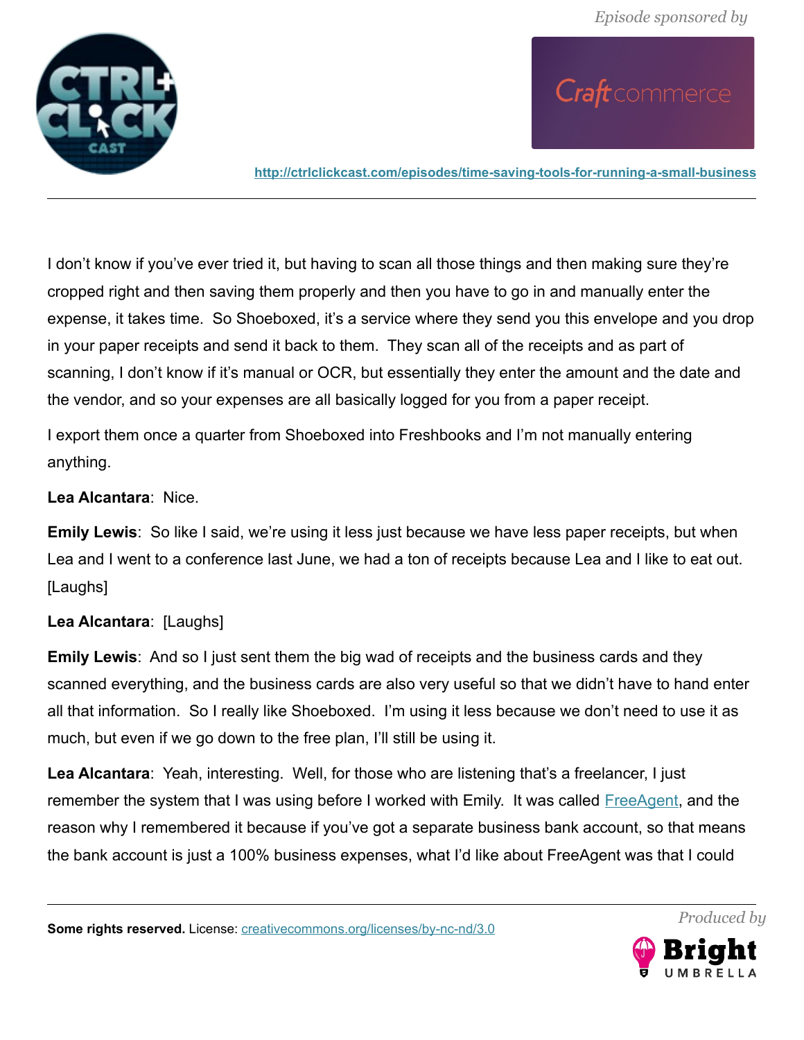I don't know if you've ever tried it, but having to scan all those things and then making sure they're cropped right and then saving them properly and then you have to go in and manually enter the expense, it takes time. So Shoeboxed, it's a service where they send you this envelope and you drop in your paper receipts and send it back to them. They scan all of the receipts and as part of scanning, I don't know if it's manual or OCR, but essentially they enter the amount and the date and the vendor, and so your expenses are all basically logged for you from a paper receipt.

I export them once a quarter from Shoeboxed into Freshbooks and I'm not manually entering anything.

**Lea Alcantara**: Nice.

**Emily Lewis**: So like I said, we're using it less just because we have less paper receipts, but when Lea and I went to a conference last June, we had a ton of receipts because Lea and I like to eat out. [Laughs]

**Lea Alcantara**: [Laughs]

**Emily Lewis**: And so I just sent them the big wad of receipts and the business cards and they scanned everything, and the business cards are also very useful so that we didn't have to hand enter all that information. So I really like Shoeboxed. I'm using it less because we don't need to use it as much, but even if we go down to the free plan, I'll still be using it.

**Lea Alcantara**: Yeah, interesting. Well, for those who are listening that's a freelancer, I just remember the system that I was using before I worked with Emily. It was called FreeAgent, and the reason why I remembered it because if you've got a separate business bank account, so that means the bank account is just a 100% business expenses, what I'd like about FreeAgent was that I could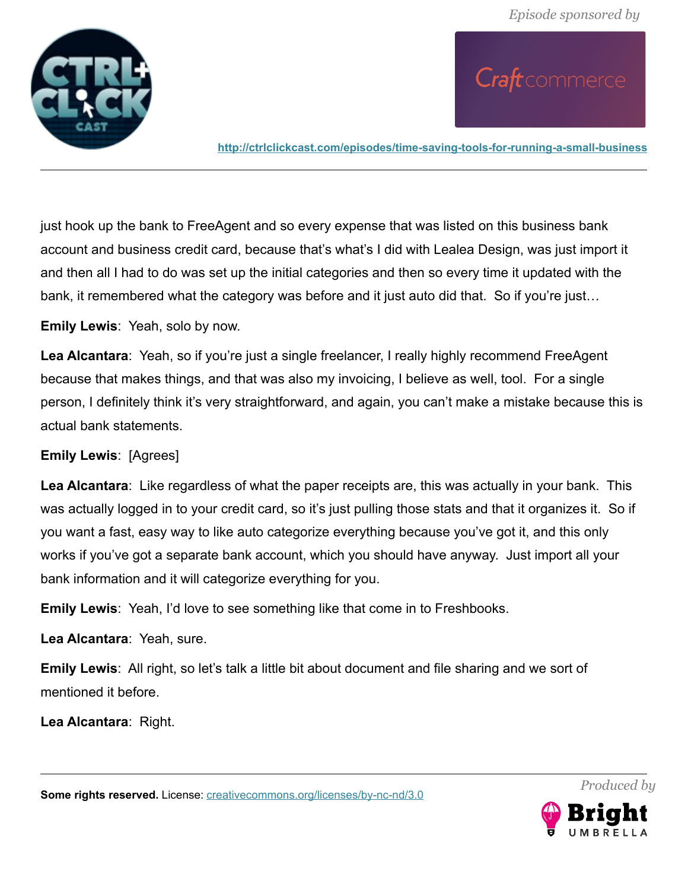just hook up the bank to FreeAgent and so every expense that was listed on this business bank account and business credit card, because that's what's I did with Lealea Design, was just import it and then all I had to do was set up the initial categories and then so every time it updated with the bank, it remembered what the category was before and it just auto did that. So if you're just…

**Emily Lewis**: Yeah, solo by now.

**Lea Alcantara**: Yeah, so if you're just a single freelancer, I really highly recommend FreeAgent because that makes things, and that was also my invoicing, I believe as well, tool. For a single person, I definitely think it's very straightforward, and again, you can't make a mistake because this is actual bank statements.

**Emily Lewis**: [Agrees]

**Lea Alcantara**: Like regardless of what the paper receipts are, this was actually in your bank. This was actually logged in to your credit card, so it's just pulling those stats and that it organizes it. So if you want a fast, easy way to like auto categorize everything because you've got it, and this only works if you've got a separate bank account, which you should have anyway. Just import all your bank information and it will categorize everything for you.

**Emily Lewis**: Yeah, I'd love to see something like that come in to Freshbooks.

**Lea Alcantara**: Yeah, sure.

**Emily Lewis**: All right, so let's talk a little bit about document and file sharing and we sort of mentioned it before.

**Lea Alcantara**: Right.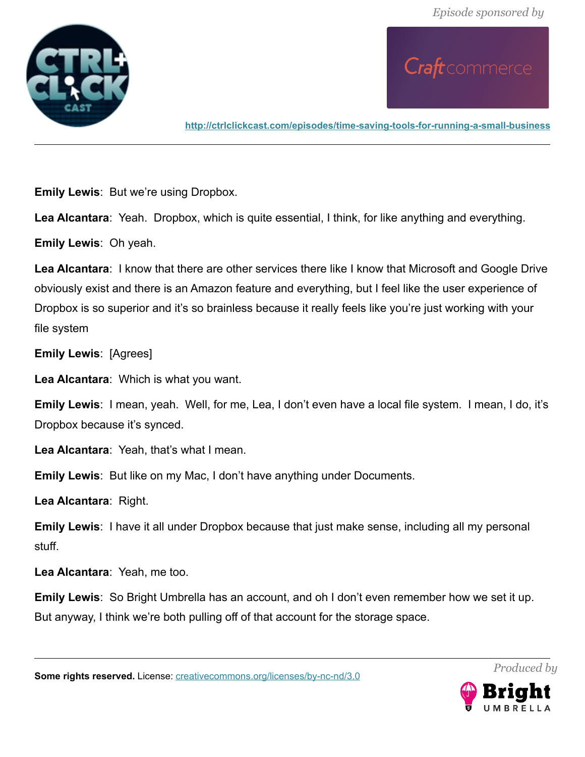**Emily Lewis**: But we're using Dropbox.

**Lea Alcantara**: Yeah. Dropbox, which is quite essential, I think, for like anything and everything.

**Emily Lewis**: Oh yeah.

**Lea Alcantara**: I know that there are other services there like I know that Microsoft and Google Drive obviously exist and there is an Amazon feature and everything, but I feel like the user experience of Dropbox is so superior and it's so brainless because it really feels like you're just working with your file system

**Emily Lewis**: [Agrees]

**Lea Alcantara**: Which is what you want.

**Emily Lewis**: I mean, yeah. Well, for me, Lea, I don't even have a local file system. I mean, I do, it's Dropbox because it's synced.

**Lea Alcantara**: Yeah, that's what I mean.

**Emily Lewis**: But like on my Mac, I don't have anything under Documents.

**Lea Alcantara**: Right.

**Emily Lewis**: I have it all under Dropbox because that just make sense, including all my personal stuff.

**Lea Alcantara**: Yeah, me too.

**Emily Lewis**: So Bright Umbrella has an account, and oh I don't even remember how we set it up. But anyway, I think we're both pulling off of that account for the storage space.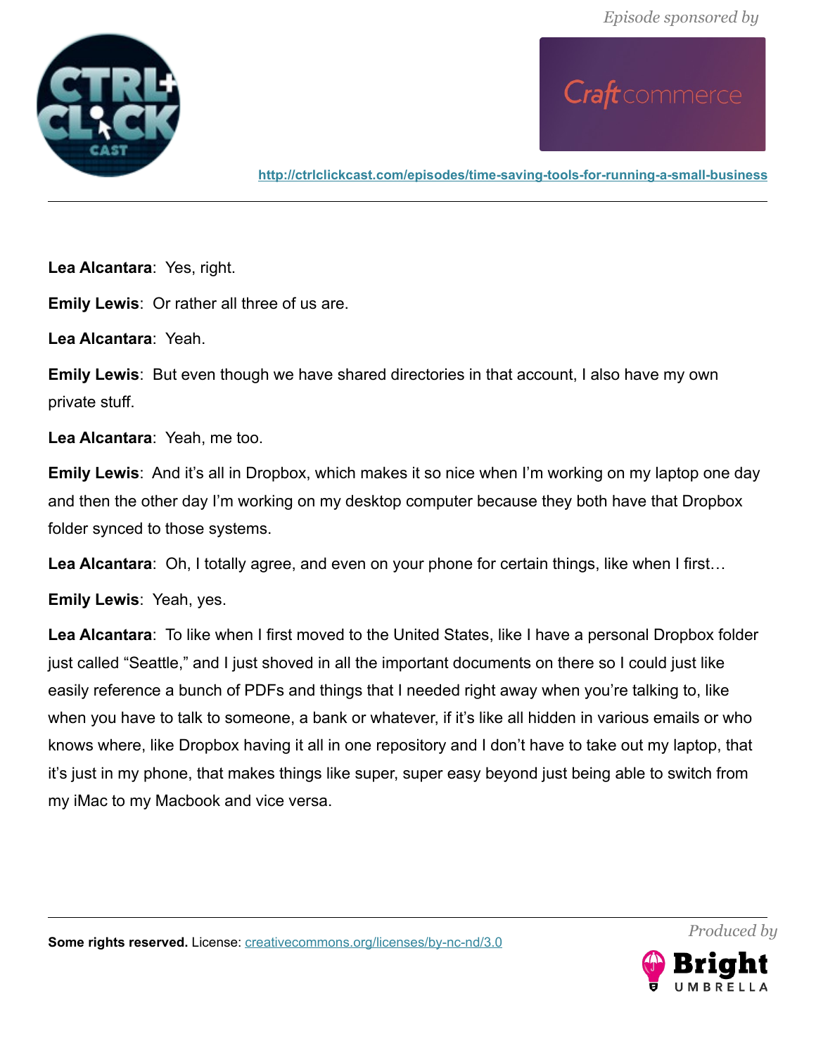**Lea Alcantara**: Yes, right.

**Emily Lewis**: Or rather all three of us are.

**Lea Alcantara**: Yeah.

**Emily Lewis**: But even though we have shared directories in that account, I also have my own private stuff.

**Lea Alcantara**: Yeah, me too.

**Emily Lewis**: And it's all in Dropbox, which makes it so nice when I'm working on my laptop one day and then the other day I'm working on my desktop computer because they both have that Dropbox folder synced to those systems.

**Lea Alcantara**: Oh, I totally agree, and even on your phone for certain things, like when I first…

**Emily Lewis**: Yeah, yes.

**Lea Alcantara**: To like when I first moved to the United States, like I have a personal Dropbox folder just called "Seattle," and I just shoved in all the important documents on there so I could just like easily reference a bunch of PDFs and things that I needed right away when you're talking to, like when you have to talk to someone, a bank or whatever, if it's like all hidden in various emails or who knows where, like Dropbox having it all in one repository and I don't have to take out my laptop, that it's just in my phone, that makes things like super, super easy beyond just being able to switch from my iMac to my Macbook and vice versa.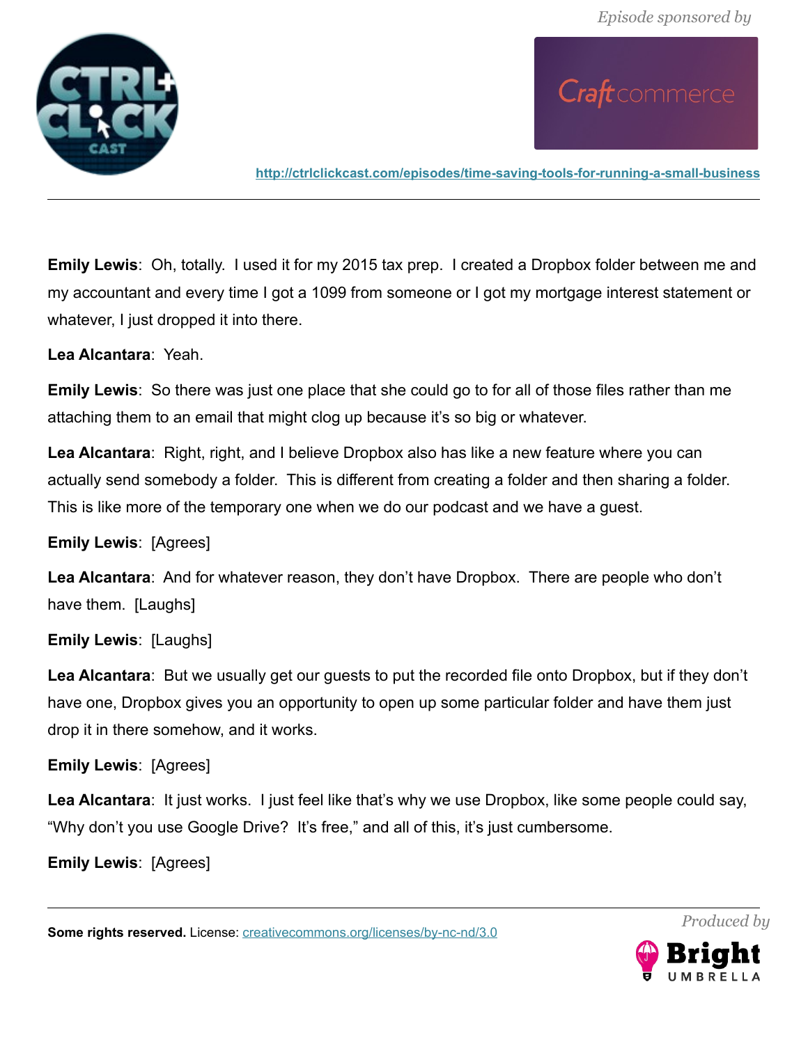**Emily Lewis**: Oh, totally. I used it for my 2015 tax prep. I created a Dropbox folder between me and my accountant and every time I got a 1099 from someone or I got my mortgage interest statement or whatever, I just dropped it into there.

**Lea Alcantara**: Yeah.

**Emily Lewis**: So there was just one place that she could go to for all of those files rather than me attaching them to an email that might clog up because it's so big or whatever.

**Lea Alcantara**: Right, right, and I believe Dropbox also has like a new feature where you can actually send somebody a folder. This is different from creating a folder and then sharing a folder. This is like more of the temporary one when we do our podcast and we have a guest.

**Emily Lewis**: [Agrees]

**Lea Alcantara**: And for whatever reason, they don't have Dropbox. There are people who don't have them. [Laughs]

**Emily Lewis**: [Laughs]

**Lea Alcantara**: But we usually get our guests to put the recorded file onto Dropbox, but if they don't have one, Dropbox gives you an opportunity to open up some particular folder and have them just drop it in there somehow, and it works.

**Emily Lewis**: [Agrees]

**Lea Alcantara**: It just works. I just feel like that's why we use Dropbox, like some people could say, "Why don't you use Google Drive? It's free," and all of this, it's just cumbersome.

**Emily Lewis**: [Agrees]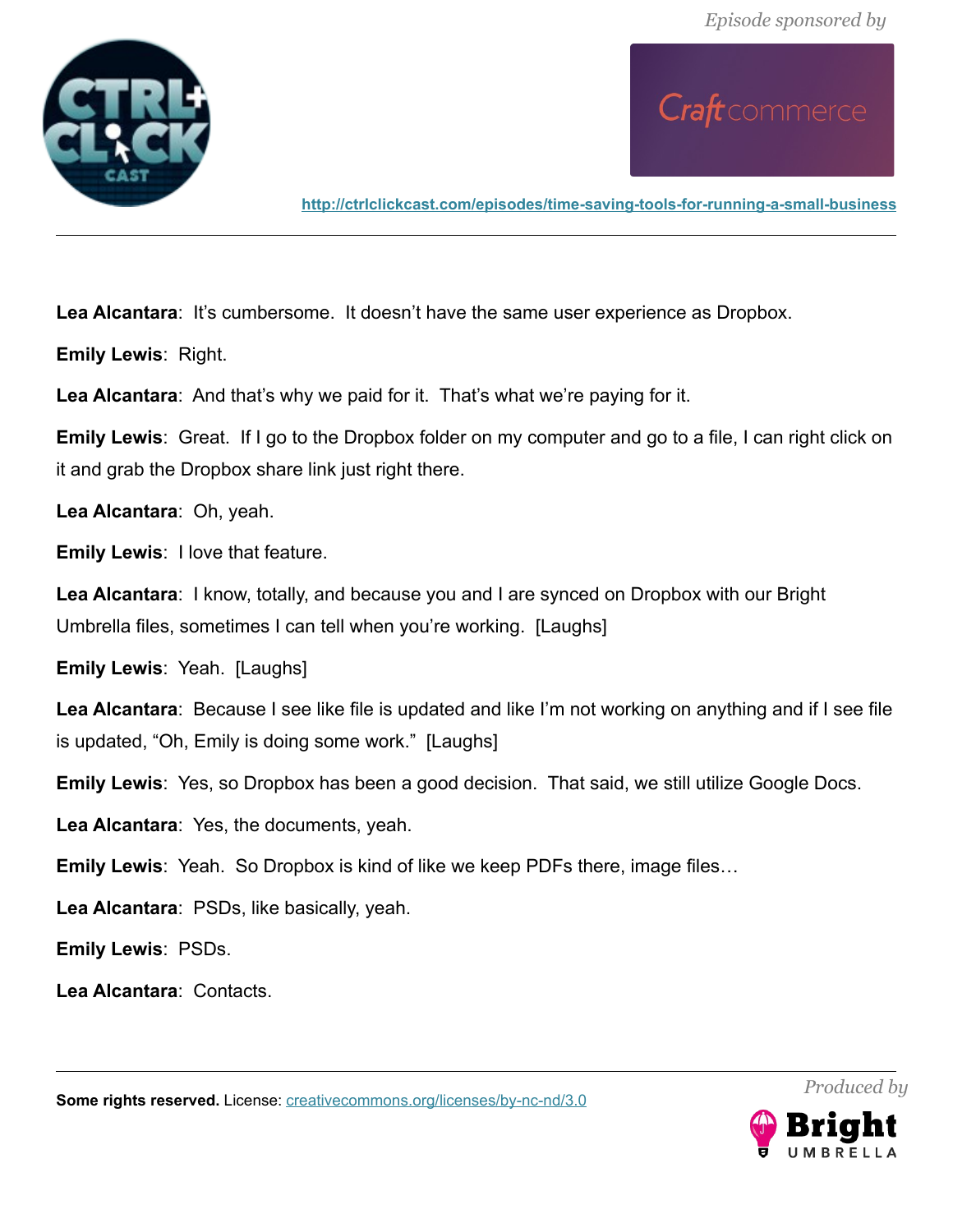**Lea Alcantara**: It's cumbersome. It doesn't have the same user experience as Dropbox.

**Emily Lewis**: Right.

**Lea Alcantara**: And that's why we paid for it. That's what we're paying for it.

**Emily Lewis**: Great. If I go to the Dropbox folder on my computer and go to a file, I can right click on it and grab the Dropbox share link just right there.

**Lea Alcantara**: Oh, yeah.

**Emily Lewis**: I love that feature.

**Lea Alcantara**: I know, totally, and because you and I are synced on Dropbox with our Bright Umbrella files, sometimes I can tell when you're working. [Laughs]

**Emily Lewis**: Yeah. [Laughs]

**Lea Alcantara**: Because I see like file is updated and like I'm not working on anything and if I see file is updated, "Oh, Emily is doing some work." [Laughs]

**Emily Lewis**: Yes, so Dropbox has been a good decision. That said, we still utilize Google Docs.

**Lea Alcantara**: Yes, the documents, yeah.

**Emily Lewis**: Yeah. So Dropbox is kind of like we keep PDFs there, image files…

**Lea Alcantara**: PSDs, like basically, yeah.

**Emily Lewis**: PSDs.

**Lea Alcantara**: Contacts.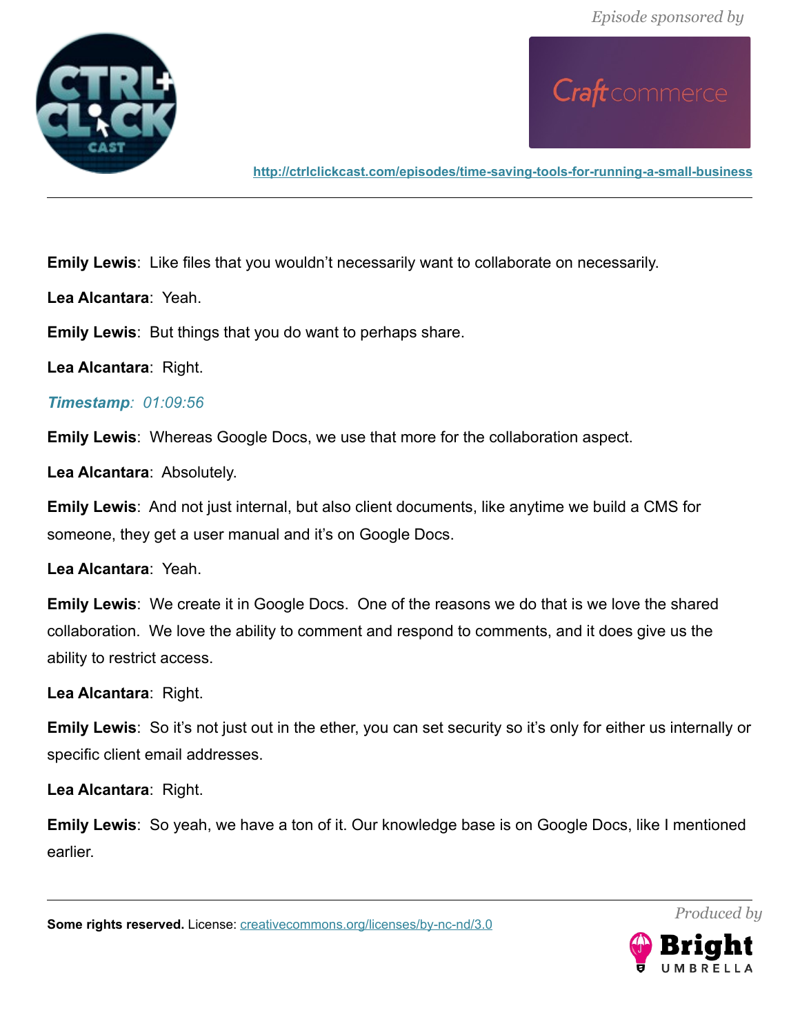**Emily Lewis**: Like files that you wouldn't necessarily want to collaborate on necessarily.

**Lea Alcantara**: Yeah.

**Emily Lewis**: But things that you do want to perhaps share.

**Lea Alcantara**: Right.

***Timestamp**: 01:09:56*

**Emily Lewis**: Whereas Google Docs, we use that more for the collaboration aspect.

**Lea Alcantara**: Absolutely.

**Emily Lewis**: And not just internal, but also client documents, like anytime we build a CMS for someone, they get a user manual and it's on Google Docs.

**Lea Alcantara**: Yeah.

**Emily Lewis**: We create it in Google Docs. One of the reasons we do that is we love the shared collaboration. We love the ability to comment and respond to comments, and it does give us the ability to restrict access.

**Lea Alcantara**: Right.

**Emily Lewis**: So it's not just out in the ether, you can set security so it's only for either us internally or specific client email addresses.

**Lea Alcantara**: Right.

**Emily Lewis**: So yeah, we have a ton of it. Our knowledge base is on Google Docs, like I mentioned earlier.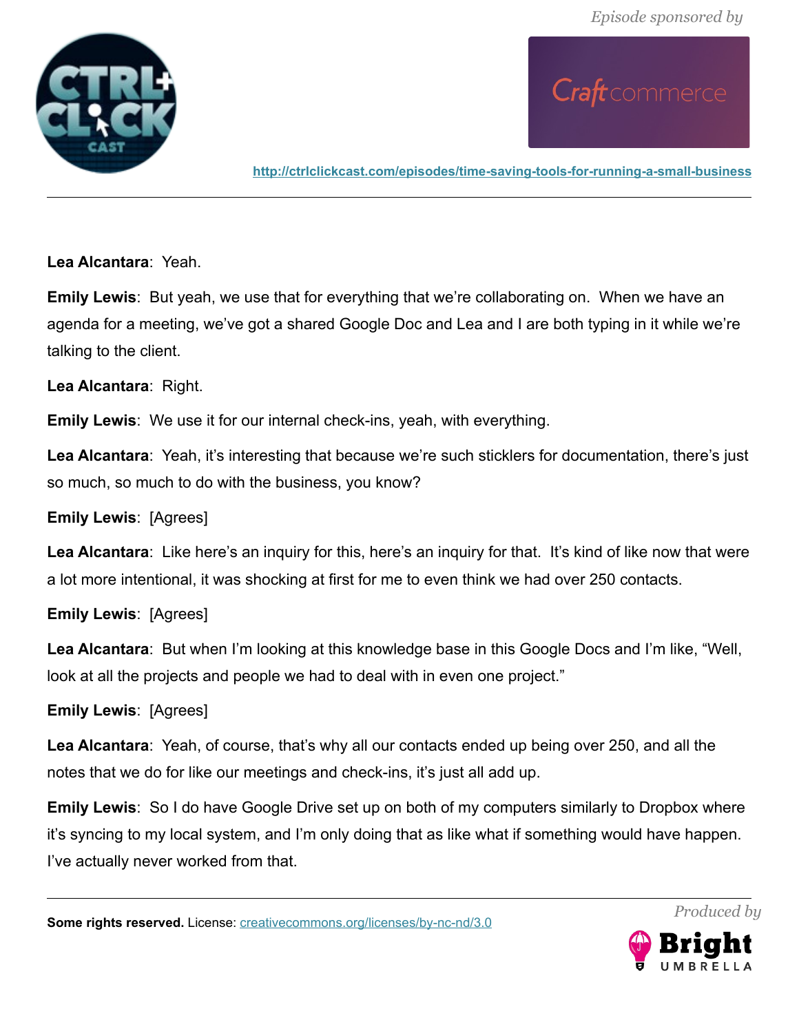**Lea Alcantara**: Yeah.

**Emily Lewis**: But yeah, we use that for everything that we're collaborating on. When we have an agenda for a meeting, we've got a shared Google Doc and Lea and I are both typing in it while we're talking to the client.

**Lea Alcantara**: Right.

**Emily Lewis**: We use it for our internal check-ins, yeah, with everything.

**Lea Alcantara**: Yeah, it's interesting that because we're such sticklers for documentation, there's just so much, so much to do with the business, you know?

**Emily Lewis**: [Agrees]

**Lea Alcantara**: Like here's an inquiry for this, here's an inquiry for that. It's kind of like now that were a lot more intentional, it was shocking at first for me to even think we had over 250 contacts.

**Emily Lewis**: [Agrees]

**Lea Alcantara**: But when I'm looking at this knowledge base in this Google Docs and I'm like, "Well, look at all the projects and people we had to deal with in even one project."

**Emily Lewis**: [Agrees]

**Lea Alcantara**: Yeah, of course, that's why all our contacts ended up being over 250, and all the notes that we do for like our meetings and check-ins, it's just all add up.

**Emily Lewis**: So I do have Google Drive set up on both of my computers similarly to Dropbox where it's syncing to my local system, and I'm only doing that as like what if something would have happen. I've actually never worked from that.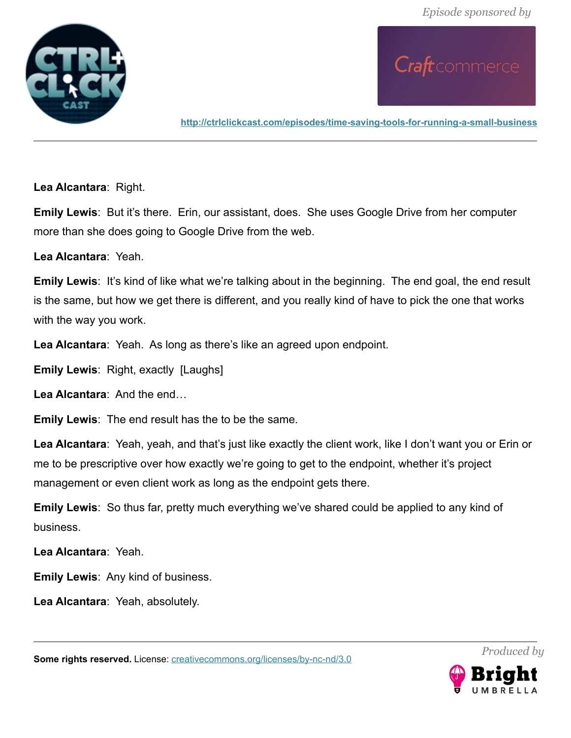**Lea Alcantara**: Right.

**Emily Lewis**: But it's there. Erin, our assistant, does. She uses Google Drive from her computer more than she does going to Google Drive from the web.

**Lea Alcantara**: Yeah.

**Emily Lewis**: It's kind of like what we're talking about in the beginning. The end goal, the end result is the same, but how we get there is different, and you really kind of have to pick the one that works with the way you work.

**Lea Alcantara**: Yeah. As long as there's like an agreed upon endpoint.

**Emily Lewis**: Right, exactly [Laughs]

**Lea Alcantara**: And the end…

**Emily Lewis**: The end result has the to be the same.

**Lea Alcantara**: Yeah, yeah, and that's just like exactly the client work, like I don't want you or Erin or me to be prescriptive over how exactly we're going to get to the endpoint, whether it's project management or even client work as long as the endpoint gets there.

**Emily Lewis**: So thus far, pretty much everything we've shared could be applied to any kind of business.

**Lea Alcantara**: Yeah.

**Emily Lewis**: Any kind of business.

**Lea Alcantara**: Yeah, absolutely.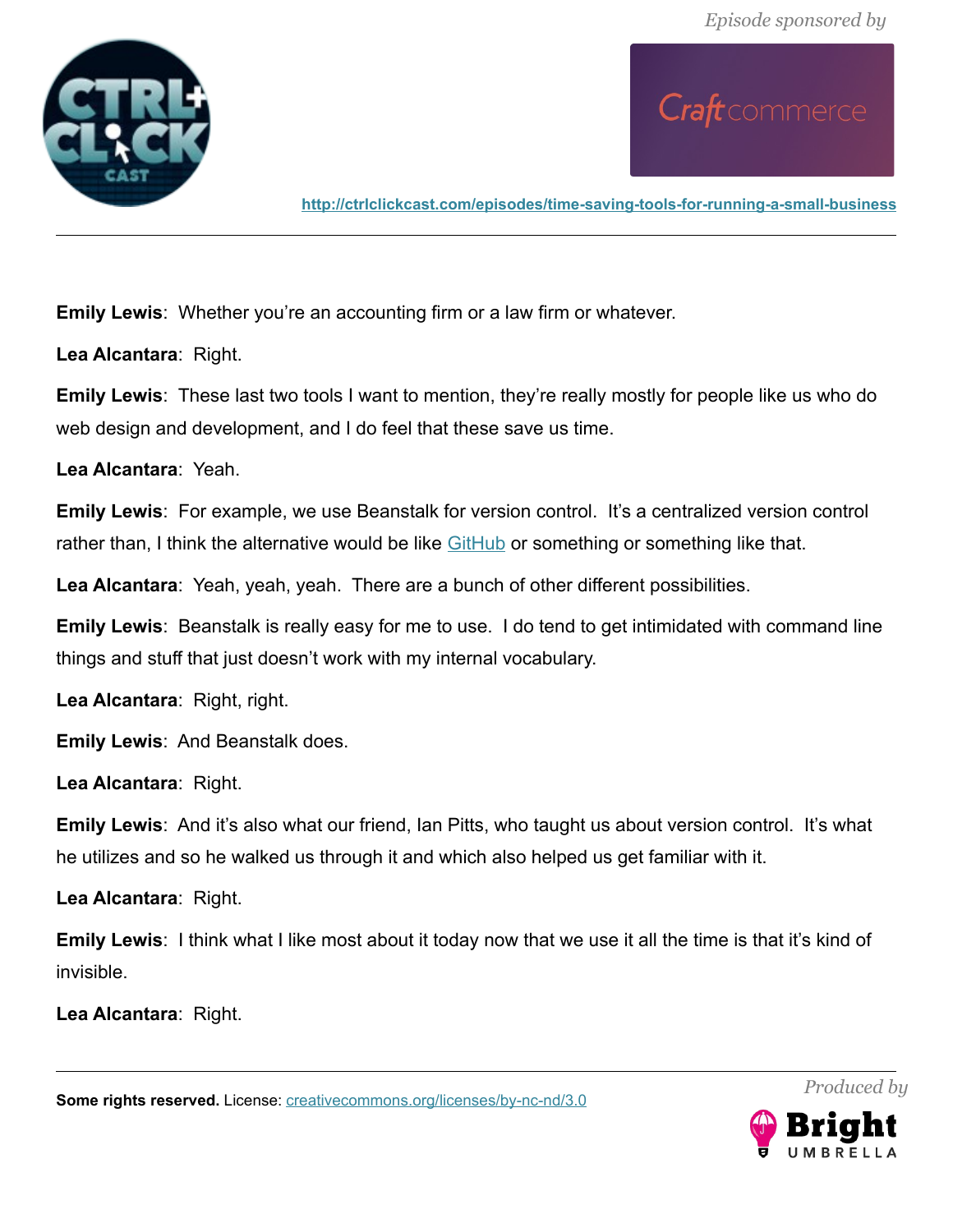**Emily Lewis**: Whether you're an accounting firm or a law firm or whatever.

**Lea Alcantara**: Right.

**Emily Lewis**: These last two tools I want to mention, they're really mostly for people like us who do web design and development, and I do feel that these save us time.

**Lea Alcantara**: Yeah.

**Emily Lewis**: For example, we use Beanstalk for version control. It's a centralized version control rather than, I think the alternative would be like GitHub or something or something like that.

**Lea Alcantara**: Yeah, yeah, yeah. There are a bunch of other different possibilities.

**Emily Lewis**: Beanstalk is really easy for me to use. I do tend to get intimidated with command line things and stuff that just doesn't work with my internal vocabulary.

**Lea Alcantara**: Right, right.

**Emily Lewis**: And Beanstalk does.

**Lea Alcantara**: Right.

**Emily Lewis**: And it's also what our friend, Ian Pitts, who taught us about version control. It's what he utilizes and so he walked us through it and which also helped us get familiar with it.

**Lea Alcantara**: Right.

**Emily Lewis**: I think what I like most about it today now that we use it all the time is that it's kind of invisible.

**Lea Alcantara**: Right.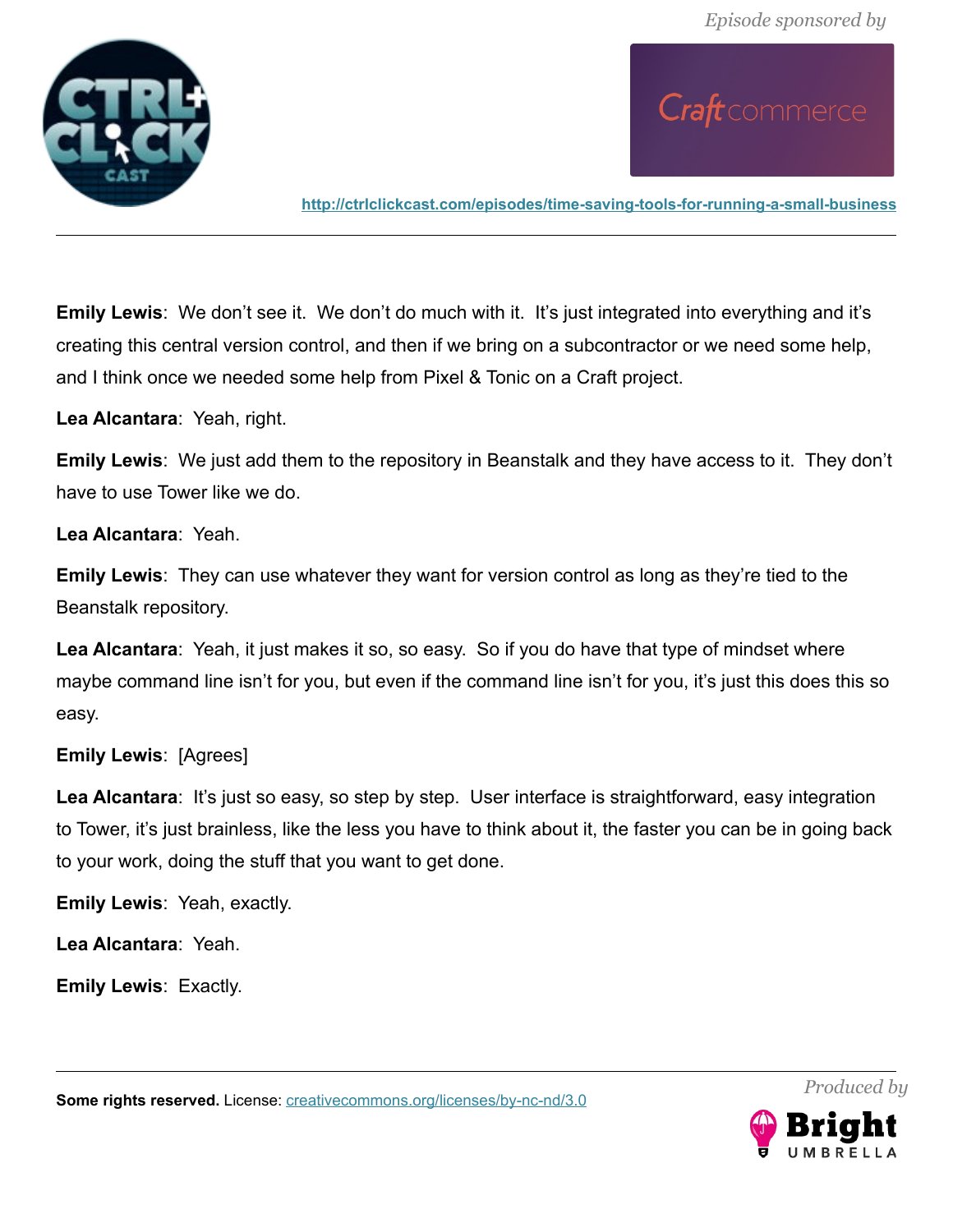**Emily Lewis**: We don't see it. We don't do much with it. It's just integrated into everything and it's creating this central version control, and then if we bring on a subcontractor or we need some help, and I think once we needed some help from Pixel & Tonic on a Craft project.

**Lea Alcantara**: Yeah, right.

**Emily Lewis**: We just add them to the repository in Beanstalk and they have access to it. They don't have to use Tower like we do.

**Lea Alcantara**: Yeah.

**Emily Lewis**: They can use whatever they want for version control as long as they're tied to the Beanstalk repository.

**Lea Alcantara**: Yeah, it just makes it so, so easy. So if you do have that type of mindset where maybe command line isn't for you, but even if the command line isn't for you, it's just this does this so easy.

**Emily Lewis**: [Agrees]

**Lea Alcantara**: It's just so easy, so step by step. User interface is straightforward, easy integration to Tower, it's just brainless, like the less you have to think about it, the faster you can be in going back to your work, doing the stuff that you want to get done.

**Emily Lewis**: Yeah, exactly.

**Lea Alcantara**: Yeah.

**Emily Lewis**: Exactly.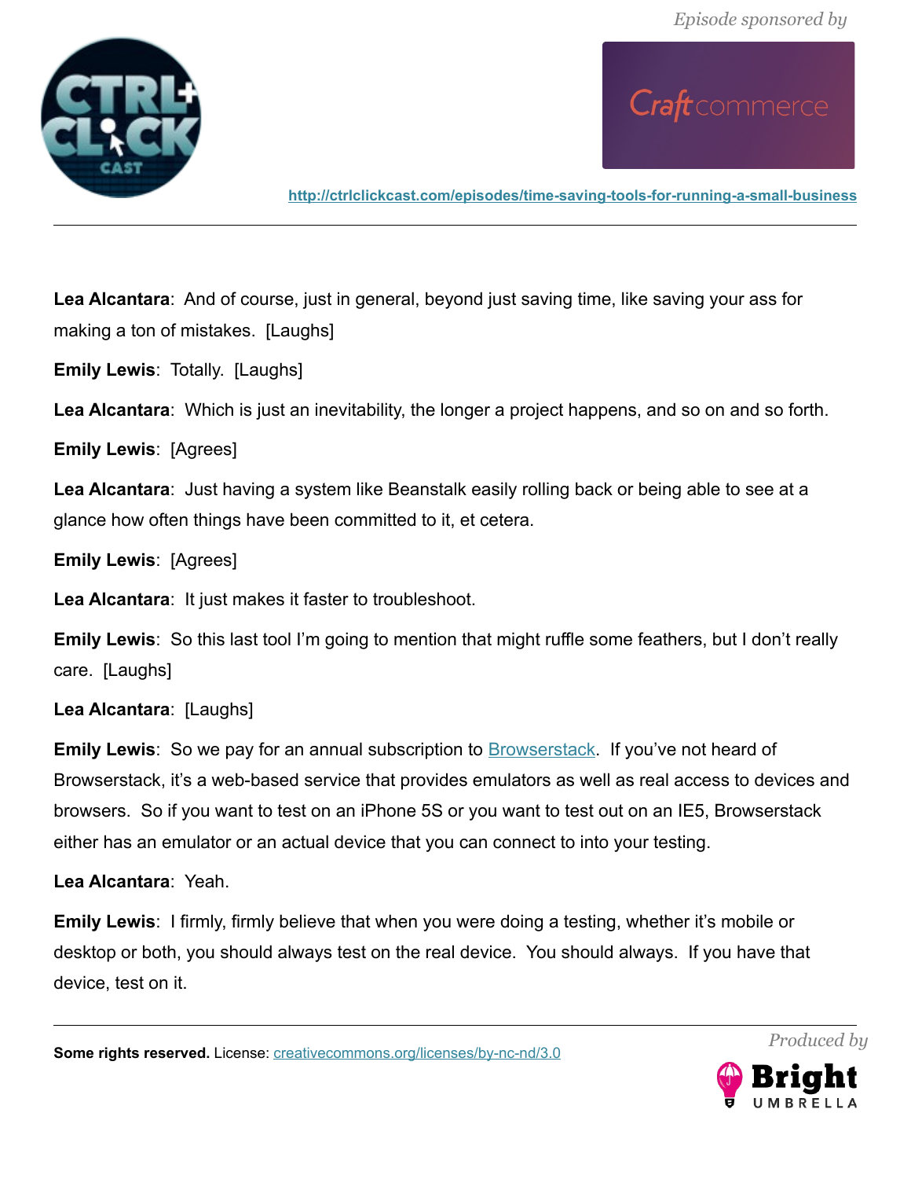**Lea Alcantara**: And of course, just in general, beyond just saving time, like saving your ass for making a ton of mistakes. [Laughs]

**Emily Lewis**: Totally. [Laughs]

**Lea Alcantara**: Which is just an inevitability, the longer a project happens, and so on and so forth.

**Emily Lewis**: [Agrees]

**Lea Alcantara**: Just having a system like Beanstalk easily rolling back or being able to see at a glance how often things have been committed to it, et cetera.

**Emily Lewis**: [Agrees]

**Lea Alcantara**: It just makes it faster to troubleshoot.

**Emily Lewis**: So this last tool I'm going to mention that might ruffle some feathers, but I don't really care. [Laughs]

**Lea Alcantara**: [Laughs]

**Emily Lewis**: So we pay for an annual subscription to Browserstack. If you've not heard of Browserstack, it's a web-based service that provides emulators as well as real access to devices and browsers. So if you want to test on an iPhone 5S or you want to test out on an IE5, Browserstack either has an emulator or an actual device that you can connect to into your testing.

**Lea Alcantara**: Yeah.

**Emily Lewis**: I firmly, firmly believe that when you were doing a testing, whether it's mobile or desktop or both, you should always test on the real device. You should always. If you have that device, test on it.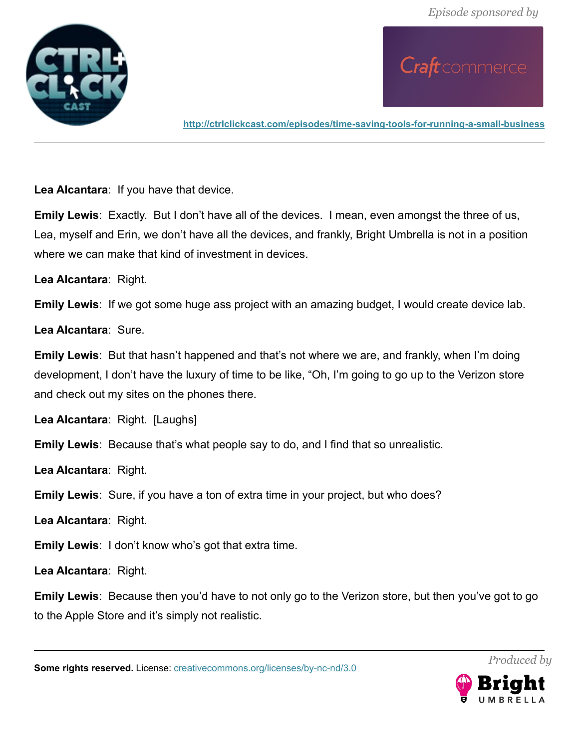**Lea Alcantara**: If you have that device.

**Emily Lewis**: Exactly. But I don't have all of the devices. I mean, even amongst the three of us, Lea, myself and Erin, we don't have all the devices, and frankly, Bright Umbrella is not in a position where we can make that kind of investment in devices.

**Lea Alcantara**: Right.

**Emily Lewis**: If we got some huge ass project with an amazing budget, I would create device lab.

**Lea Alcantara**: Sure.

**Emily Lewis**: But that hasn't happened and that's not where we are, and frankly, when I'm doing development, I don't have the luxury of time to be like, "Oh, I'm going to go up to the Verizon store and check out my sites on the phones there.

**Lea Alcantara**: Right. [Laughs]

**Emily Lewis**: Because that's what people say to do, and I find that so unrealistic.

**Lea Alcantara**: Right.

**Emily Lewis**: Sure, if you have a ton of extra time in your project, but who does?

**Lea Alcantara**: Right.

**Emily Lewis**: I don't know who's got that extra time.

**Lea Alcantara**: Right.

**Emily Lewis**: Because then you'd have to not only go to the Verizon store, but then you've got to go to the Apple Store and it's simply not realistic.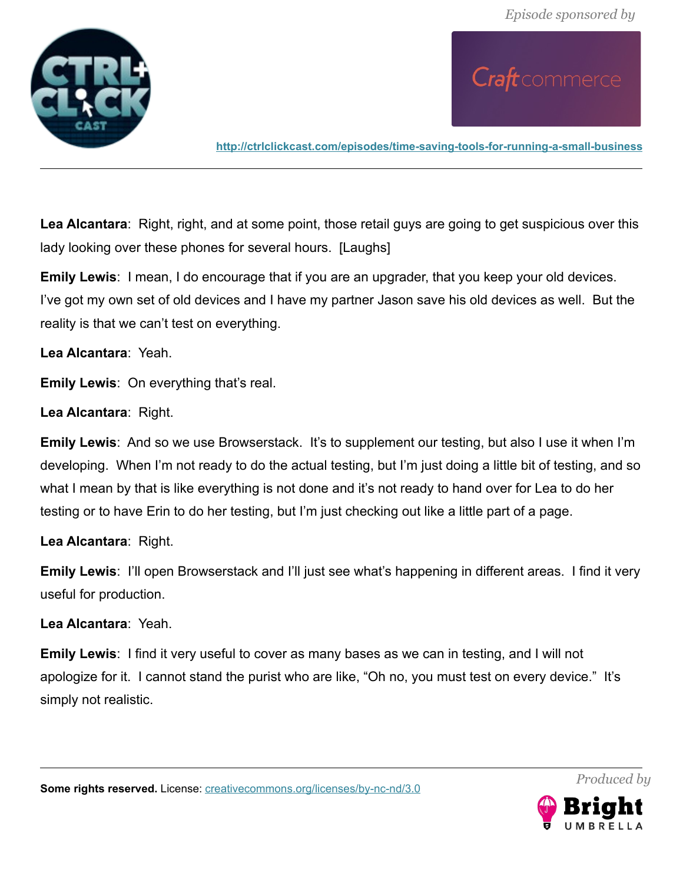**Lea Alcantara**: Right, right, and at some point, those retail guys are going to get suspicious over this lady looking over these phones for several hours. [Laughs]

**Emily Lewis**: I mean, I do encourage that if you are an upgrader, that you keep your old devices. I've got my own set of old devices and I have my partner Jason save his old devices as well. But the reality is that we can't test on everything.

**Lea Alcantara**: Yeah.

**Emily Lewis**: On everything that's real.

**Lea Alcantara**: Right.

**Emily Lewis**: And so we use Browserstack. It's to supplement our testing, but also I use it when I'm developing. When I'm not ready to do the actual testing, but I'm just doing a little bit of testing, and so what I mean by that is like everything is not done and it's not ready to hand over for Lea to do her testing or to have Erin to do her testing, but I'm just checking out like a little part of a page.

**Lea Alcantara**: Right.

**Emily Lewis**: I'll open Browserstack and I'll just see what's happening in different areas. I find it very useful for production.

**Lea Alcantara**: Yeah.

**Emily Lewis**: I find it very useful to cover as many bases as we can in testing, and I will not apologize for it. I cannot stand the purist who are like, "Oh no, you must test on every device." It's simply not realistic.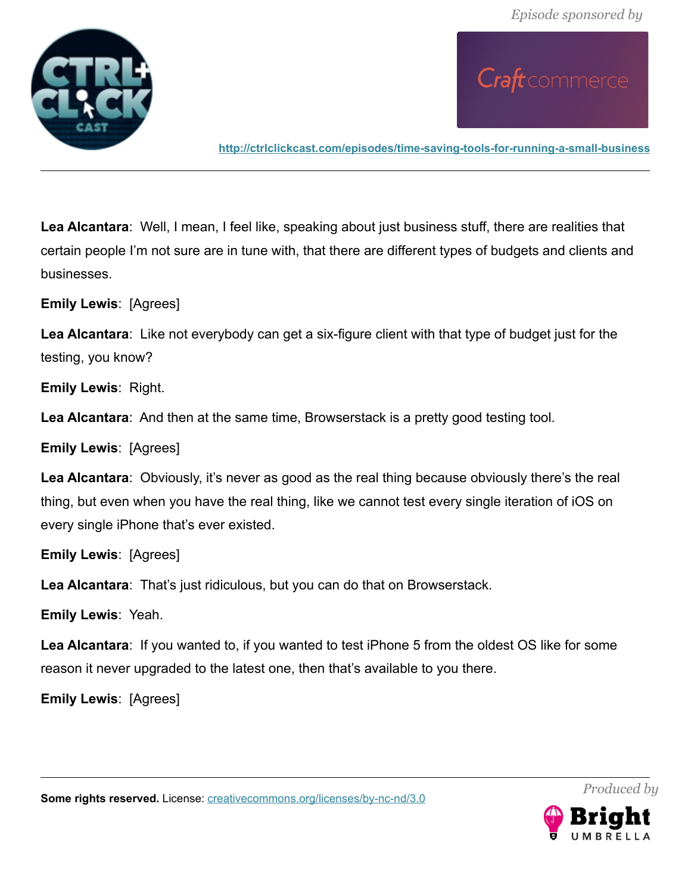**Lea Alcantara**: Well, I mean, I feel like, speaking about just business stuff, there are realities that certain people I'm not sure are in tune with, that there are different types of budgets and clients and businesses.

**Emily Lewis**: [Agrees]

**Lea Alcantara**: Like not everybody can get a six-figure client with that type of budget just for the testing, you know?

**Emily Lewis**: Right.

**Lea Alcantara**: And then at the same time, Browserstack is a pretty good testing tool.

**Emily Lewis**: [Agrees]

**Lea Alcantara**: Obviously, it's never as good as the real thing because obviously there's the real thing, but even when you have the real thing, like we cannot test every single iteration of iOS on every single iPhone that's ever existed.

**Emily Lewis**: [Agrees]

**Lea Alcantara**: That's just ridiculous, but you can do that on Browserstack.

**Emily Lewis**: Yeah.

**Lea Alcantara**: If you wanted to, if you wanted to test iPhone 5 from the oldest OS like for some reason it never upgraded to the latest one, then that's available to you there.

**Emily Lewis**: [Agrees]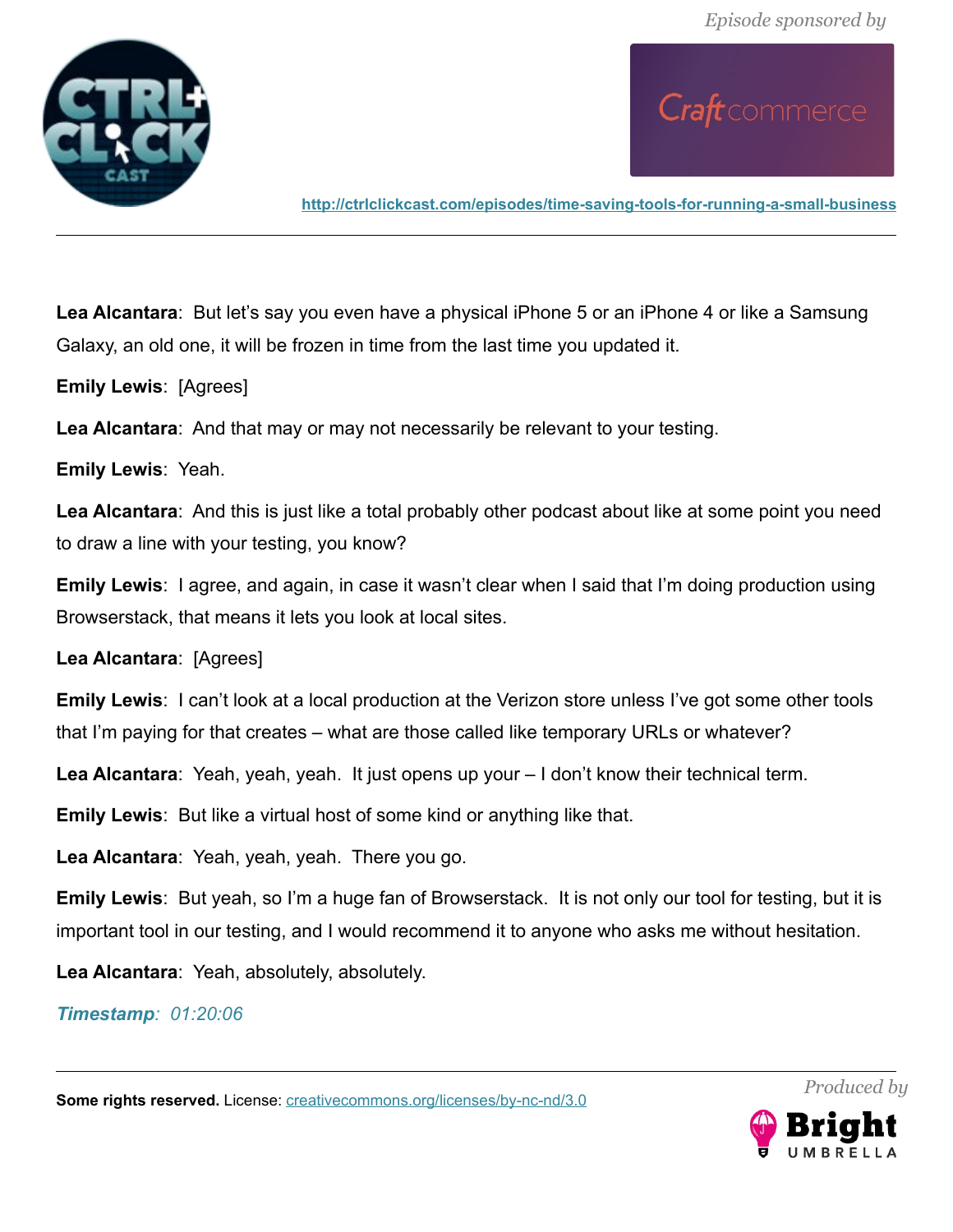**Lea Alcantara**: But let's say you even have a physical iPhone 5 or an iPhone 4 or like a Samsung Galaxy, an old one, it will be frozen in time from the last time you updated it.

**Emily Lewis**: [Agrees]

**Lea Alcantara**: And that may or may not necessarily be relevant to your testing.

**Emily Lewis**: Yeah.

**Lea Alcantara**: And this is just like a total probably other podcast about like at some point you need to draw a line with your testing, you know?

**Emily Lewis**: I agree, and again, in case it wasn't clear when I said that I'm doing production using Browserstack, that means it lets you look at local sites.

**Lea Alcantara**: [Agrees]

**Emily Lewis**: I can't look at a local production at the Verizon store unless I've got some other tools that I'm paying for that creates – what are those called like temporary URLs or whatever?

**Lea Alcantara**: Yeah, yeah, yeah. It just opens up your – I don't know their technical term.

**Emily Lewis**: But like a virtual host of some kind or anything like that.

**Lea Alcantara**: Yeah, yeah, yeah. There you go.

**Emily Lewis**: But yeah, so I'm a huge fan of Browserstack. It is not only our tool for testing, but it is important tool in our testing, and I would recommend it to anyone who asks me without hesitation.

**Lea Alcantara**: Yeah, absolutely, absolutely.

***Timestamp**: 01:20:06*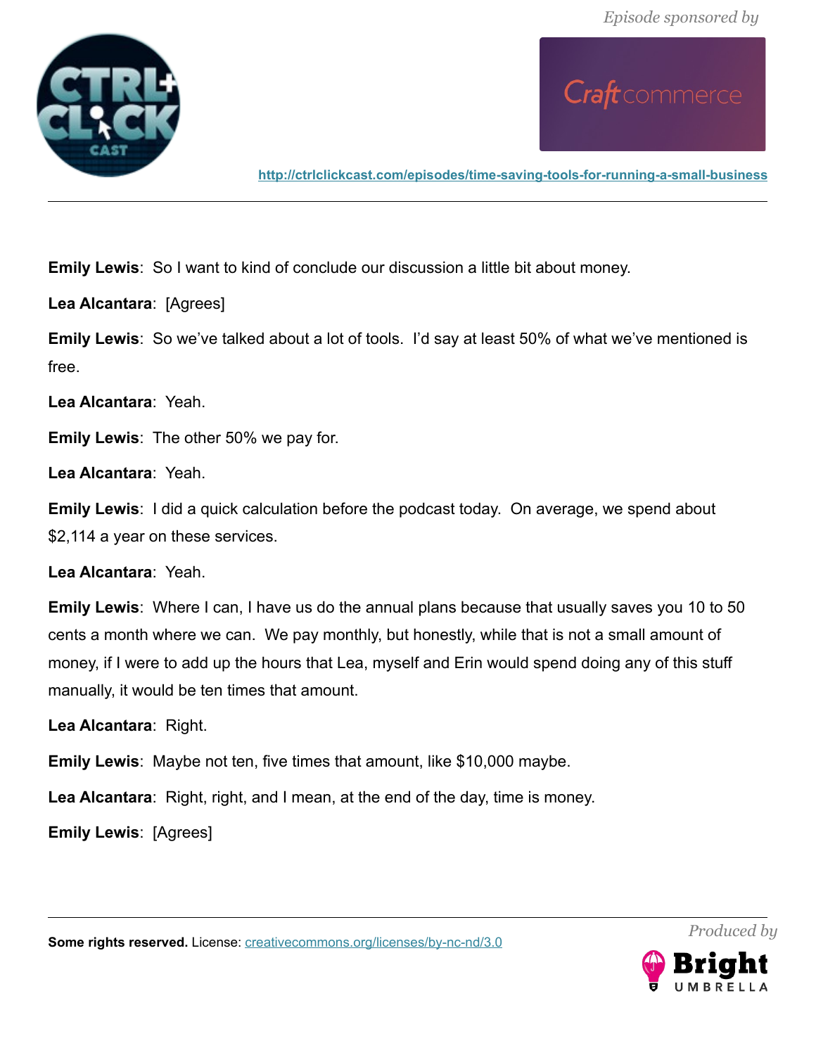**Emily Lewis**: So I want to kind of conclude our discussion a little bit about money.

**Lea Alcantara**: [Agrees]

**Emily Lewis**: So we've talked about a lot of tools. I'd say at least 50% of what we've mentioned is free.

**Lea Alcantara**: Yeah.

**Emily Lewis**: The other 50% we pay for.

**Lea Alcantara**: Yeah.

**Emily Lewis**: I did a quick calculation before the podcast today. On average, we spend about $2,114 a year on these services.

**Lea Alcantara**: Yeah.

**Emily Lewis**: Where I can, I have us do the annual plans because that usually saves you 10 to 50 cents a month where we can. We pay monthly, but honestly, while that is not a small amount of money, if I were to add up the hours that Lea, myself and Erin would spend doing any of this stuff manually, it would be ten times that amount.

**Lea Alcantara**: Right.

**Emily Lewis**: Maybe not ten, five times that amount, like $10,000 maybe.

**Lea Alcantara**: Right, right, and I mean, at the end of the day, time is money.

**Emily Lewis**: [Agrees]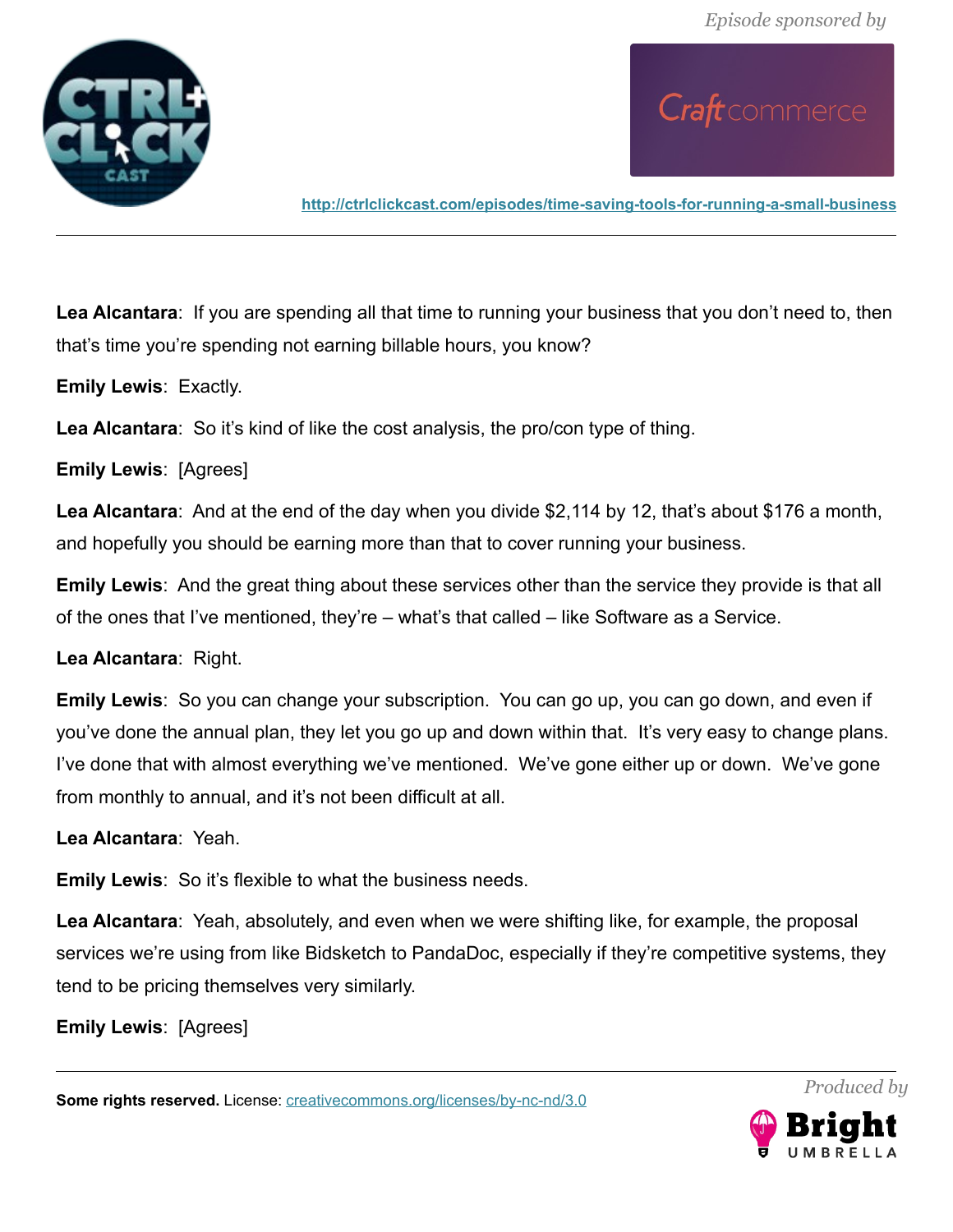**Lea Alcantara**: If you are spending all that time to running your business that you don't need to, then that's time you're spending not earning billable hours, you know?

**Emily Lewis**: Exactly.

**Lea Alcantara**: So it's kind of like the cost analysis, the pro/con type of thing.

**Emily Lewis**: [Agrees]

**Lea Alcantara**: And at the end of the day when you divide $2,114 by 12, that's about $176 a month, and hopefully you should be earning more than that to cover running your business.

**Emily Lewis**: And the great thing about these services other than the service they provide is that all of the ones that I've mentioned, they're – what's that called – like Software as a Service.

**Lea Alcantara**: Right.

**Emily Lewis**: So you can change your subscription. You can go up, you can go down, and even if you've done the annual plan, they let you go up and down within that. It's very easy to change plans. I've done that with almost everything we've mentioned. We've gone either up or down. We've gone from monthly to annual, and it's not been difficult at all.

**Lea Alcantara**: Yeah.

**Emily Lewis**: So it's flexible to what the business needs.

**Lea Alcantara**: Yeah, absolutely, and even when we were shifting like, for example, the proposal services we're using from like Bidsketch to PandaDoc, especially if they're competitive systems, they tend to be pricing themselves very similarly.

**Emily Lewis**: [Agrees]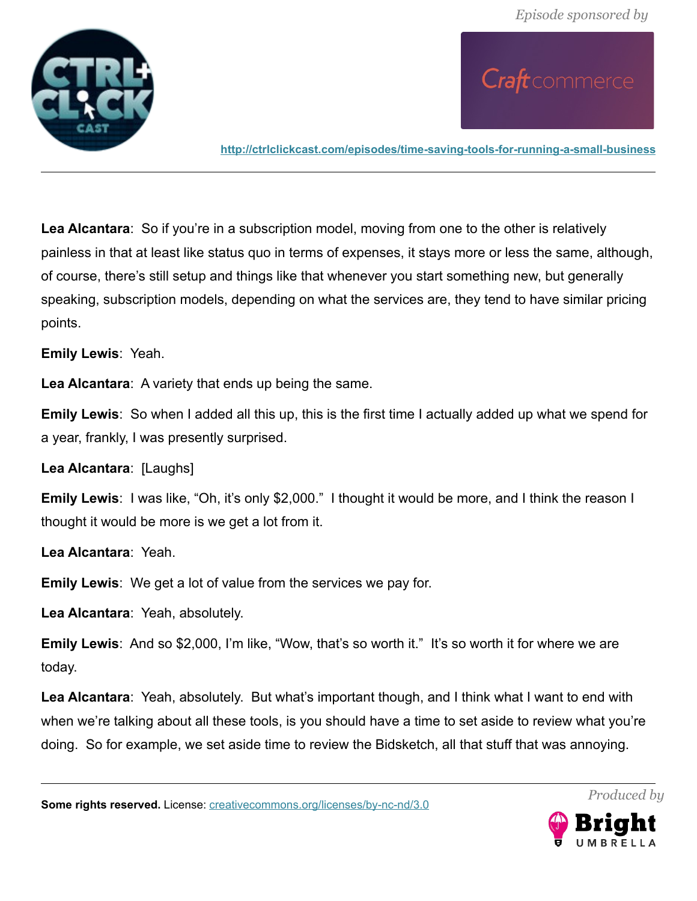**Lea Alcantara**: So if you're in a subscription model, moving from one to the other is relatively painless in that at least like status quo in terms of expenses, it stays more or less the same, although, of course, there's still setup and things like that whenever you start something new, but generally speaking, subscription models, depending on what the services are, they tend to have similar pricing points.

**Emily Lewis**: Yeah.

**Lea Alcantara**: A variety that ends up being the same.

**Emily Lewis**: So when I added all this up, this is the first time I actually added up what we spend for a year, frankly, I was presently surprised.

**Lea Alcantara**: [Laughs]

**Emily Lewis**: I was like, "Oh, it's only $2,000." I thought it would be more, and I think the reason I thought it would be more is we get a lot from it.

**Lea Alcantara**: Yeah.

**Emily Lewis**: We get a lot of value from the services we pay for.

**Lea Alcantara**: Yeah, absolutely.

**Emily Lewis**: And so $2,000, I'm like, "Wow, that's so worth it." It's so worth it for where we are today.

**Lea Alcantara**: Yeah, absolutely. But what's important though, and I think what I want to end with when we're talking about all these tools, is you should have a time to set aside to review what you're doing. So for example, we set aside time to review the Bidsketch, all that stuff that was annoying.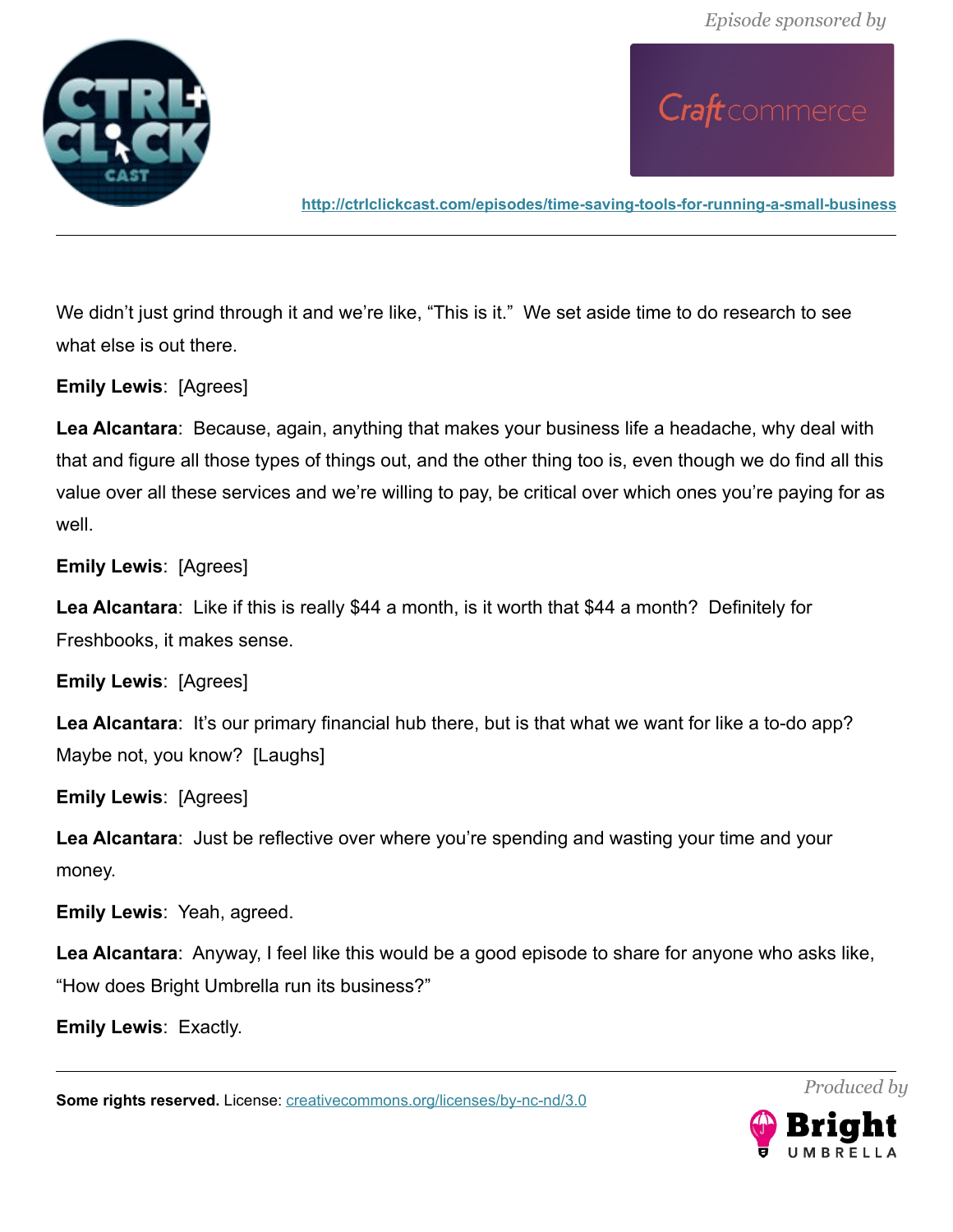We didn't just grind through it and we're like, "This is it." We set aside time to do research to see what else is out there.

**Emily Lewis**: [Agrees]

**Lea Alcantara**: Because, again, anything that makes your business life a headache, why deal with that and figure all those types of things out, and the other thing too is, even though we do find all this value over all these services and we're willing to pay, be critical over which ones you're paying for as well.

**Emily Lewis**: [Agrees]

**Lea Alcantara**: Like if this is really $44 a month, is it worth that $44 a month? Definitely for Freshbooks, it makes sense.

**Emily Lewis**: [Agrees]

**Lea Alcantara**: It's our primary financial hub there, but is that what we want for like a to-do app? Maybe not, you know? [Laughs]

**Emily Lewis**: [Agrees]

**Lea Alcantara**: Just be reflective over where you're spending and wasting your time and your money.

**Emily Lewis**: Yeah, agreed.

**Lea Alcantara**: Anyway, I feel like this would be a good episode to share for anyone who asks like, "How does Bright Umbrella run its business?"

**Emily Lewis**: Exactly.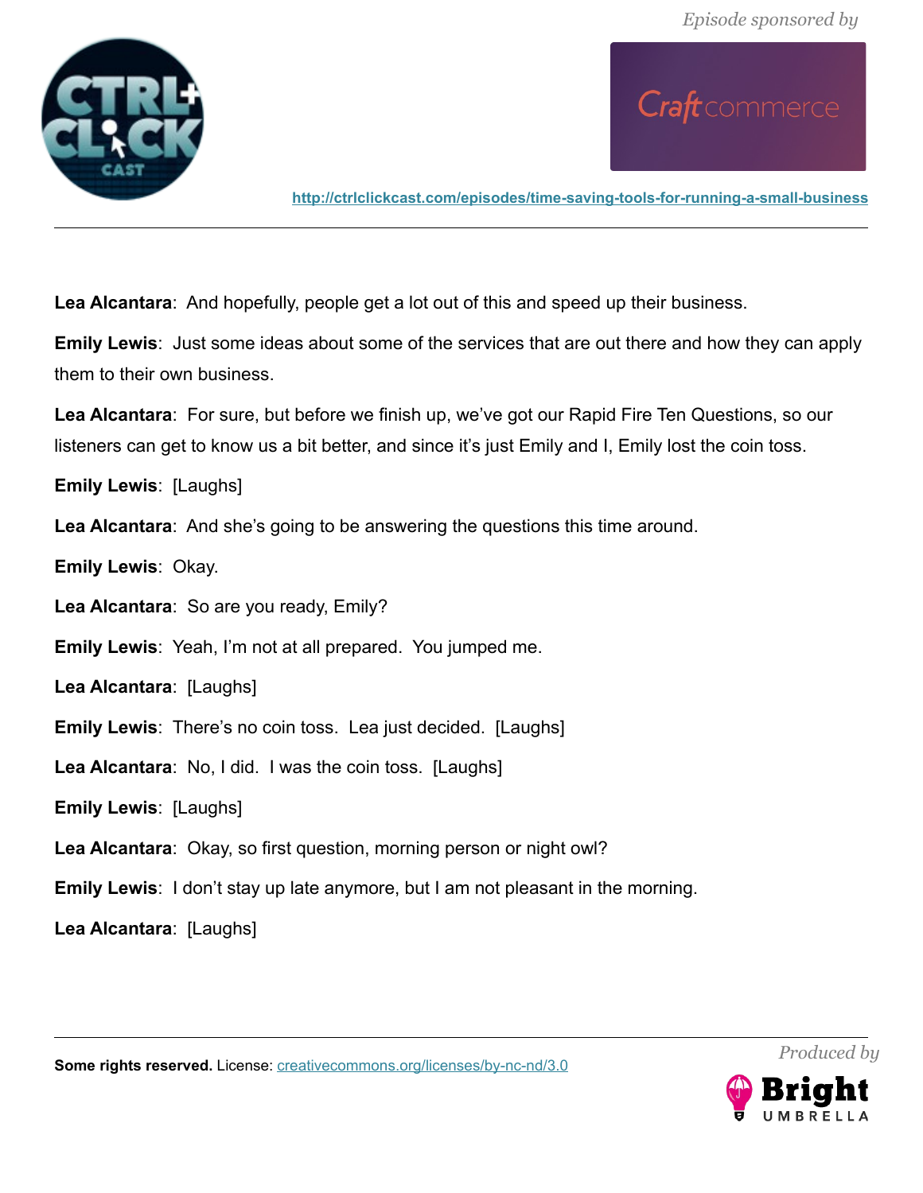**Lea Alcantara**: And hopefully, people get a lot out of this and speed up their business.

**Emily Lewis**: Just some ideas about some of the services that are out there and how they can apply them to their own business.

**Lea Alcantara**: For sure, but before we finish up, we've got our Rapid Fire Ten Questions, so our listeners can get to know us a bit better, and since it's just Emily and I, Emily lost the coin toss.

**Emily Lewis**: [Laughs]

**Lea Alcantara**: And she's going to be answering the questions this time around.

**Emily Lewis**: Okay.

**Lea Alcantara**: So are you ready, Emily?

**Emily Lewis**: Yeah, I'm not at all prepared. You jumped me.

**Lea Alcantara**: [Laughs]

**Emily Lewis**: There's no coin toss. Lea just decided. [Laughs]

**Lea Alcantara**: No, I did. I was the coin toss. [Laughs]

**Emily Lewis**: [Laughs]

**Lea Alcantara**: Okay, so first question, morning person or night owl?

**Emily Lewis**: I don't stay up late anymore, but I am not pleasant in the morning.

**Lea Alcantara**: [Laughs]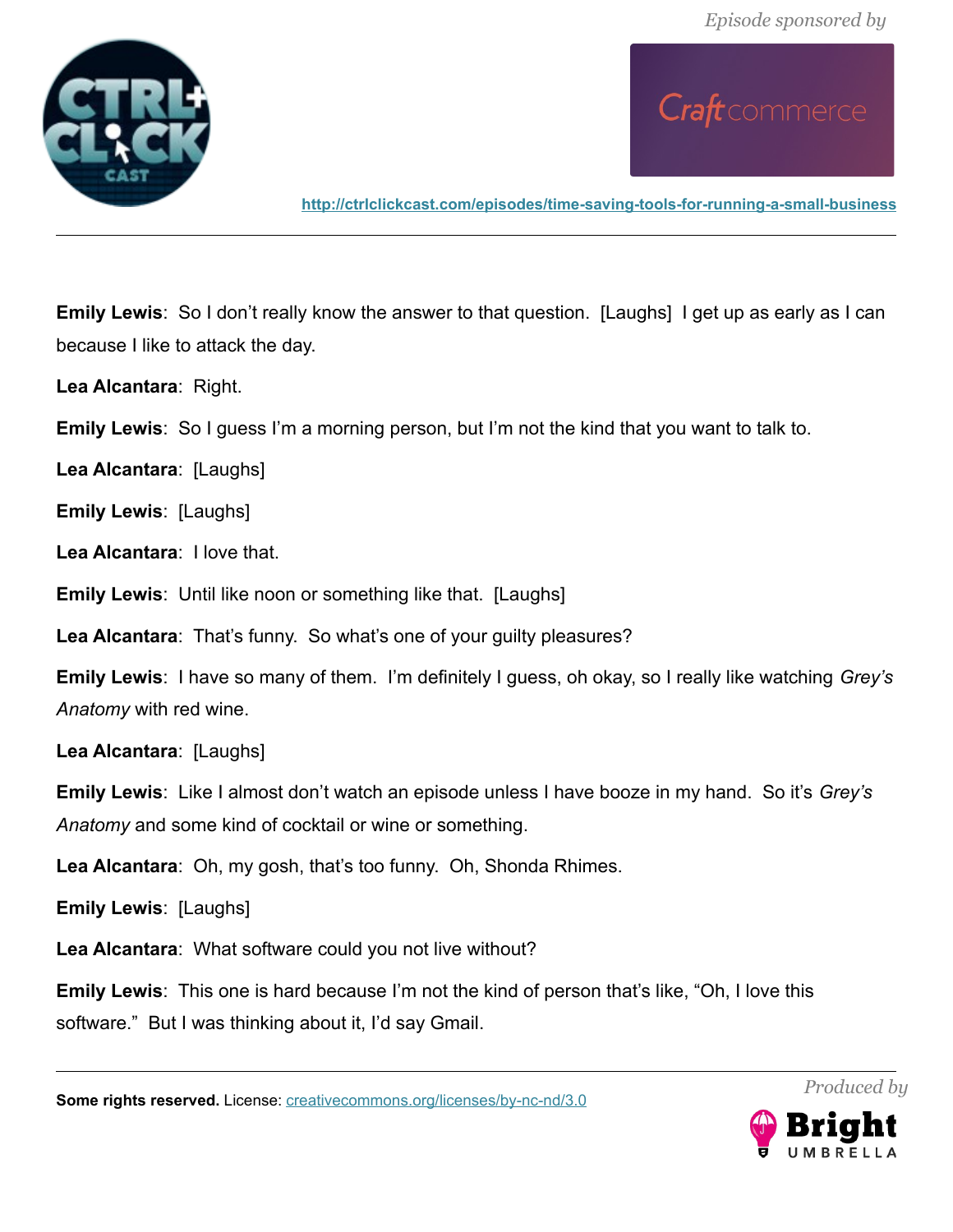**Emily Lewis**: So I don't really know the answer to that question. [Laughs] I get up as early as I can because I like to attack the day.

**Lea Alcantara**: Right.

**Emily Lewis**: So I guess I'm a morning person, but I'm not the kind that you want to talk to.

**Lea Alcantara**: [Laughs]

**Emily Lewis**: [Laughs]

**Lea Alcantara**: I love that.

**Emily Lewis**: Until like noon or something like that. [Laughs]

**Lea Alcantara**: That's funny. So what's one of your guilty pleasures?

**Emily Lewis**: I have so many of them. I'm definitely I guess, oh okay, so I really like watching *Grey's Anatomy* with red wine.

**Lea Alcantara**: [Laughs]

**Emily Lewis**: Like I almost don't watch an episode unless I have booze in my hand. So it's *Grey's Anatomy* and some kind of cocktail or wine or something.

**Lea Alcantara**: Oh, my gosh, that's too funny. Oh, Shonda Rhimes.

**Emily Lewis**: [Laughs]

**Lea Alcantara**: What software could you not live without?

**Emily Lewis**: This one is hard because I'm not the kind of person that's like, "Oh, I love this software." But I was thinking about it, I'd say Gmail.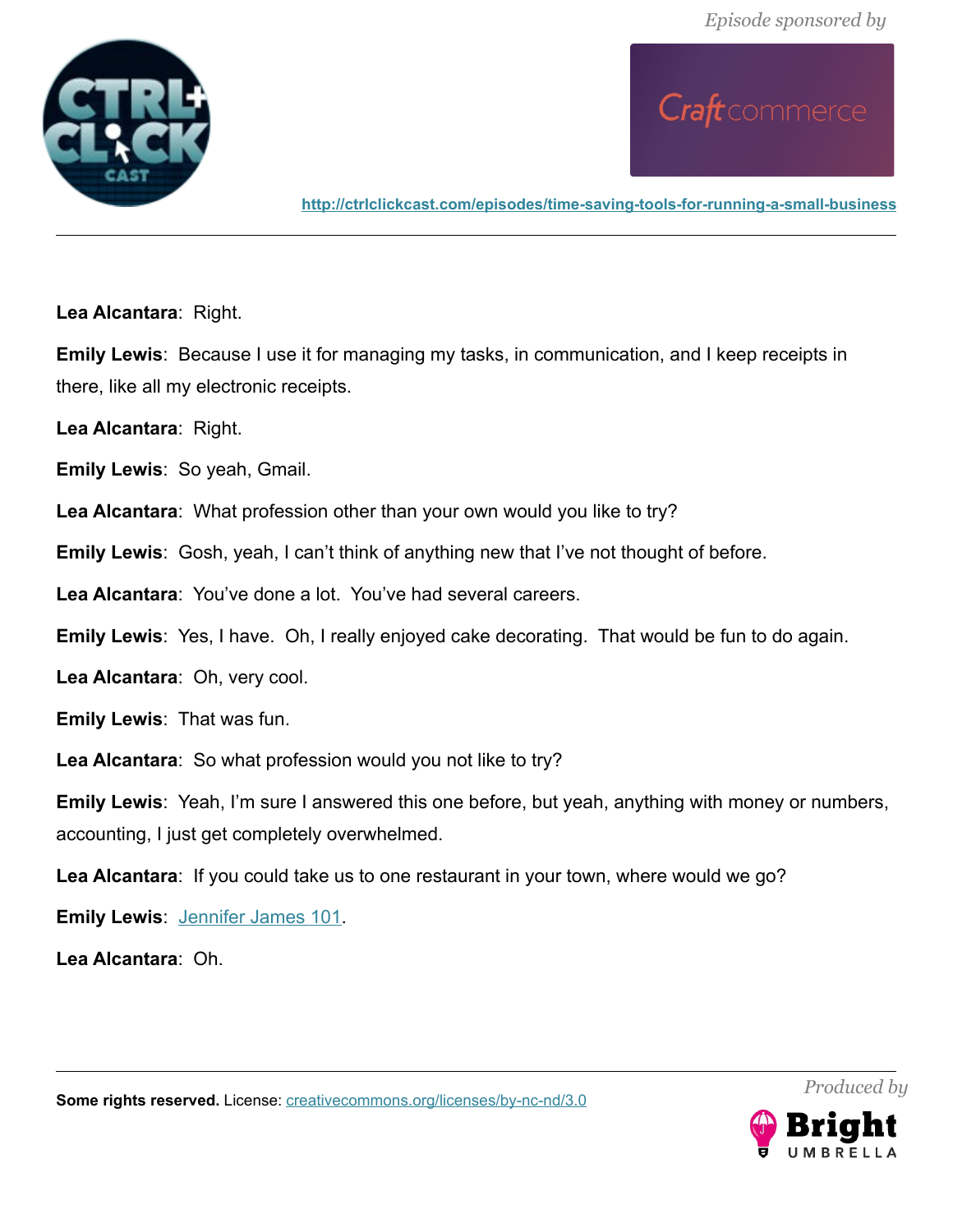**Lea Alcantara**: Right.

**Emily Lewis**: Because I use it for managing my tasks, in communication, and I keep receipts in there, like all my electronic receipts.

**Lea Alcantara**: Right.

**Emily Lewis**: So yeah, Gmail.

**Lea Alcantara**: What profession other than your own would you like to try?

**Emily Lewis**: Gosh, yeah, I can't think of anything new that I've not thought of before.

**Lea Alcantara**: You've done a lot. You've had several careers.

**Emily Lewis**: Yes, I have. Oh, I really enjoyed cake decorating. That would be fun to do again.

**Lea Alcantara**: Oh, very cool.

**Emily Lewis**: That was fun.

**Lea Alcantara**: So what profession would you not like to try?

**Emily Lewis**: Yeah, I'm sure I answered this one before, but yeah, anything with money or numbers, accounting, I just get completely overwhelmed.

**Lea Alcantara**: If you could take us to one restaurant in your town, where would we go?

**Emily Lewis**: Jennifer James 101.

**Lea Alcantara**: Oh.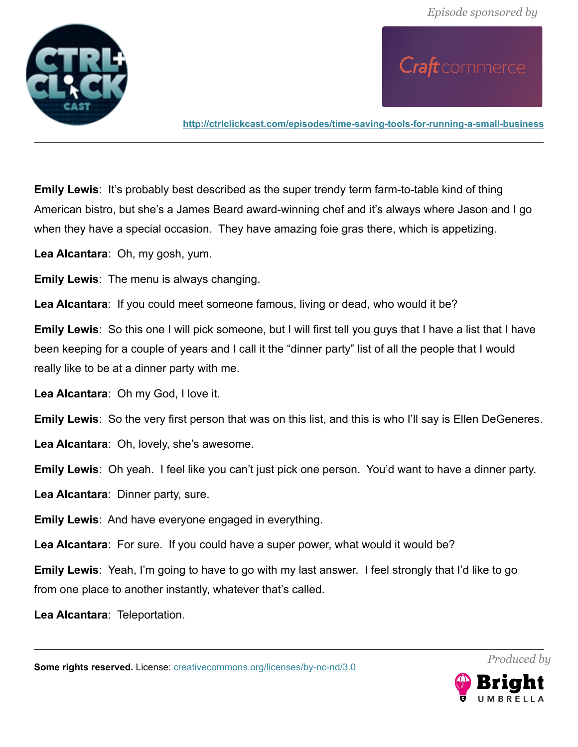**Emily Lewis**: It's probably best described as the super trendy term farm-to-table kind of thing American bistro, but she's a James Beard award-winning chef and it's always where Jason and I go when they have a special occasion. They have amazing foie gras there, which is appetizing.

**Lea Alcantara**: Oh, my gosh, yum.

**Emily Lewis**: The menu is always changing.

**Lea Alcantara**: If you could meet someone famous, living or dead, who would it be?

**Emily Lewis**: So this one I will pick someone, but I will first tell you guys that I have a list that I have been keeping for a couple of years and I call it the "dinner party" list of all the people that I would really like to be at a dinner party with me.

**Lea Alcantara**: Oh my God, I love it.

**Emily Lewis**: So the very first person that was on this list, and this is who I'll say is Ellen DeGeneres.

**Lea Alcantara**: Oh, lovely, she's awesome.

**Emily Lewis**: Oh yeah. I feel like you can't just pick one person. You'd want to have a dinner party.

**Lea Alcantara**: Dinner party, sure.

**Emily Lewis**: And have everyone engaged in everything.

**Lea Alcantara**: For sure. If you could have a super power, what would it would be?

**Emily Lewis**: Yeah, I'm going to have to go with my last answer. I feel strongly that I'd like to go from one place to another instantly, whatever that's called.

**Lea Alcantara**: Teleportation.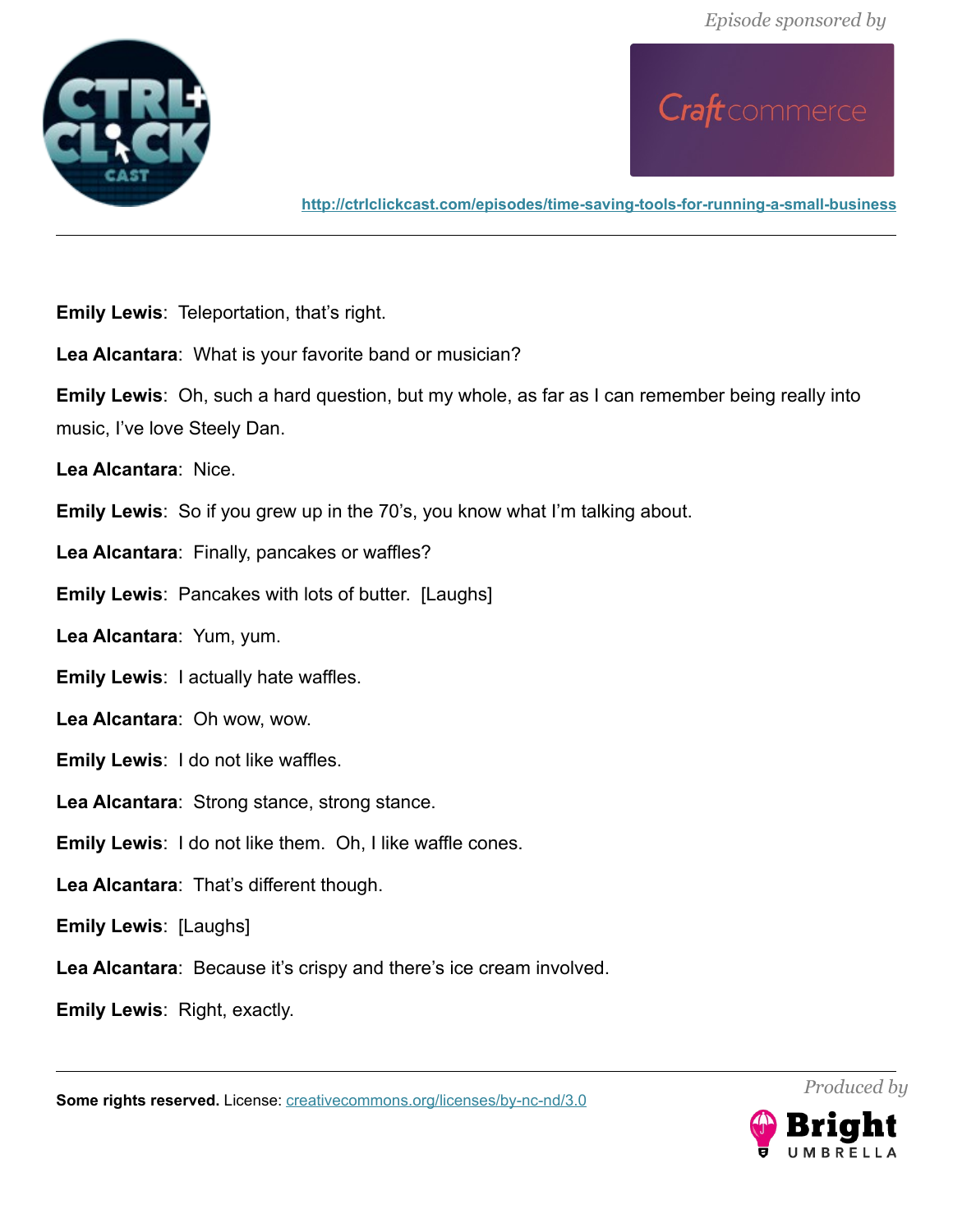**Emily Lewis**: Teleportation, that's right.

**Lea Alcantara**: What is your favorite band or musician?

**Emily Lewis**: Oh, such a hard question, but my whole, as far as I can remember being really into music, I've love Steely Dan.

**Lea Alcantara**: Nice.

**Emily Lewis**: So if you grew up in the 70's, you know what I'm talking about.

**Lea Alcantara**: Finally, pancakes or waffles?

**Emily Lewis**: Pancakes with lots of butter. [Laughs]

**Lea Alcantara**: Yum, yum.

**Emily Lewis**: I actually hate waffles.

**Lea Alcantara**: Oh wow, wow.

**Emily Lewis**: I do not like waffles.

**Lea Alcantara**: Strong stance, strong stance.

**Emily Lewis**: I do not like them. Oh, I like waffle cones.

**Lea Alcantara**: That's different though.

**Emily Lewis**: [Laughs]

**Lea Alcantara**: Because it's crispy and there's ice cream involved.

**Emily Lewis**: Right, exactly.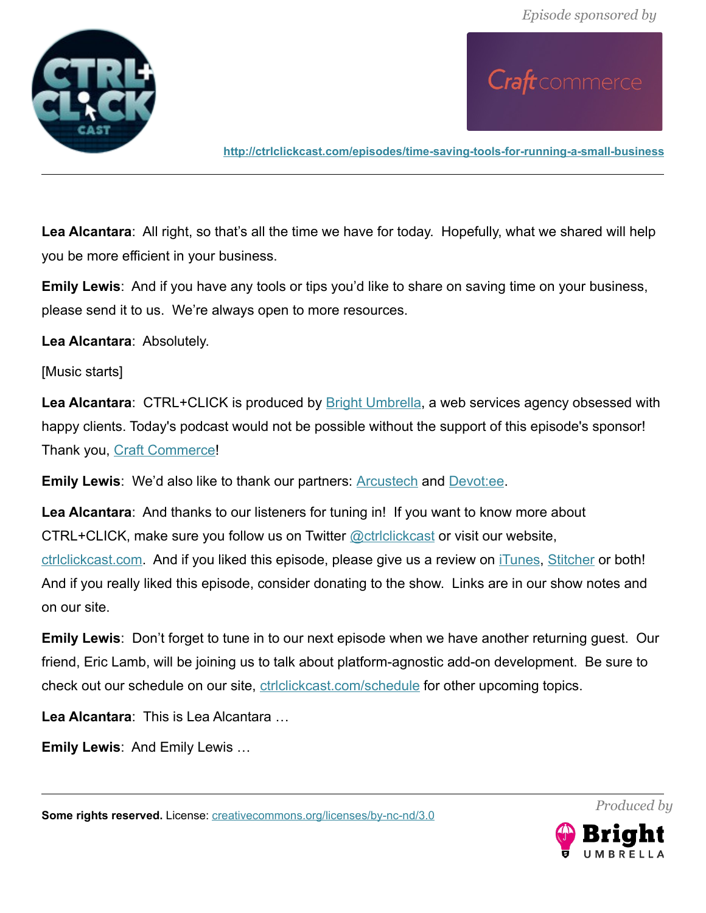**Lea Alcantara**: All right, so that's all the time we have for today. Hopefully, what we shared will help you be more efficient in your business.

**Emily Lewis**: And if you have any tools or tips you'd like to share on saving time on your business, please send it to us. We're always open to more resources.

**Lea Alcantara**: Absolutely.

[Music starts]

**Lea Alcantara**: CTRL+CLICK is produced by Bright Umbrella, a web services agency obsessed with happy clients. Today's podcast would not be possible without the support of this episode's sponsor! Thank you, Craft Commerce!

**Emily Lewis**: We'd also like to thank our partners: Arcustech and Devot:ee.

**Lea Alcantara**: And thanks to our listeners for tuning in! If you want to know more about CTRL+CLICK, make sure you follow us on Twitter @ctrlclickcast or visit our website, ctrlclickcast.com. And if you liked this episode, please give us a review on iTunes, Stitcher or both! And if you really liked this episode, consider donating to the show. Links are in our show notes and on our site.

**Emily Lewis**: Don't forget to tune in to our next episode when we have another returning guest. Our friend, Eric Lamb, will be joining us to talk about platform-agnostic add-on development. Be sure to check out our schedule on our site, ctrlclickcast.com/schedule for other upcoming topics.

**Lea Alcantara**: This is Lea Alcantara …

**Emily Lewis**: And Emily Lewis …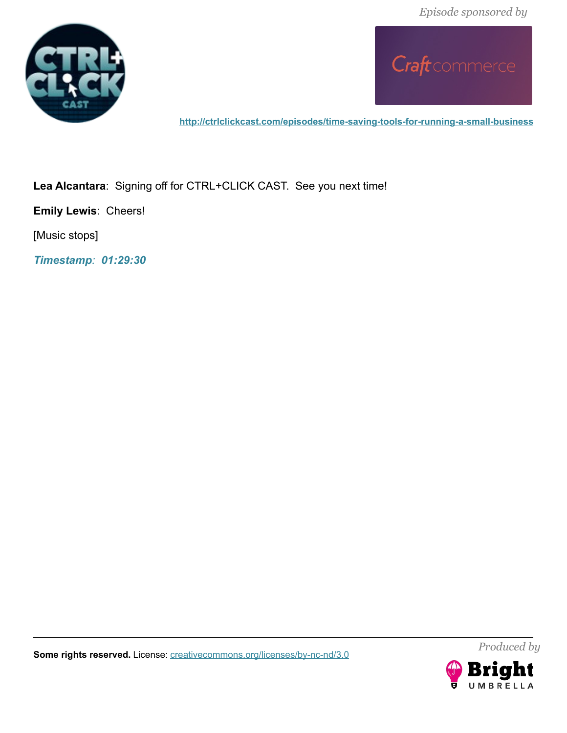**Lea Alcantara**: Signing off for CTRL+CLICK CAST. See you next time!

**Emily Lewis**: Cheers!

[Music stops]

***Timestamp**: 01:29:30*